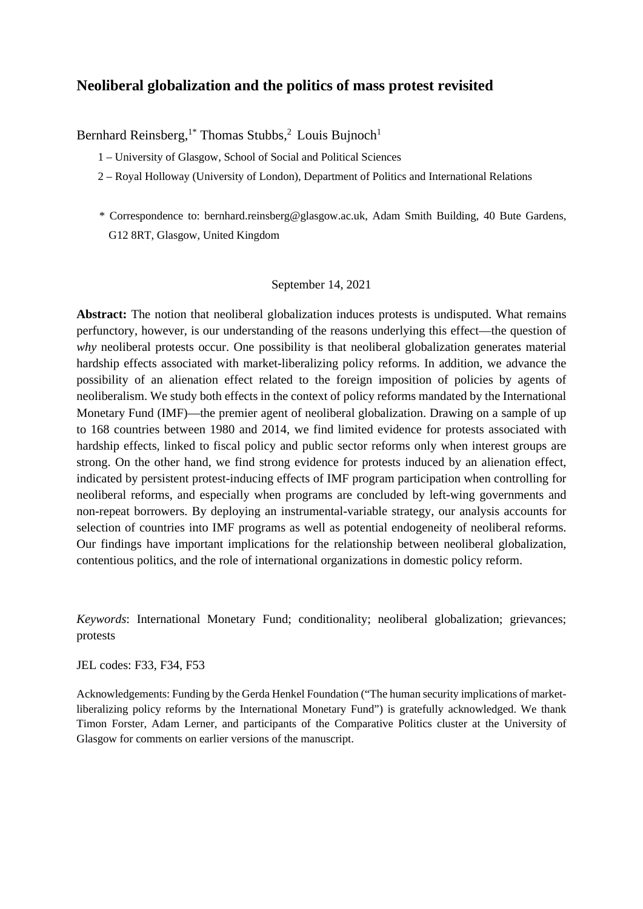# Neoliberal globalization and the politics of mass protest revisited

Bernhard Reinsberg,[1*] Thomas Stubbs,[2] Louis Bujnoch[1]

1 – University of Glasgow, School of Social and Political Sciences

2 – Royal Holloway (University of London), Department of Politics and International Relations

\* Correspondence to: bernhard.reinsberg@glasgow.ac.uk, Adam Smith Building, 40 Bute Gardens, G12 8RT, Glasgow, United Kingdom

September 14, 2021

**Abstract:** The notion that neoliberal globalization induces protests is undisputed. What remains perfunctory, however, is our understanding of the reasons underlying this effect—the question of *why* neoliberal protests occur. One possibility is that neoliberal globalization generates material hardship effects associated with market-liberalizing policy reforms. In addition, we advance the possibility of an alienation effect related to the foreign imposition of policies by agents of neoliberalism. We study both effects in the context of policy reforms mandated by the International Monetary Fund (IMF)—the premier agent of neoliberal globalization. Drawing on a sample of up to 168 countries between 1980 and 2014, we find limited evidence for protests associated with hardship effects, linked to fiscal policy and public sector reforms only when interest groups are strong. On the other hand, we find strong evidence for protests induced by an alienation effect, indicated by persistent protest-inducing effects of IMF program participation when controlling for neoliberal reforms, and especially when programs are concluded by left-wing governments and non-repeat borrowers. By deploying an instrumental-variable strategy, our analysis accounts for selection of countries into IMF programs as well as potential endogeneity of neoliberal reforms. Our findings have important implications for the relationship between neoliberal globalization, contentious politics, and the role of international organizations in domestic policy reform.

*Keywords*: International Monetary Fund; conditionality; neoliberal globalization; grievances; protests

JEL codes: F33, F34, F53

Acknowledgements: Funding by the Gerda Henkel Foundation ("The human security implications of market-liberalizing policy reforms by the International Monetary Fund") is gratefully acknowledged. We thank Timon Forster, Adam Lerner, and participants of the Comparative Politics cluster at the University of Glasgow for comments on earlier versions of the manuscript.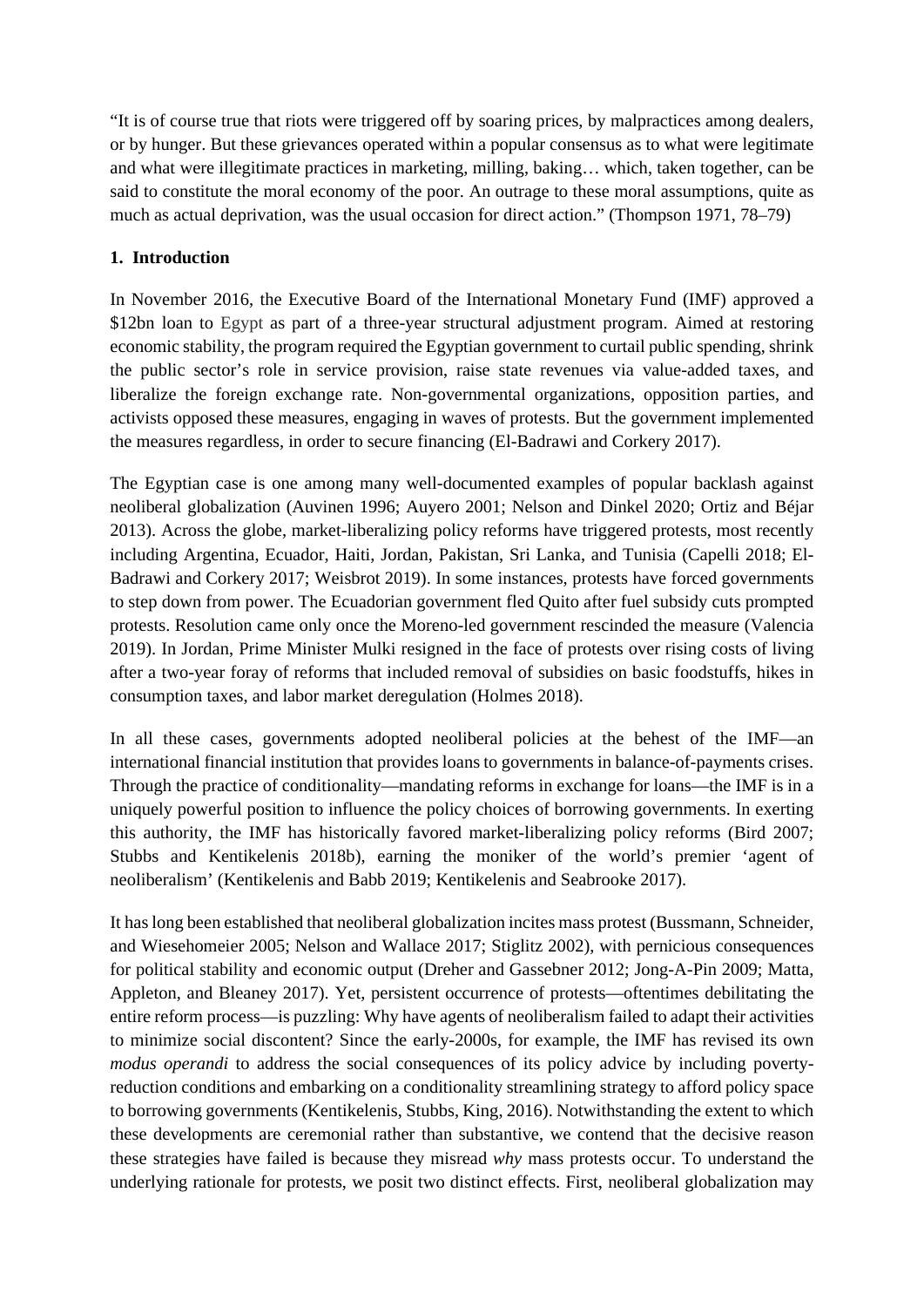"It is of course true that riots were triggered off by soaring prices, by malpractices among dealers, or by hunger. But these grievances operated within a popular consensus as to what were legitimate and what were illegitimate practices in marketing, milling, baking… which, taken together, can be said to constitute the moral economy of the poor. An outrage to these moral assumptions, quite as much as actual deprivation, was the usual occasion for direct action." (Thompson 1971, 78–79)

## 1. Introduction

In November 2016, the Executive Board of the International Monetary Fund (IMF) approved a $12bn loan to Egypt as part of a three-year structural adjustment program. Aimed at restoring economic stability, the program required the Egyptian government to curtail public spending, shrink the public sector's role in service provision, raise state revenues via value-added taxes, and liberalize the foreign exchange rate. Non-governmental organizations, opposition parties, and activists opposed these measures, engaging in waves of protests. But the government implemented the measures regardless, in order to secure financing (El-Badrawi and Corkery 2017).

The Egyptian case is one among many well-documented examples of popular backlash against neoliberal globalization (Auvinen 1996; Auyero 2001; Nelson and Dinkel 2020; Ortiz and Béjar 2013). Across the globe, market-liberalizing policy reforms have triggered protests, most recently including Argentina, Ecuador, Haiti, Jordan, Pakistan, Sri Lanka, and Tunisia (Capelli 2018; El-Badrawi and Corkery 2017; Weisbrot 2019). In some instances, protests have forced governments to step down from power. The Ecuadorian government fled Quito after fuel subsidy cuts prompted protests. Resolution came only once the Moreno-led government rescinded the measure (Valencia 2019). In Jordan, Prime Minister Mulki resigned in the face of protests over rising costs of living after a two-year foray of reforms that included removal of subsidies on basic foodstuffs, hikes in consumption taxes, and labor market deregulation (Holmes 2018).

In all these cases, governments adopted neoliberal policies at the behest of the IMF—an international financial institution that provides loans to governments in balance-of-payments crises. Through the practice of conditionality—mandating reforms in exchange for loans—the IMF is in a uniquely powerful position to influence the policy choices of borrowing governments. In exerting this authority, the IMF has historically favored market-liberalizing policy reforms (Bird 2007; Stubbs and Kentikelenis 2018b), earning the moniker of the world's premier 'agent of neoliberalism' (Kentikelenis and Babb 2019; Kentikelenis and Seabrooke 2017).

It has long been established that neoliberal globalization incites mass protest (Bussmann, Schneider, and Wiesehomeier 2005; Nelson and Wallace 2017; Stiglitz 2002), with pernicious consequences for political stability and economic output (Dreher and Gassebner 2012; Jong-A-Pin 2009; Matta, Appleton, and Bleaney 2017). Yet, persistent occurrence of protests—oftentimes debilitating the entire reform process—is puzzling: Why have agents of neoliberalism failed to adapt their activities to minimize social discontent? Since the early-2000s, for example, the IMF has revised its own *modus operandi* to address the social consequences of its policy advice by including poverty-reduction conditions and embarking on a conditionality streamlining strategy to afford policy space to borrowing governments (Kentikelenis, Stubbs, King, 2016). Notwithstanding the extent to which these developments are ceremonial rather than substantive, we contend that the decisive reason these strategies have failed is because they misread *why* mass protests occur. To understand the underlying rationale for protests, we posit two distinct effects. First, neoliberal globalization may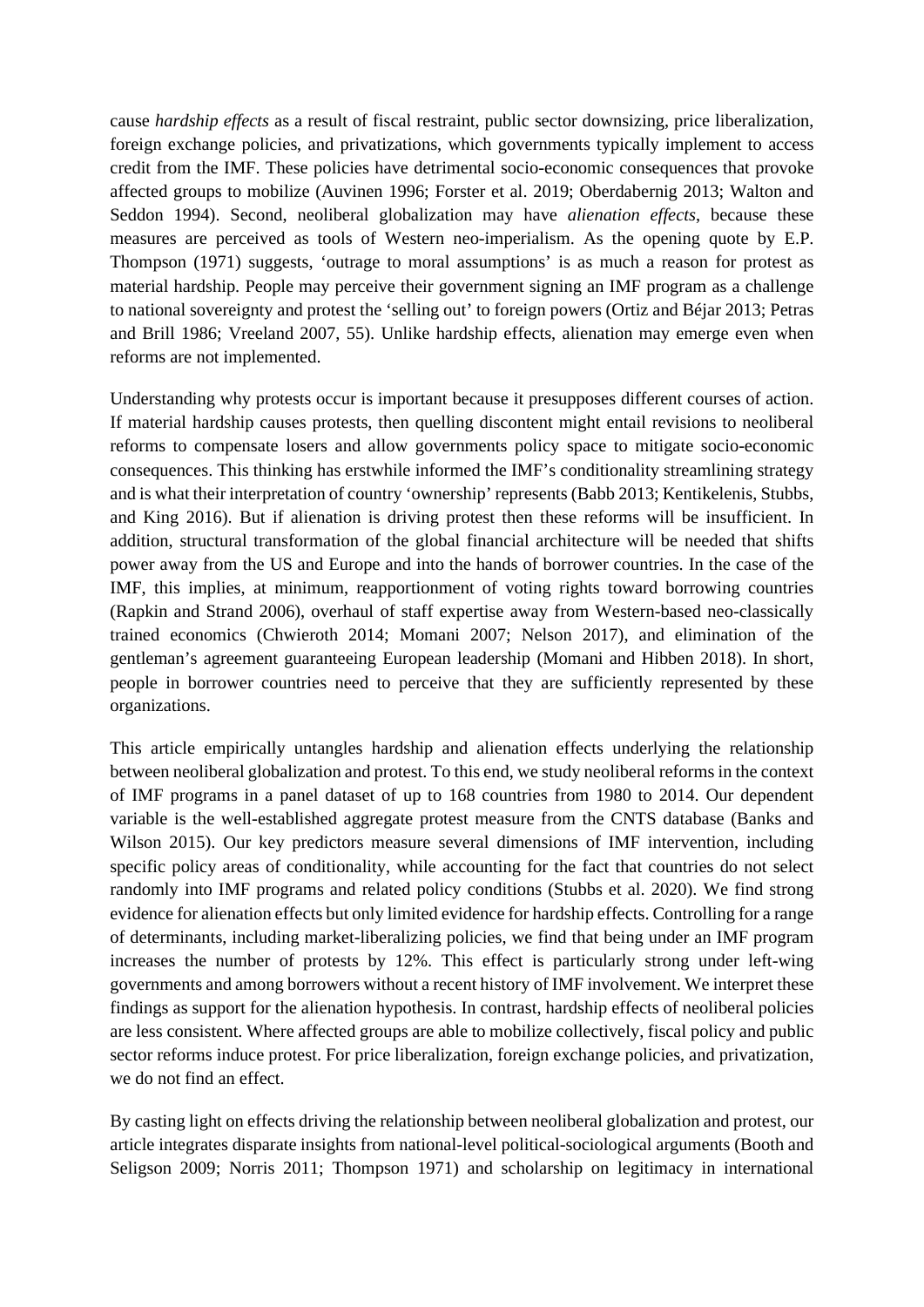cause *hardship effects* as a result of fiscal restraint, public sector downsizing, price liberalization, foreign exchange policies, and privatizations, which governments typically implement to access credit from the IMF. These policies have detrimental socio-economic consequences that provoke affected groups to mobilize (Auvinen 1996; Forster et al. 2019; Oberdabernig 2013; Walton and Seddon 1994). Second, neoliberal globalization may have *alienation effects*, because these measures are perceived as tools of Western neo-imperialism. As the opening quote by E.P. Thompson (1971) suggests, 'outrage to moral assumptions' is as much a reason for protest as material hardship. People may perceive their government signing an IMF program as a challenge to national sovereignty and protest the 'selling out' to foreign powers (Ortiz and Béjar 2013; Petras and Brill 1986; Vreeland 2007, 55). Unlike hardship effects, alienation may emerge even when reforms are not implemented.

Understanding why protests occur is important because it presupposes different courses of action. If material hardship causes protests, then quelling discontent might entail revisions to neoliberal reforms to compensate losers and allow governments policy space to mitigate socio-economic consequences. This thinking has erstwhile informed the IMF's conditionality streamlining strategy and is what their interpretation of country 'ownership' represents (Babb 2013; Kentikelenis, Stubbs, and King 2016). But if alienation is driving protest then these reforms will be insufficient. In addition, structural transformation of the global financial architecture will be needed that shifts power away from the US and Europe and into the hands of borrower countries. In the case of the IMF, this implies, at minimum, reapportionment of voting rights toward borrowing countries (Rapkin and Strand 2006), overhaul of staff expertise away from Western-based neo-classically trained economics (Chwieroth 2014; Momani 2007; Nelson 2017), and elimination of the gentleman's agreement guaranteeing European leadership (Momani and Hibben 2018). In short, people in borrower countries need to perceive that they are sufficiently represented by these organizations.

This article empirically untangles hardship and alienation effects underlying the relationship between neoliberal globalization and protest. To this end, we study neoliberal reforms in the context of IMF programs in a panel dataset of up to 168 countries from 1980 to 2014. Our dependent variable is the well-established aggregate protest measure from the CNTS database (Banks and Wilson 2015). Our key predictors measure several dimensions of IMF intervention, including specific policy areas of conditionality, while accounting for the fact that countries do not select randomly into IMF programs and related policy conditions (Stubbs et al. 2020). We find strong evidence for alienation effects but only limited evidence for hardship effects. Controlling for a range of determinants, including market-liberalizing policies, we find that being under an IMF program increases the number of protests by 12%. This effect is particularly strong under left-wing governments and among borrowers without a recent history of IMF involvement. We interpret these findings as support for the alienation hypothesis. In contrast, hardship effects of neoliberal policies are less consistent. Where affected groups are able to mobilize collectively, fiscal policy and public sector reforms induce protest. For price liberalization, foreign exchange policies, and privatization, we do not find an effect.

By casting light on effects driving the relationship between neoliberal globalization and protest, our article integrates disparate insights from national-level political-sociological arguments (Booth and Seligson 2009; Norris 2011; Thompson 1971) and scholarship on legitimacy in international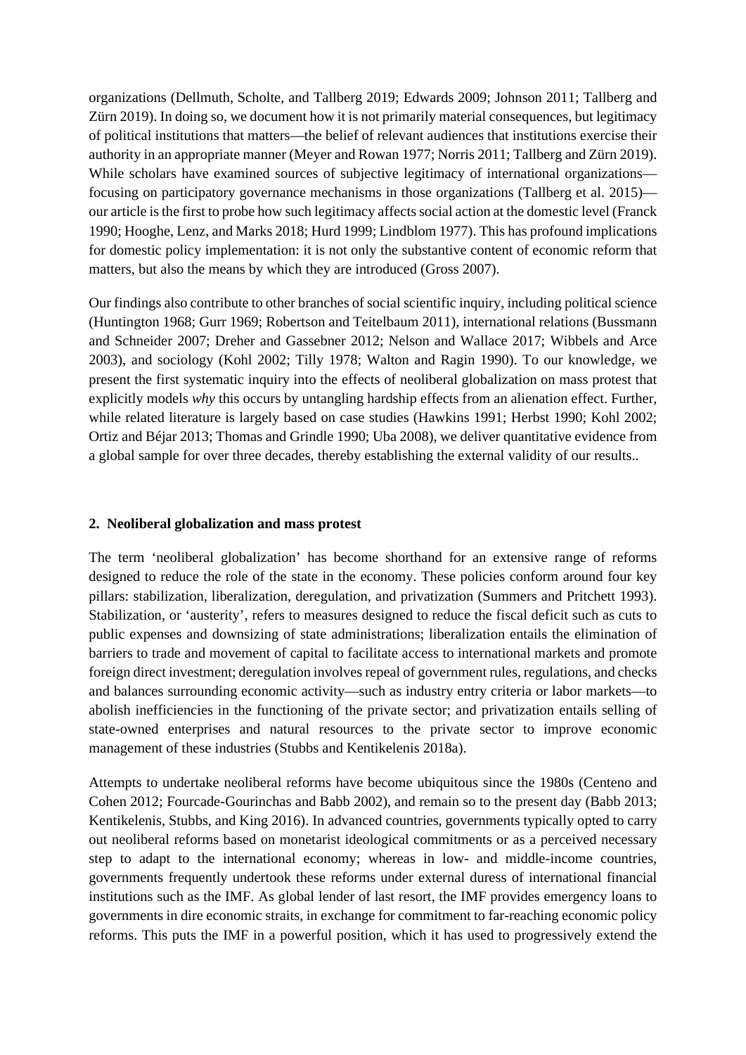organizations (Dellmuth, Scholte, and Tallberg 2019; Edwards 2009; Johnson 2011; Tallberg and Zürn 2019). In doing so, we document how it is not primarily material consequences, but legitimacy of political institutions that matters—the belief of relevant audiences that institutions exercise their authority in an appropriate manner (Meyer and Rowan 1977; Norris 2011; Tallberg and Zürn 2019). While scholars have examined sources of subjective legitimacy of international organizations—focusing on participatory governance mechanisms in those organizations (Tallberg et al. 2015)—our article is the first to probe how such legitimacy affects social action at the domestic level (Franck 1990; Hooghe, Lenz, and Marks 2018; Hurd 1999; Lindblom 1977). This has profound implications for domestic policy implementation: it is not only the substantive content of economic reform that matters, but also the means by which they are introduced (Gross 2007).

Our findings also contribute to other branches of social scientific inquiry, including political science (Huntington 1968; Gurr 1969; Robertson and Teitelbaum 2011), international relations (Bussmann and Schneider 2007; Dreher and Gassebner 2012; Nelson and Wallace 2017; Wibbels and Arce 2003), and sociology (Kohl 2002; Tilly 1978; Walton and Ragin 1990). To our knowledge, we present the first systematic inquiry into the effects of neoliberal globalization on mass protest that explicitly models *why* this occurs by untangling hardship effects from an alienation effect. Further, while related literature is largely based on case studies (Hawkins 1991; Herbst 1990; Kohl 2002; Ortiz and Béjar 2013; Thomas and Grindle 1990; Uba 2008), we deliver quantitative evidence from a global sample for over three decades, thereby establishing the external validity of our results..

## 2. Neoliberal globalization and mass protest

The term 'neoliberal globalization' has become shorthand for an extensive range of reforms designed to reduce the role of the state in the economy. These policies conform around four key pillars: stabilization, liberalization, deregulation, and privatization (Summers and Pritchett 1993). Stabilization, or 'austerity', refers to measures designed to reduce the fiscal deficit such as cuts to public expenses and downsizing of state administrations; liberalization entails the elimination of barriers to trade and movement of capital to facilitate access to international markets and promote foreign direct investment; deregulation involves repeal of government rules, regulations, and checks and balances surrounding economic activity—such as industry entry criteria or labor markets—to abolish inefficiencies in the functioning of the private sector; and privatization entails selling of state-owned enterprises and natural resources to the private sector to improve economic management of these industries (Stubbs and Kentikelenis 2018a).

Attempts to undertake neoliberal reforms have become ubiquitous since the 1980s (Centeno and Cohen 2012; Fourcade-Gourinchas and Babb 2002), and remain so to the present day (Babb 2013; Kentikelenis, Stubbs, and King 2016). In advanced countries, governments typically opted to carry out neoliberal reforms based on monetarist ideological commitments or as a perceived necessary step to adapt to the international economy; whereas in low- and middle-income countries, governments frequently undertook these reforms under external duress of international financial institutions such as the IMF. As global lender of last resort, the IMF provides emergency loans to governments in dire economic straits, in exchange for commitment to far-reaching economic policy reforms. This puts the IMF in a powerful position, which it has used to progressively extend the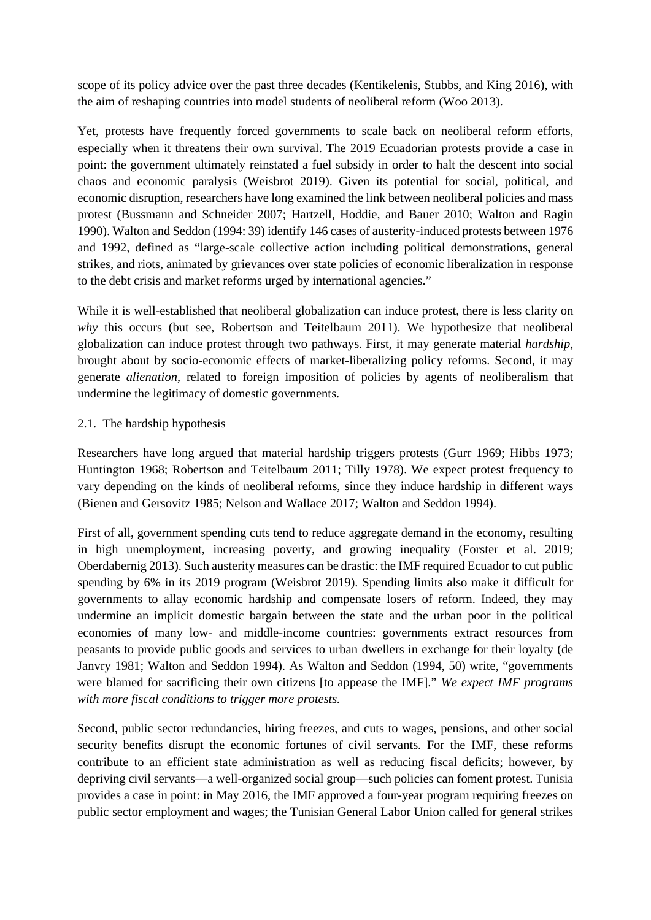scope of its policy advice over the past three decades (Kentikelenis, Stubbs, and King 2016), with the aim of reshaping countries into model students of neoliberal reform (Woo 2013).

Yet, protests have frequently forced governments to scale back on neoliberal reform efforts, especially when it threatens their own survival. The 2019 Ecuadorian protests provide a case in point: the government ultimately reinstated a fuel subsidy in order to halt the descent into social chaos and economic paralysis (Weisbrot 2019). Given its potential for social, political, and economic disruption, researchers have long examined the link between neoliberal policies and mass protest (Bussmann and Schneider 2007; Hartzell, Hoddie, and Bauer 2010; Walton and Ragin 1990). Walton and Seddon (1994: 39) identify 146 cases of austerity-induced protests between 1976 and 1992, defined as "large-scale collective action including political demonstrations, general strikes, and riots, animated by grievances over state policies of economic liberalization in response to the debt crisis and market reforms urged by international agencies."

While it is well-established that neoliberal globalization can induce protest, there is less clarity on *why* this occurs (but see, Robertson and Teitelbaum 2011). We hypothesize that neoliberal globalization can induce protest through two pathways. First, it may generate material *hardship*, brought about by socio-economic effects of market-liberalizing policy reforms. Second, it may generate *alienation*, related to foreign imposition of policies by agents of neoliberalism that undermine the legitimacy of domestic governments.

### 2.1. The hardship hypothesis

Researchers have long argued that material hardship triggers protests (Gurr 1969; Hibbs 1973; Huntington 1968; Robertson and Teitelbaum 2011; Tilly 1978). We expect protest frequency to vary depending on the kinds of neoliberal reforms, since they induce hardship in different ways (Bienen and Gersovitz 1985; Nelson and Wallace 2017; Walton and Seddon 1994).

First of all, government spending cuts tend to reduce aggregate demand in the economy, resulting in high unemployment, increasing poverty, and growing inequality (Forster et al. 2019; Oberdabernig 2013). Such austerity measures can be drastic: the IMF required Ecuador to cut public spending by 6% in its 2019 program (Weisbrot 2019). Spending limits also make it difficult for governments to allay economic hardship and compensate losers of reform. Indeed, they may undermine an implicit domestic bargain between the state and the urban poor in the political economies of many low- and middle-income countries: governments extract resources from peasants to provide public goods and services to urban dwellers in exchange for their loyalty (de Janvry 1981; Walton and Seddon 1994). As Walton and Seddon (1994, 50) write, "governments were blamed for sacrificing their own citizens [to appease the IMF]." *We expect IMF programs with more fiscal conditions to trigger more protests.*

Second, public sector redundancies, hiring freezes, and cuts to wages, pensions, and other social security benefits disrupt the economic fortunes of civil servants. For the IMF, these reforms contribute to an efficient state administration as well as reducing fiscal deficits; however, by depriving civil servants—a well-organized social group—such policies can foment protest. Tunisia provides a case in point: in May 2016, the IMF approved a four-year program requiring freezes on public sector employment and wages; the Tunisian General Labor Union called for general strikes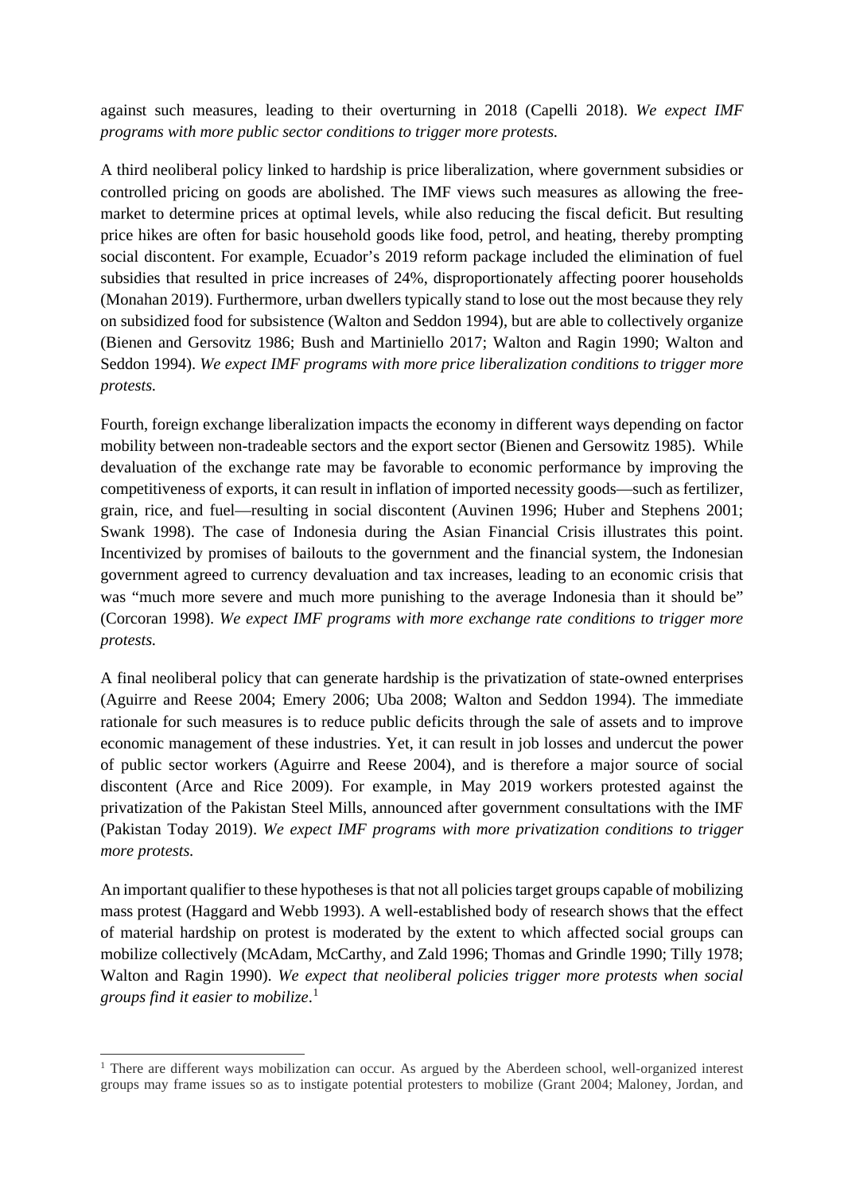against such measures, leading to their overturning in 2018 (Capelli 2018). *We expect IMF programs with more public sector conditions to trigger more protests.*

A third neoliberal policy linked to hardship is price liberalization, where government subsidies or controlled pricing on goods are abolished. The IMF views such measures as allowing the free-market to determine prices at optimal levels, while also reducing the fiscal deficit. But resulting price hikes are often for basic household goods like food, petrol, and heating, thereby prompting social discontent. For example, Ecuador's 2019 reform package included the elimination of fuel subsidies that resulted in price increases of 24%, disproportionately affecting poorer households (Monahan 2019). Furthermore, urban dwellers typically stand to lose out the most because they rely on subsidized food for subsistence (Walton and Seddon 1994), but are able to collectively organize (Bienen and Gersovitz 1986; Bush and Martiniello 2017; Walton and Ragin 1990; Walton and Seddon 1994). *We expect IMF programs with more price liberalization conditions to trigger more protests.*

Fourth, foreign exchange liberalization impacts the economy in different ways depending on factor mobility between non-tradeable sectors and the export sector (Bienen and Gersowitz 1985). While devaluation of the exchange rate may be favorable to economic performance by improving the competitiveness of exports, it can result in inflation of imported necessity goods—such as fertilizer, grain, rice, and fuel—resulting in social discontent (Auvinen 1996; Huber and Stephens 2001; Swank 1998). The case of Indonesia during the Asian Financial Crisis illustrates this point. Incentivized by promises of bailouts to the government and the financial system, the Indonesian government agreed to currency devaluation and tax increases, leading to an economic crisis that was "much more severe and much more punishing to the average Indonesia than it should be" (Corcoran 1998). *We expect IMF programs with more exchange rate conditions to trigger more protests.*

A final neoliberal policy that can generate hardship is the privatization of state-owned enterprises (Aguirre and Reese 2004; Emery 2006; Uba 2008; Walton and Seddon 1994). The immediate rationale for such measures is to reduce public deficits through the sale of assets and to improve economic management of these industries. Yet, it can result in job losses and undercut the power of public sector workers (Aguirre and Reese 2004), and is therefore a major source of social discontent (Arce and Rice 2009). For example, in May 2019 workers protested against the privatization of the Pakistan Steel Mills, announced after government consultations with the IMF (Pakistan Today 2019). *We expect IMF programs with more privatization conditions to trigger more protests.*

An important qualifier to these hypotheses is that not all policies target groups capable of mobilizing mass protest (Haggard and Webb 1993). A well-established body of research shows that the effect of material hardship on protest is moderated by the extent to which affected social groups can mobilize collectively (McAdam, McCarthy, and Zald 1996; Thomas and Grindle 1990; Tilly 1978; Walton and Ragin 1990). *We expect that neoliberal policies trigger more protests when social groups find it easier to mobilize*.[1]

[1] There are different ways mobilization can occur. As argued by the Aberdeen school, well-organized interest groups may frame issues so as to instigate potential protesters to mobilize (Grant 2004; Maloney, Jordan, and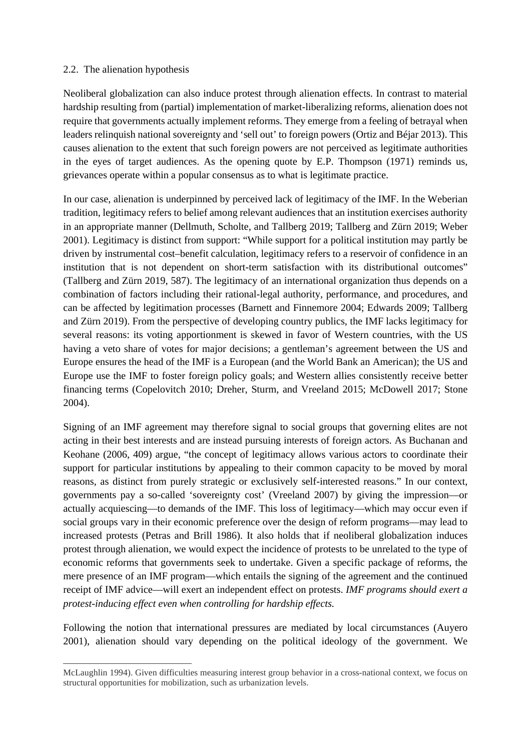### 2.2. The alienation hypothesis

Neoliberal globalization can also induce protest through alienation effects. In contrast to material hardship resulting from (partial) implementation of market-liberalizing reforms, alienation does not require that governments actually implement reforms. They emerge from a feeling of betrayal when leaders relinquish national sovereignty and 'sell out' to foreign powers (Ortiz and Béjar 2013). This causes alienation to the extent that such foreign powers are not perceived as legitimate authorities in the eyes of target audiences. As the opening quote by E.P. Thompson (1971) reminds us, grievances operate within a popular consensus as to what is legitimate practice.

In our case, alienation is underpinned by perceived lack of legitimacy of the IMF. In the Weberian tradition, legitimacy refers to belief among relevant audiences that an institution exercises authority in an appropriate manner (Dellmuth, Scholte, and Tallberg 2019; Tallberg and Zürn 2019; Weber 2001). Legitimacy is distinct from support: "While support for a political institution may partly be driven by instrumental cost–benefit calculation, legitimacy refers to a reservoir of confidence in an institution that is not dependent on short-term satisfaction with its distributional outcomes" (Tallberg and Zürn 2019, 587). The legitimacy of an international organization thus depends on a combination of factors including their rational-legal authority, performance, and procedures, and can be affected by legitimation processes (Barnett and Finnemore 2004; Edwards 2009; Tallberg and Zürn 2019). From the perspective of developing country publics, the IMF lacks legitimacy for several reasons: its voting apportionment is skewed in favor of Western countries, with the US having a veto share of votes for major decisions; a gentleman's agreement between the US and Europe ensures the head of the IMF is a European (and the World Bank an American); the US and Europe use the IMF to foster foreign policy goals; and Western allies consistently receive better financing terms (Copelovitch 2010; Dreher, Sturm, and Vreeland 2015; McDowell 2017; Stone 2004).

Signing of an IMF agreement may therefore signal to social groups that governing elites are not acting in their best interests and are instead pursuing interests of foreign actors. As Buchanan and Keohane (2006, 409) argue, "the concept of legitimacy allows various actors to coordinate their support for particular institutions by appealing to their common capacity to be moved by moral reasons, as distinct from purely strategic or exclusively self-interested reasons." In our context, governments pay a so-called 'sovereignty cost' (Vreeland 2007) by giving the impression—or actually acquiescing—to demands of the IMF. This loss of legitimacy—which may occur even if social groups vary in their economic preference over the design of reform programs—may lead to increased protests (Petras and Brill 1986). It also holds that if neoliberal globalization induces protest through alienation, we would expect the incidence of protests to be unrelated to the type of economic reforms that governments seek to undertake. Given a specific package of reforms, the mere presence of an IMF program—which entails the signing of the agreement and the continued receipt of IMF advice—will exert an independent effect on protests. *IMF programs should exert a protest-inducing effect even when controlling for hardship effects.*

Following the notion that international pressures are mediated by local circumstances (Auyero 2001), alienation should vary depending on the political ideology of the government. We

---

McLaughlin 1994). Given difficulties measuring interest group behavior in a cross-national context, we focus on structural opportunities for mobilization, such as urbanization levels.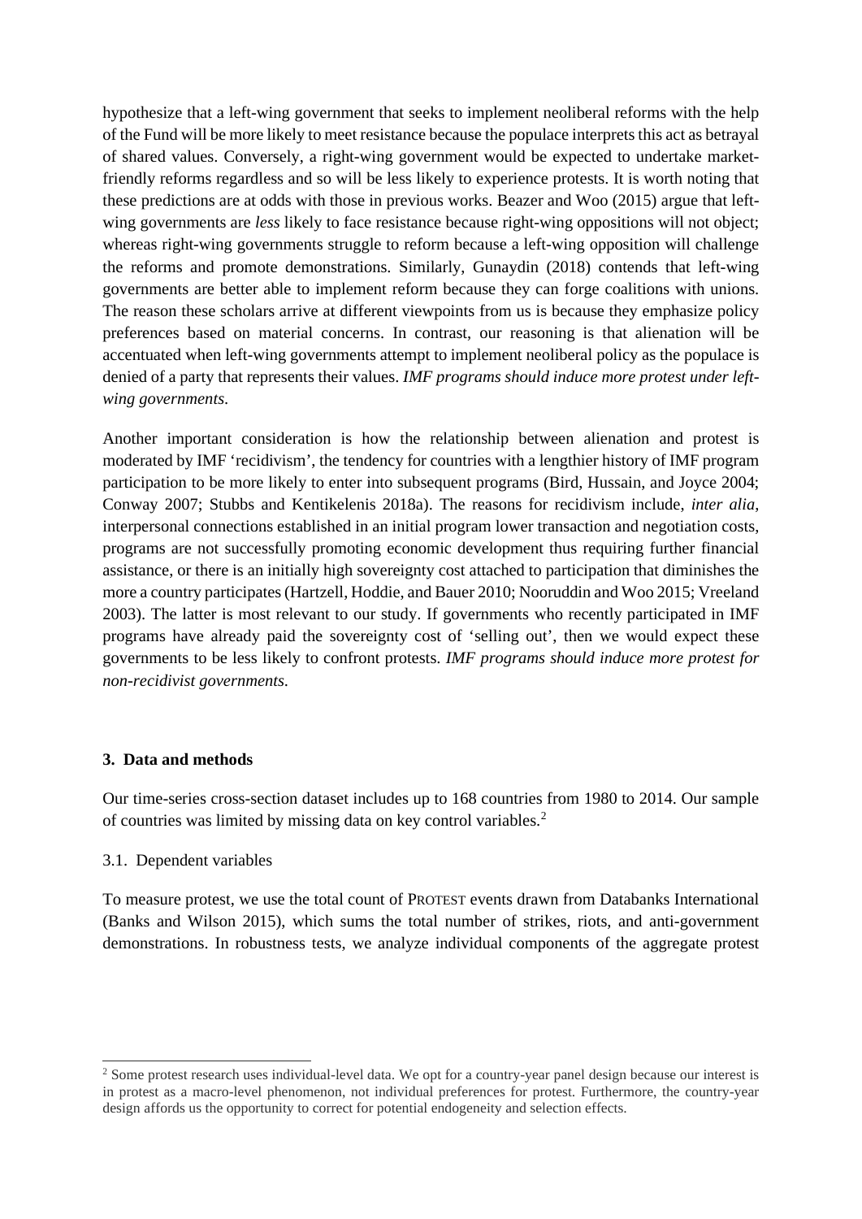hypothesize that a left-wing government that seeks to implement neoliberal reforms with the help of the Fund will be more likely to meet resistance because the populace interprets this act as betrayal of shared values. Conversely, a right-wing government would be expected to undertake market-friendly reforms regardless and so will be less likely to experience protests. It is worth noting that these predictions are at odds with those in previous works. Beazer and Woo (2015) argue that left-wing governments are *less* likely to face resistance because right-wing oppositions will not object; whereas right-wing governments struggle to reform because a left-wing opposition will challenge the reforms and promote demonstrations. Similarly, Gunaydin (2018) contends that left-wing governments are better able to implement reform because they can forge coalitions with unions. The reason these scholars arrive at different viewpoints from us is because they emphasize policy preferences based on material concerns. In contrast, our reasoning is that alienation will be accentuated when left-wing governments attempt to implement neoliberal policy as the populace is denied of a party that represents their values. *IMF programs should induce more protest under left-wing governments.*

Another important consideration is how the relationship between alienation and protest is moderated by IMF 'recidivism', the tendency for countries with a lengthier history of IMF program participation to be more likely to enter into subsequent programs (Bird, Hussain, and Joyce 2004; Conway 2007; Stubbs and Kentikelenis 2018a). The reasons for recidivism include, *inter alia*, interpersonal connections established in an initial program lower transaction and negotiation costs, programs are not successfully promoting economic development thus requiring further financial assistance, or there is an initially high sovereignty cost attached to participation that diminishes the more a country participates (Hartzell, Hoddie, and Bauer 2010; Nooruddin and Woo 2015; Vreeland 2003). The latter is most relevant to our study. If governments who recently participated in IMF programs have already paid the sovereignty cost of 'selling out', then we would expect these governments to be less likely to confront protests. *IMF programs should induce more protest for non-recidivist governments.*

## 3. Data and methods

Our time-series cross-section dataset includes up to 168 countries from 1980 to 2014. Our sample of countries was limited by missing data on key control variables.[2]

### 3.1. Dependent variables

To measure protest, we use the total count of PROTEST events drawn from Databanks International (Banks and Wilson 2015), which sums the total number of strikes, riots, and anti-government demonstrations. In robustness tests, we analyze individual components of the aggregate protest

[2] Some protest research uses individual-level data. We opt for a country-year panel design because our interest is in protest as a macro-level phenomenon, not individual preferences for protest. Furthermore, the country-year design affords us the opportunity to correct for potential endogeneity and selection effects.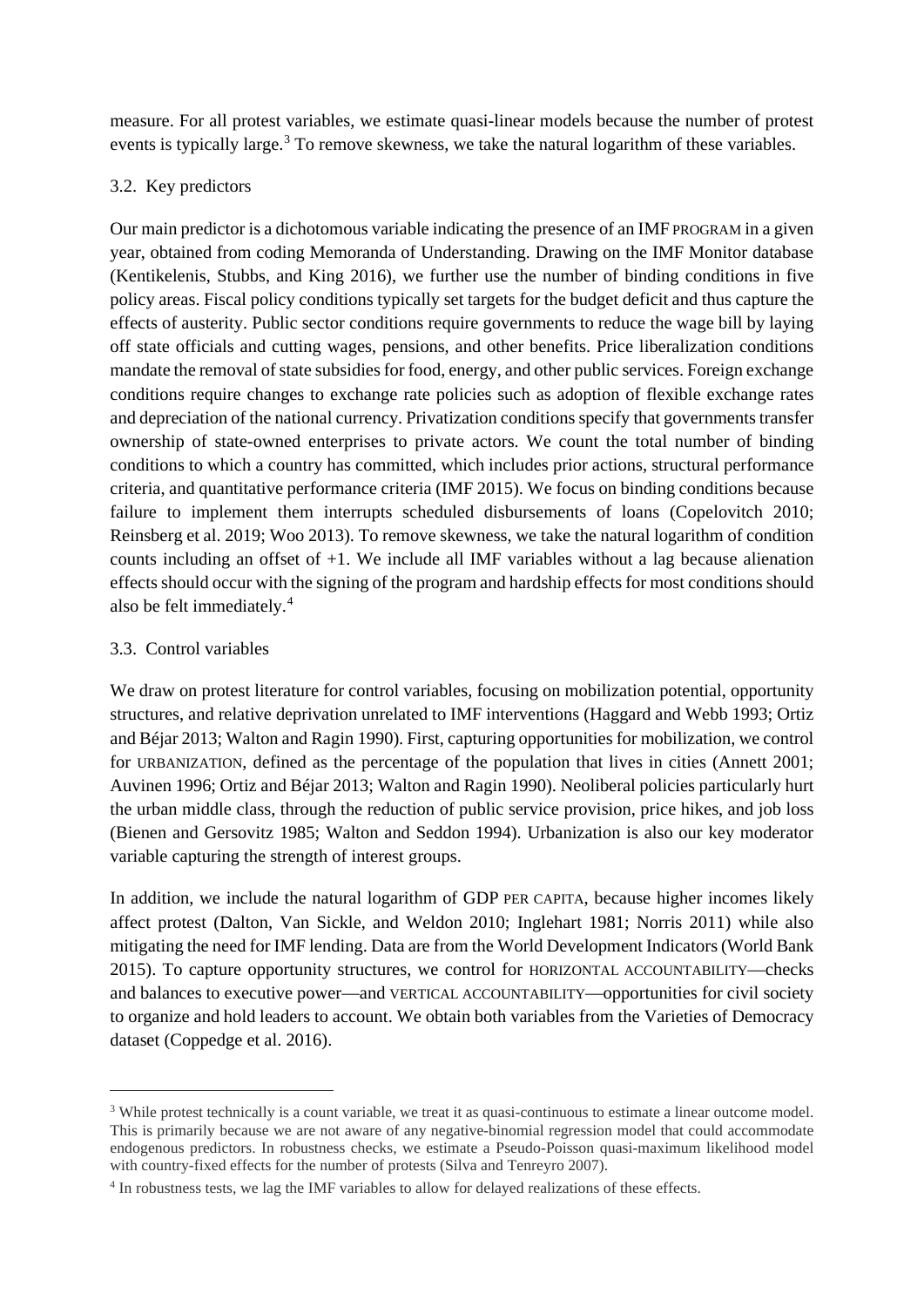measure. For all protest variables, we estimate quasi-linear models because the number of protest events is typically large.[3] To remove skewness, we take the natural logarithm of these variables.

### 3.2. Key predictors

Our main predictor is a dichotomous variable indicating the presence of an IMF PROGRAM in a given year, obtained from coding Memoranda of Understanding. Drawing on the IMF Monitor database (Kentikelenis, Stubbs, and King 2016), we further use the number of binding conditions in five policy areas. Fiscal policy conditions typically set targets for the budget deficit and thus capture the effects of austerity. Public sector conditions require governments to reduce the wage bill by laying off state officials and cutting wages, pensions, and other benefits. Price liberalization conditions mandate the removal of state subsidies for food, energy, and other public services. Foreign exchange conditions require changes to exchange rate policies such as adoption of flexible exchange rates and depreciation of the national currency. Privatization conditions specify that governments transfer ownership of state-owned enterprises to private actors. We count the total number of binding conditions to which a country has committed, which includes prior actions, structural performance criteria, and quantitative performance criteria (IMF 2015). We focus on binding conditions because failure to implement them interrupts scheduled disbursements of loans (Copelovitch 2010; Reinsberg et al. 2019; Woo 2013). To remove skewness, we take the natural logarithm of condition counts including an offset of +1. We include all IMF variables without a lag because alienation effects should occur with the signing of the program and hardship effects for most conditions should also be felt immediately.[4]

### 3.3. Control variables

We draw on protest literature for control variables, focusing on mobilization potential, opportunity structures, and relative deprivation unrelated to IMF interventions (Haggard and Webb 1993; Ortiz and Béjar 2013; Walton and Ragin 1990). First, capturing opportunities for mobilization, we control for URBANIZATION, defined as the percentage of the population that lives in cities (Annett 2001; Auvinen 1996; Ortiz and Béjar 2013; Walton and Ragin 1990). Neoliberal policies particularly hurt the urban middle class, through the reduction of public service provision, price hikes, and job loss (Bienen and Gersovitz 1985; Walton and Seddon 1994). Urbanization is also our key moderator variable capturing the strength of interest groups.

In addition, we include the natural logarithm of GDP PER CAPITA, because higher incomes likely affect protest (Dalton, Van Sickle, and Weldon 2010; Inglehart 1981; Norris 2011) while also mitigating the need for IMF lending. Data are from the World Development Indicators (World Bank 2015). To capture opportunity structures, we control for HORIZONTAL ACCOUNTABILITY—checks and balances to executive power—and VERTICAL ACCOUNTABILITY—opportunities for civil society to organize and hold leaders to account. We obtain both variables from the Varieties of Democracy dataset (Coppedge et al. 2016).

---

[3] While protest technically is a count variable, we treat it as quasi-continuous to estimate a linear outcome model. This is primarily because we are not aware of any negative-binomial regression model that could accommodate endogenous predictors. In robustness checks, we estimate a Pseudo-Poisson quasi-maximum likelihood model with country-fixed effects for the number of protests (Silva and Tenreyro 2007).

[4] In robustness tests, we lag the IMF variables to allow for delayed realizations of these effects.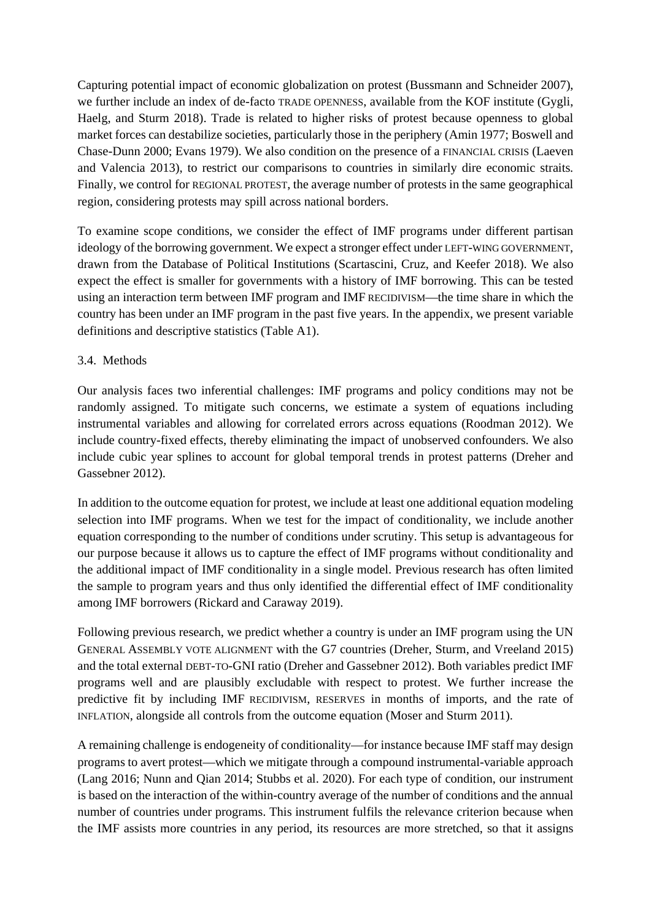Capturing potential impact of economic globalization on protest (Bussmann and Schneider 2007), we further include an index of de-facto TRADE OPENNESS, available from the KOF institute (Gygli, Haelg, and Sturm 2018). Trade is related to higher risks of protest because openness to global market forces can destabilize societies, particularly those in the periphery (Amin 1977; Boswell and Chase-Dunn 2000; Evans 1979). We also condition on the presence of a FINANCIAL CRISIS (Laeven and Valencia 2013), to restrict our comparisons to countries in similarly dire economic straits. Finally, we control for REGIONAL PROTEST, the average number of protests in the same geographical region, considering protests may spill across national borders.

To examine scope conditions, we consider the effect of IMF programs under different partisan ideology of the borrowing government. We expect a stronger effect under LEFT-WING GOVERNMENT, drawn from the Database of Political Institutions (Scartascini, Cruz, and Keefer 2018). We also expect the effect is smaller for governments with a history of IMF borrowing. This can be tested using an interaction term between IMF program and IMF RECIDIVISM—the time share in which the country has been under an IMF program in the past five years. In the appendix, we present variable definitions and descriptive statistics (Table A1).

### 3.4. Methods

Our analysis faces two inferential challenges: IMF programs and policy conditions may not be randomly assigned. To mitigate such concerns, we estimate a system of equations including instrumental variables and allowing for correlated errors across equations (Roodman 2012). We include country-fixed effects, thereby eliminating the impact of unobserved confounders. We also include cubic year splines to account for global temporal trends in protest patterns (Dreher and Gassebner 2012).

In addition to the outcome equation for protest, we include at least one additional equation modeling selection into IMF programs. When we test for the impact of conditionality, we include another equation corresponding to the number of conditions under scrutiny. This setup is advantageous for our purpose because it allows us to capture the effect of IMF programs without conditionality and the additional impact of IMF conditionality in a single model. Previous research has often limited the sample to program years and thus only identified the differential effect of IMF conditionality among IMF borrowers (Rickard and Caraway 2019).

Following previous research, we predict whether a country is under an IMF program using the UN GENERAL ASSEMBLY VOTE ALIGNMENT with the G7 countries (Dreher, Sturm, and Vreeland 2015) and the total external DEBT-TO-GNI ratio (Dreher and Gassebner 2012). Both variables predict IMF programs well and are plausibly excludable with respect to protest. We further increase the predictive fit by including IMF RECIDIVISM, RESERVES in months of imports, and the rate of INFLATION, alongside all controls from the outcome equation (Moser and Sturm 2011).

A remaining challenge is endogeneity of conditionality—for instance because IMF staff may design programs to avert protest—which we mitigate through a compound instrumental-variable approach (Lang 2016; Nunn and Qian 2014; Stubbs et al. 2020). For each type of condition, our instrument is based on the interaction of the within-country average of the number of conditions and the annual number of countries under programs. This instrument fulfils the relevance criterion because when the IMF assists more countries in any period, its resources are more stretched, so that it assigns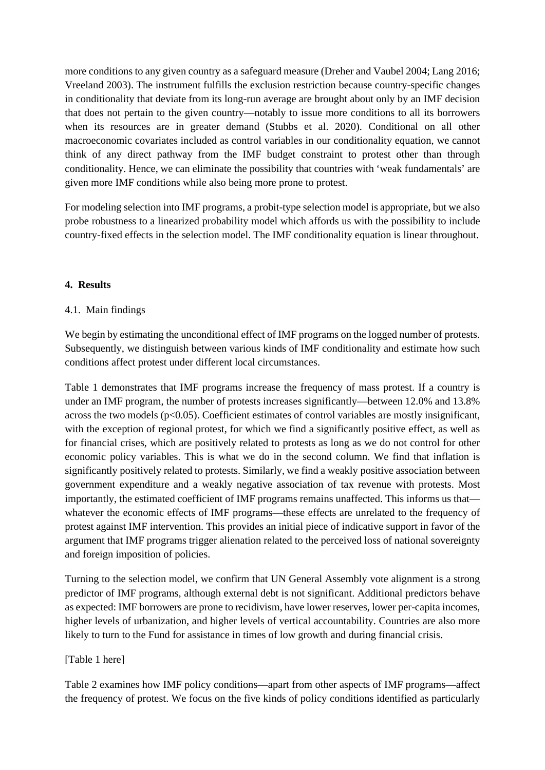more conditions to any given country as a safeguard measure (Dreher and Vaubel 2004; Lang 2016; Vreeland 2003). The instrument fulfills the exclusion restriction because country-specific changes in conditionality that deviate from its long-run average are brought about only by an IMF decision that does not pertain to the given country—notably to issue more conditions to all its borrowers when its resources are in greater demand (Stubbs et al. 2020). Conditional on all other macroeconomic covariates included as control variables in our conditionality equation, we cannot think of any direct pathway from the IMF budget constraint to protest other than through conditionality. Hence, we can eliminate the possibility that countries with 'weak fundamentals' are given more IMF conditions while also being more prone to protest.

For modeling selection into IMF programs, a probit-type selection model is appropriate, but we also probe robustness to a linearized probability model which affords us with the possibility to include country-fixed effects in the selection model. The IMF conditionality equation is linear throughout.

## 4. Results

### 4.1. Main findings

We begin by estimating the unconditional effect of IMF programs on the logged number of protests. Subsequently, we distinguish between various kinds of IMF conditionality and estimate how such conditions affect protest under different local circumstances.

Table 1 demonstrates that IMF programs increase the frequency of mass protest. If a country is under an IMF program, the number of protests increases significantly—between 12.0% and 13.8% across the two models ($p<0.05$). Coefficient estimates of control variables are mostly insignificant, with the exception of regional protest, for which we find a significantly positive effect, as well as for financial crises, which are positively related to protests as long as we do not control for other economic policy variables. This is what we do in the second column. We find that inflation is significantly positively related to protests. Similarly, we find a weakly positive association between government expenditure and a weakly negative association of tax revenue with protests. Most importantly, the estimated coefficient of IMF programs remains unaffected. This informs us that—whatever the economic effects of IMF programs—these effects are unrelated to the frequency of protest against IMF intervention. This provides an initial piece of indicative support in favor of the argument that IMF programs trigger alienation related to the perceived loss of national sovereignty and foreign imposition of policies.

Turning to the selection model, we confirm that UN General Assembly vote alignment is a strong predictor of IMF programs, although external debt is not significant. Additional predictors behave as expected: IMF borrowers are prone to recidivism, have lower reserves, lower per-capita incomes, higher levels of urbanization, and higher levels of vertical accountability. Countries are also more likely to turn to the Fund for assistance in times of low growth and during financial crisis.

[Table 1 here]

Table 2 examines how IMF policy conditions—apart from other aspects of IMF programs—affect the frequency of protest. We focus on the five kinds of policy conditions identified as particularly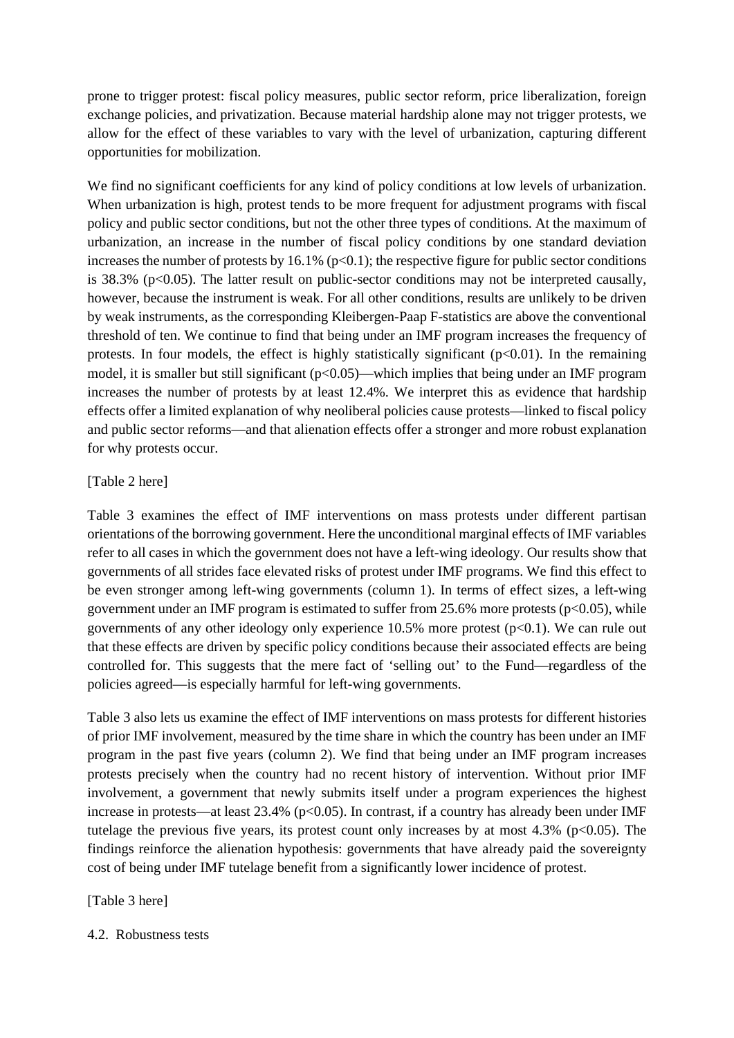prone to trigger protest: fiscal policy measures, public sector reform, price liberalization, foreign exchange policies, and privatization. Because material hardship alone may not trigger protests, we allow for the effect of these variables to vary with the level of urbanization, capturing different opportunities for mobilization.

We find no significant coefficients for any kind of policy conditions at low levels of urbanization. When urbanization is high, protest tends to be more frequent for adjustment programs with fiscal policy and public sector conditions, but not the other three types of conditions. At the maximum of urbanization, an increase in the number of fiscal policy conditions by one standard deviation increases the number of protests by 16.1% ($p<0.1$); the respective figure for public sector conditions is 38.3% ($p<0.05$). The latter result on public-sector conditions may not be interpreted causally, however, because the instrument is weak. For all other conditions, results are unlikely to be driven by weak instruments, as the corresponding Kleibergen-Paap F-statistics are above the conventional threshold of ten. We continue to find that being under an IMF program increases the frequency of protests. In four models, the effect is highly statistically significant ($p<0.01$). In the remaining model, it is smaller but still significant ($p<0.05$)—which implies that being under an IMF program increases the number of protests by at least 12.4%. We interpret this as evidence that hardship effects offer a limited explanation of why neoliberal policies cause protests—linked to fiscal policy and public sector reforms—and that alienation effects offer a stronger and more robust explanation for why protests occur.

[Table 2 here]

Table 3 examines the effect of IMF interventions on mass protests under different partisan orientations of the borrowing government. Here the unconditional marginal effects of IMF variables refer to all cases in which the government does not have a left-wing ideology. Our results show that governments of all strides face elevated risks of protest under IMF programs. We find this effect to be even stronger among left-wing governments (column 1). In terms of effect sizes, a left-wing government under an IMF program is estimated to suffer from 25.6% more protests ($p<0.05$), while governments of any other ideology only experience 10.5% more protest ($p<0.1$). We can rule out that these effects are driven by specific policy conditions because their associated effects are being controlled for. This suggests that the mere fact of 'selling out' to the Fund—regardless of the policies agreed—is especially harmful for left-wing governments.

Table 3 also lets us examine the effect of IMF interventions on mass protests for different histories of prior IMF involvement, measured by the time share in which the country has been under an IMF program in the past five years (column 2). We find that being under an IMF program increases protests precisely when the country had no recent history of intervention. Without prior IMF involvement, a government that newly submits itself under a program experiences the highest increase in protests—at least 23.4% ($p<0.05$). In contrast, if a country has already been under IMF tutelage the previous five years, its protest count only increases by at most 4.3% ($p<0.05$). The findings reinforce the alienation hypothesis: governments that have already paid the sovereignty cost of being under IMF tutelage benefit from a significantly lower incidence of protest.

[Table 3 here]

### 4.2. Robustness tests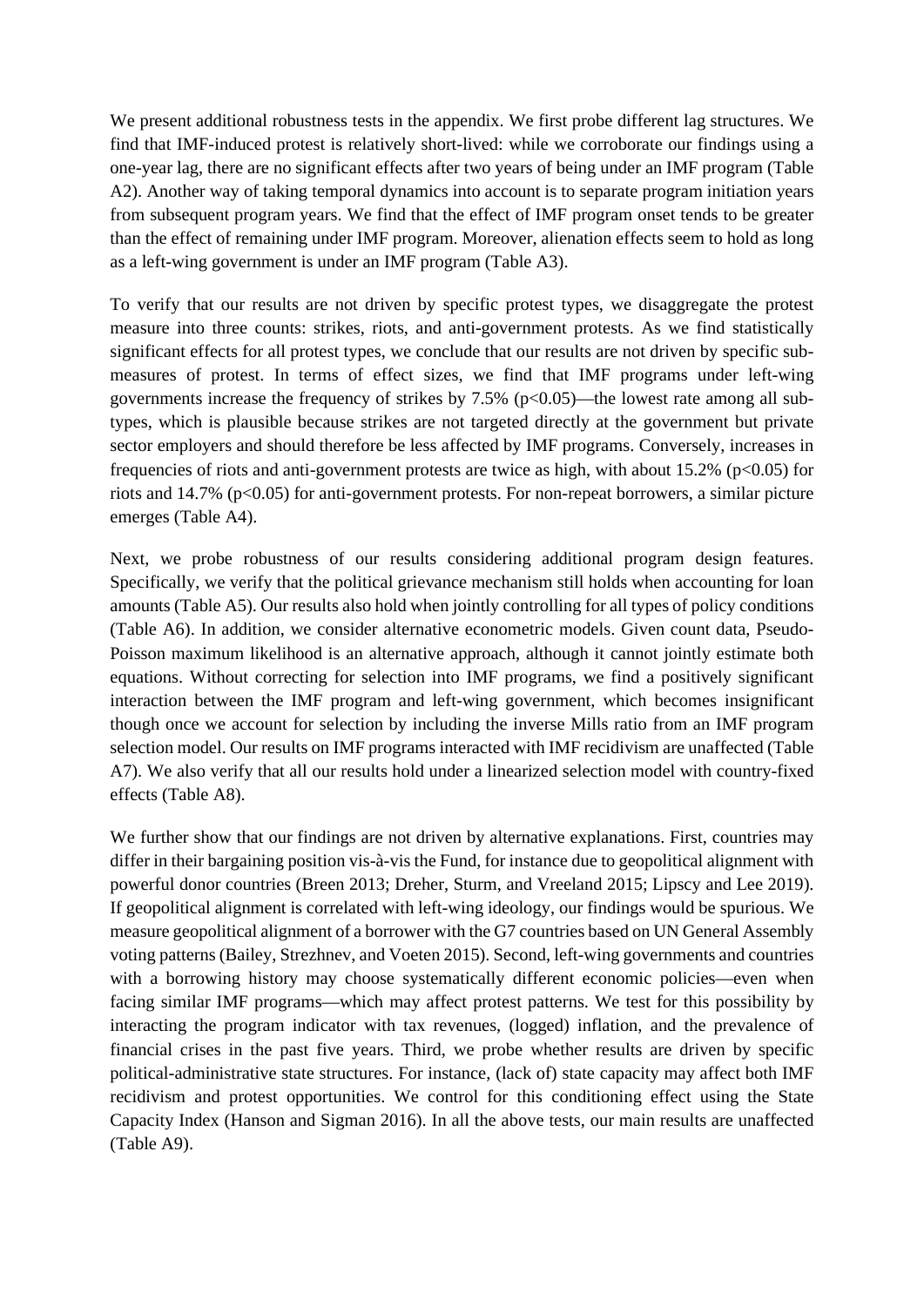We present additional robustness tests in the appendix. We first probe different lag structures. We find that IMF-induced protest is relatively short-lived: while we corroborate our findings using a one-year lag, there are no significant effects after two years of being under an IMF program (Table A2). Another way of taking temporal dynamics into account is to separate program initiation years from subsequent program years. We find that the effect of IMF program onset tends to be greater than the effect of remaining under IMF program. Moreover, alienation effects seem to hold as long as a left-wing government is under an IMF program (Table A3).

To verify that our results are not driven by specific protest types, we disaggregate the protest measure into three counts: strikes, riots, and anti-government protests. As we find statistically significant effects for all protest types, we conclude that our results are not driven by specific sub-measures of protest. In terms of effect sizes, we find that IMF programs under left-wing governments increase the frequency of strikes by 7.5% ($p<0.05$)—the lowest rate among all sub-types, which is plausible because strikes are not targeted directly at the government but private sector employers and should therefore be less affected by IMF programs. Conversely, increases in frequencies of riots and anti-government protests are twice as high, with about 15.2% ($p<0.05$) for riots and 14.7% ($p<0.05$) for anti-government protests. For non-repeat borrowers, a similar picture emerges (Table A4).

Next, we probe robustness of our results considering additional program design features. Specifically, we verify that the political grievance mechanism still holds when accounting for loan amounts (Table A5). Our results also hold when jointly controlling for all types of policy conditions (Table A6). In addition, we consider alternative econometric models. Given count data, Pseudo-Poisson maximum likelihood is an alternative approach, although it cannot jointly estimate both equations. Without correcting for selection into IMF programs, we find a positively significant interaction between the IMF program and left-wing government, which becomes insignificant though once we account for selection by including the inverse Mills ratio from an IMF program selection model. Our results on IMF programs interacted with IMF recidivism are unaffected (Table A7). We also verify that all our results hold under a linearized selection model with country-fixed effects (Table A8).

We further show that our findings are not driven by alternative explanations. First, countries may differ in their bargaining position vis-à-vis the Fund, for instance due to geopolitical alignment with powerful donor countries (Breen 2013; Dreher, Sturm, and Vreeland 2015; Lipscy and Lee 2019). If geopolitical alignment is correlated with left-wing ideology, our findings would be spurious. We measure geopolitical alignment of a borrower with the G7 countries based on UN General Assembly voting patterns (Bailey, Strezhnev, and Voeten 2015). Second, left-wing governments and countries with a borrowing history may choose systematically different economic policies—even when facing similar IMF programs—which may affect protest patterns. We test for this possibility by interacting the program indicator with tax revenues, (logged) inflation, and the prevalence of financial crises in the past five years. Third, we probe whether results are driven by specific political-administrative state structures. For instance, (lack of) state capacity may affect both IMF recidivism and protest opportunities. We control for this conditioning effect using the State Capacity Index (Hanson and Sigman 2016). In all the above tests, our main results are unaffected (Table A9).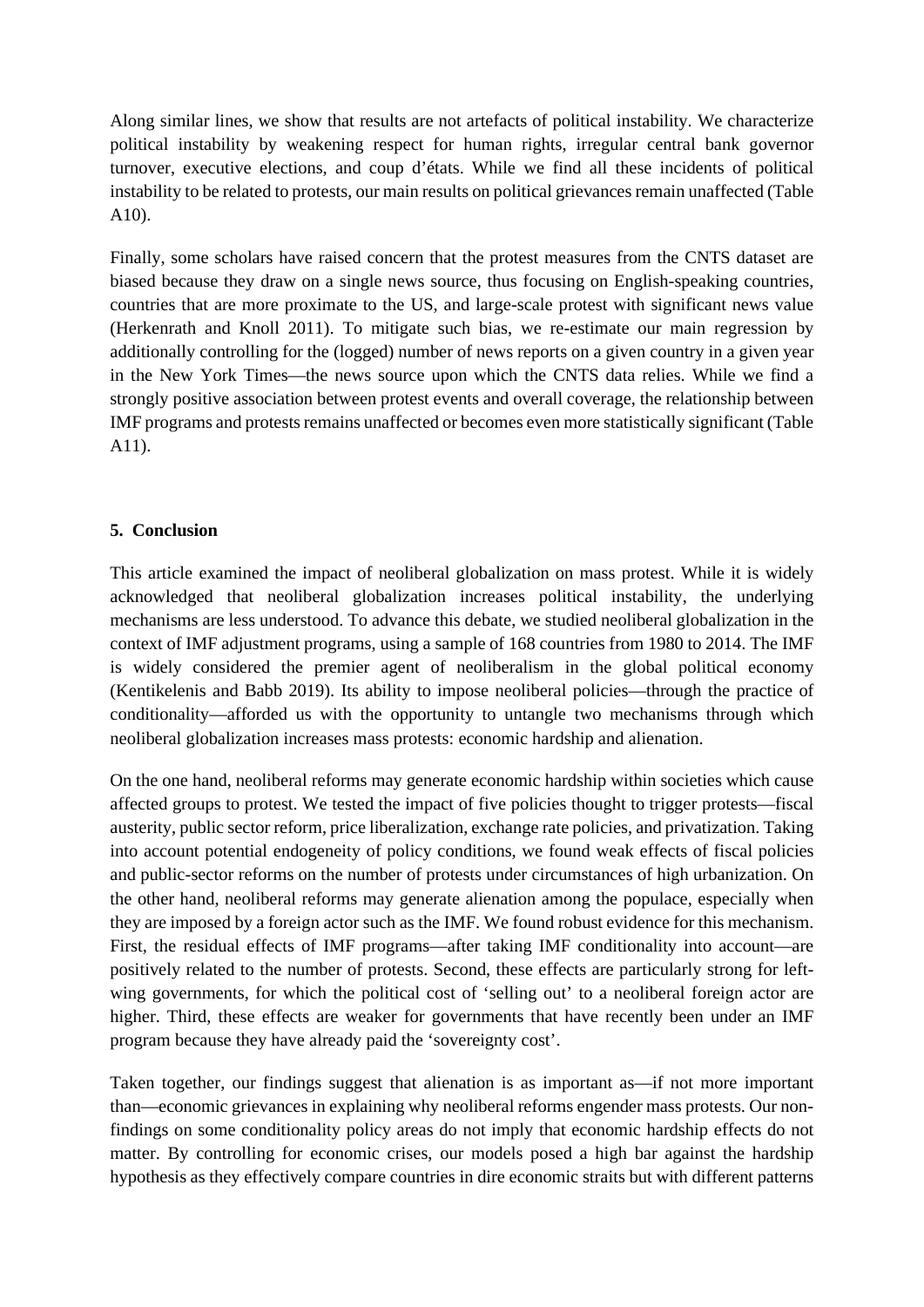Along similar lines, we show that results are not artefacts of political instability. We characterize political instability by weakening respect for human rights, irregular central bank governor turnover, executive elections, and coup d'états. While we find all these incidents of political instability to be related to protests, our main results on political grievances remain unaffected (Table A10).

Finally, some scholars have raised concern that the protest measures from the CNTS dataset are biased because they draw on a single news source, thus focusing on English-speaking countries, countries that are more proximate to the US, and large-scale protest with significant news value (Herkenrath and Knoll 2011). To mitigate such bias, we re-estimate our main regression by additionally controlling for the (logged) number of news reports on a given country in a given year in the New York Times—the news source upon which the CNTS data relies. While we find a strongly positive association between protest events and overall coverage, the relationship between IMF programs and protests remains unaffected or becomes even more statistically significant (Table A11).

## 5. Conclusion

This article examined the impact of neoliberal globalization on mass protest. While it is widely acknowledged that neoliberal globalization increases political instability, the underlying mechanisms are less understood. To advance this debate, we studied neoliberal globalization in the context of IMF adjustment programs, using a sample of 168 countries from 1980 to 2014. The IMF is widely considered the premier agent of neoliberalism in the global political economy (Kentikelenis and Babb 2019). Its ability to impose neoliberal policies—through the practice of conditionality—afforded us with the opportunity to untangle two mechanisms through which neoliberal globalization increases mass protests: economic hardship and alienation.

On the one hand, neoliberal reforms may generate economic hardship within societies which cause affected groups to protest. We tested the impact of five policies thought to trigger protests—fiscal austerity, public sector reform, price liberalization, exchange rate policies, and privatization. Taking into account potential endogeneity of policy conditions, we found weak effects of fiscal policies and public-sector reforms on the number of protests under circumstances of high urbanization. On the other hand, neoliberal reforms may generate alienation among the populace, especially when they are imposed by a foreign actor such as the IMF. We found robust evidence for this mechanism. First, the residual effects of IMF programs—after taking IMF conditionality into account—are positively related to the number of protests. Second, these effects are particularly strong for left-wing governments, for which the political cost of 'selling out' to a neoliberal foreign actor are higher. Third, these effects are weaker for governments that have recently been under an IMF program because they have already paid the 'sovereignty cost'.

Taken together, our findings suggest that alienation is as important as—if not more important than—economic grievances in explaining why neoliberal reforms engender mass protests. Our non-findings on some conditionality policy areas do not imply that economic hardship effects do not matter. By controlling for economic crises, our models posed a high bar against the hardship hypothesis as they effectively compare countries in dire economic straits but with different patterns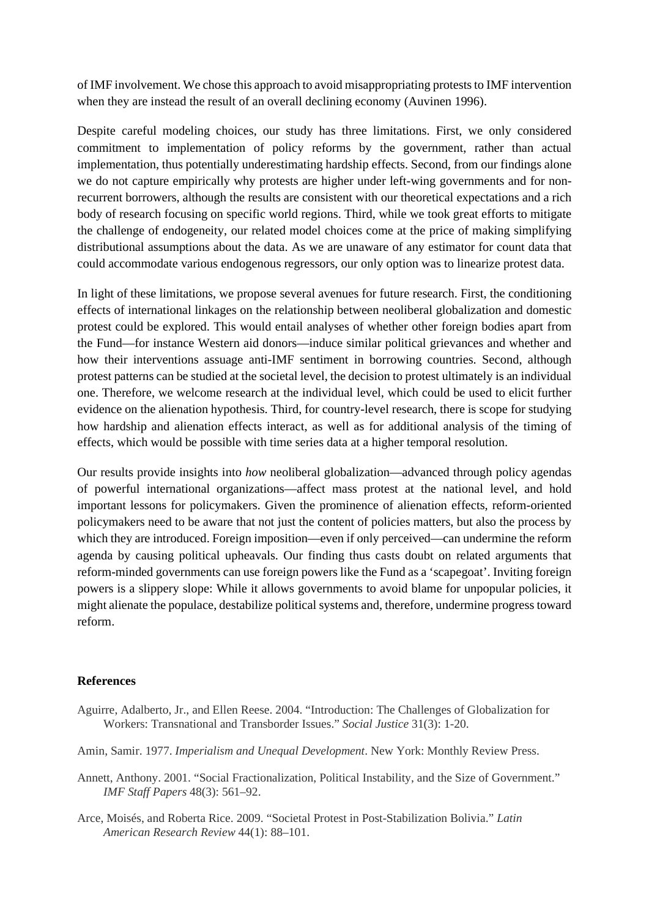of IMF involvement. We chose this approach to avoid misappropriating protests to IMF intervention when they are instead the result of an overall declining economy (Auvinen 1996).

Despite careful modeling choices, our study has three limitations. First, we only considered commitment to implementation of policy reforms by the government, rather than actual implementation, thus potentially underestimating hardship effects. Second, from our findings alone we do not capture empirically why protests are higher under left-wing governments and for non-recurrent borrowers, although the results are consistent with our theoretical expectations and a rich body of research focusing on specific world regions. Third, while we took great efforts to mitigate the challenge of endogeneity, our related model choices come at the price of making simplifying distributional assumptions about the data. As we are unaware of any estimator for count data that could accommodate various endogenous regressors, our only option was to linearize protest data.

In light of these limitations, we propose several avenues for future research. First, the conditioning effects of international linkages on the relationship between neoliberal globalization and domestic protest could be explored. This would entail analyses of whether other foreign bodies apart from the Fund—for instance Western aid donors—induce similar political grievances and whether and how their interventions assuage anti-IMF sentiment in borrowing countries. Second, although protest patterns can be studied at the societal level, the decision to protest ultimately is an individual one. Therefore, we welcome research at the individual level, which could be used to elicit further evidence on the alienation hypothesis. Third, for country-level research, there is scope for studying how hardship and alienation effects interact, as well as for additional analysis of the timing of effects, which would be possible with time series data at a higher temporal resolution.

Our results provide insights into *how* neoliberal globalization—advanced through policy agendas of powerful international organizations—affect mass protest at the national level, and hold important lessons for policymakers. Given the prominence of alienation effects, reform-oriented policymakers need to be aware that not just the content of policies matters, but also the process by which they are introduced. Foreign imposition—even if only perceived—can undermine the reform agenda by causing political upheavals. Our finding thus casts doubt on related arguments that reform-minded governments can use foreign powers like the Fund as a 'scapegoat'. Inviting foreign powers is a slippery slope: While it allows governments to avoid blame for unpopular policies, it might alienate the populace, destabilize political systems and, therefore, undermine progress toward reform.

## References

Aguirre, Adalberto, Jr., and Ellen Reese. 2004. "Introduction: The Challenges of Globalization for Workers: Transnational and Transborder Issues." *Social Justice* 31(3): 1-20.

Amin, Samir. 1977. *Imperialism and Unequal Development*. New York: Monthly Review Press.

Annett, Anthony. 2001. "Social Fractionalization, Political Instability, and the Size of Government." *IMF Staff Papers* 48(3): 561–92.

Arce, Moisés, and Roberta Rice. 2009. "Societal Protest in Post-Stabilization Bolivia." *Latin American Research Review* 44(1): 88–101.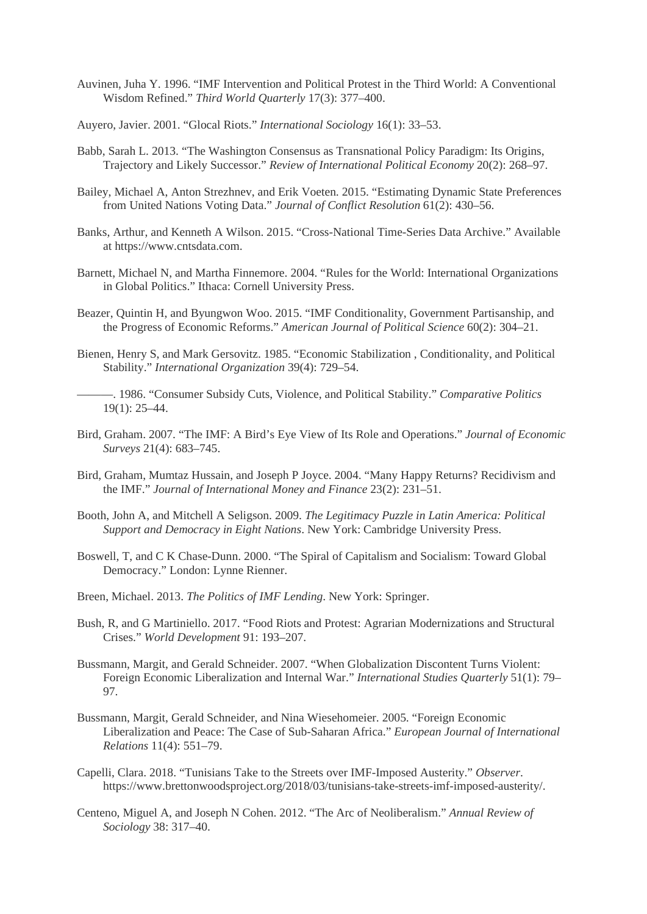Auvinen, Juha Y. 1996. "IMF Intervention and Political Protest in the Third World: A Conventional Wisdom Refined." *Third World Quarterly* 17(3): 377–400.

Auyero, Javier. 2001. "Glocal Riots." *International Sociology* 16(1): 33–53.

Babb, Sarah L. 2013. "The Washington Consensus as Transnational Policy Paradigm: Its Origins, Trajectory and Likely Successor." *Review of International Political Economy* 20(2): 268–97.

Bailey, Michael A, Anton Strezhnev, and Erik Voeten. 2015. "Estimating Dynamic State Preferences from United Nations Voting Data." *Journal of Conflict Resolution* 61(2): 430–56.

Banks, Arthur, and Kenneth A Wilson. 2015. "Cross-National Time-Series Data Archive." Available at https://www.cntsdata.com.

Barnett, Michael N, and Martha Finnemore. 2004. "Rules for the World: International Organizations in Global Politics." Ithaca: Cornell University Press.

Beazer, Quintin H, and Byungwon Woo. 2015. "IMF Conditionality, Government Partisanship, and the Progress of Economic Reforms." *American Journal of Political Science* 60(2): 304–21.

Bienen, Henry S, and Mark Gersovitz. 1985. "Economic Stabilization , Conditionality, and Political Stability." *International Organization* 39(4): 729–54.

———. 1986. "Consumer Subsidy Cuts, Violence, and Political Stability." *Comparative Politics* 19(1): 25–44.

Bird, Graham. 2007. "The IMF: A Bird's Eye View of Its Role and Operations." *Journal of Economic Surveys* 21(4): 683–745.

Bird, Graham, Mumtaz Hussain, and Joseph P Joyce. 2004. "Many Happy Returns? Recidivism and the IMF." *Journal of International Money and Finance* 23(2): 231–51.

Booth, John A, and Mitchell A Seligson. 2009. *The Legitimacy Puzzle in Latin America: Political Support and Democracy in Eight Nations*. New York: Cambridge University Press.

Boswell, T, and C K Chase-Dunn. 2000. "The Spiral of Capitalism and Socialism: Toward Global Democracy." London: Lynne Rienner.

Breen, Michael. 2013. *The Politics of IMF Lending*. New York: Springer.

Bush, R, and G Martiniello. 2017. "Food Riots and Protest: Agrarian Modernizations and Structural Crises." *World Development* 91: 193–207.

Bussmann, Margit, and Gerald Schneider. 2007. "When Globalization Discontent Turns Violent: Foreign Economic Liberalization and Internal War." *International Studies Quarterly* 51(1): 79–97.

Bussmann, Margit, Gerald Schneider, and Nina Wiesehomeier. 2005. "Foreign Economic Liberalization and Peace: The Case of Sub-Saharan Africa." *European Journal of International Relations* 11(4): 551–79.

Capelli, Clara. 2018. "Tunisians Take to the Streets over IMF-Imposed Austerity." *Observer*. https://www.brettonwoodsproject.org/2018/03/tunisians-take-streets-imf-imposed-austerity/.

Centeno, Miguel A, and Joseph N Cohen. 2012. "The Arc of Neoliberalism." *Annual Review of Sociology* 38: 317–40.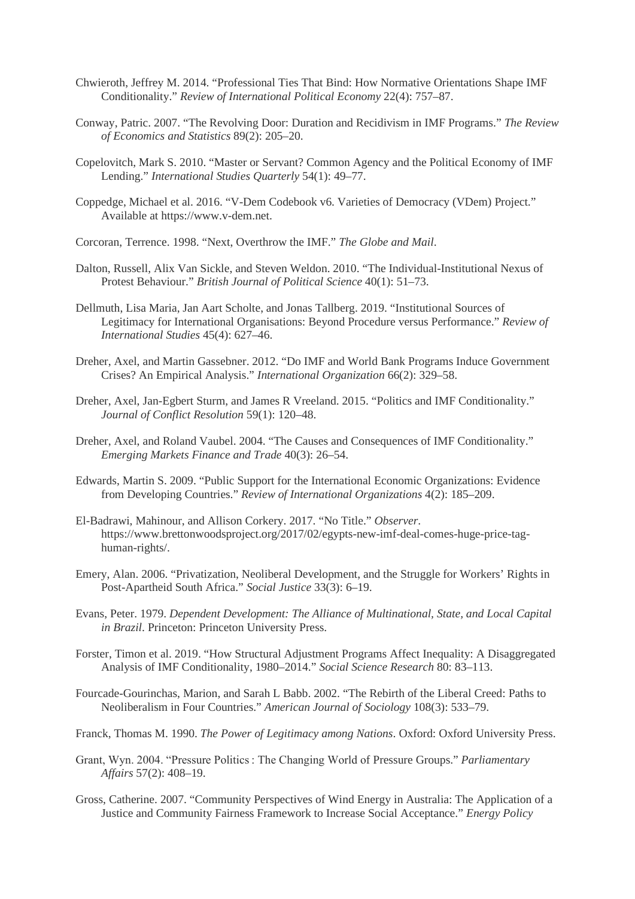Chwieroth, Jeffrey M. 2014. “Professional Ties That Bind: How Normative Orientations Shape IMF Conditionality.” *Review of International Political Economy* 22(4): 757–87.

Conway, Patric. 2007. “The Revolving Door: Duration and Recidivism in IMF Programs.” *The Review of Economics and Statistics* 89(2): 205–20.

Copelovitch, Mark S. 2010. “Master or Servant? Common Agency and the Political Economy of IMF Lending.” *International Studies Quarterly* 54(1): 49–77.

Coppedge, Michael et al. 2016. “V-Dem Codebook v6. Varieties of Democracy (VDem) Project.” Available at https://www.v-dem.net.

Corcoran, Terrence. 1998. “Next, Overthrow the IMF.” *The Globe and Mail*.

Dalton, Russell, Alix Van Sickle, and Steven Weldon. 2010. “The Individual-Institutional Nexus of Protest Behaviour.” *British Journal of Political Science* 40(1): 51–73.

Dellmuth, Lisa Maria, Jan Aart Scholte, and Jonas Tallberg. 2019. “Institutional Sources of Legitimacy for International Organisations: Beyond Procedure versus Performance.” *Review of International Studies* 45(4): 627–46.

Dreher, Axel, and Martin Gassebner. 2012. “Do IMF and World Bank Programs Induce Government Crises? An Empirical Analysis.” *International Organization* 66(2): 329–58.

Dreher, Axel, Jan-Egbert Sturm, and James R Vreeland. 2015. “Politics and IMF Conditionality.” *Journal of Conflict Resolution* 59(1): 120–48.

Dreher, Axel, and Roland Vaubel. 2004. “The Causes and Consequences of IMF Conditionality.” *Emerging Markets Finance and Trade* 40(3): 26–54.

Edwards, Martin S. 2009. “Public Support for the International Economic Organizations: Evidence from Developing Countries.” *Review of International Organizations* 4(2): 185–209.

El-Badrawi, Mahinour, and Allison Corkery. 2017. “No Title.” *Observer*. https://www.brettonwoodsproject.org/2017/02/egypts-new-imf-deal-comes-huge-price-tag-human-rights/.

Emery, Alan. 2006. “Privatization, Neoliberal Development, and the Struggle for Workers’ Rights in Post-Apartheid South Africa.” *Social Justice* 33(3): 6–19.

Evans, Peter. 1979. *Dependent Development: The Alliance of Multinational, State, and Local Capital in Brazil*. Princeton: Princeton University Press.

Forster, Timon et al. 2019. “How Structural Adjustment Programs Affect Inequality: A Disaggregated Analysis of IMF Conditionality, 1980–2014.” *Social Science Research* 80: 83–113.

Fourcade-Gourinchas, Marion, and Sarah L Babb. 2002. “The Rebirth of the Liberal Creed: Paths to Neoliberalism in Four Countries.” *American Journal of Sociology* 108(3): 533–79.

Franck, Thomas M. 1990. *The Power of Legitimacy among Nations*. Oxford: Oxford University Press.

Grant, Wyn. 2004. “Pressure Politics : The Changing World of Pressure Groups.” *Parliamentary Affairs* 57(2): 408–19.

Gross, Catherine. 2007. “Community Perspectives of Wind Energy in Australia: The Application of a Justice and Community Fairness Framework to Increase Social Acceptance.” *Energy Policy*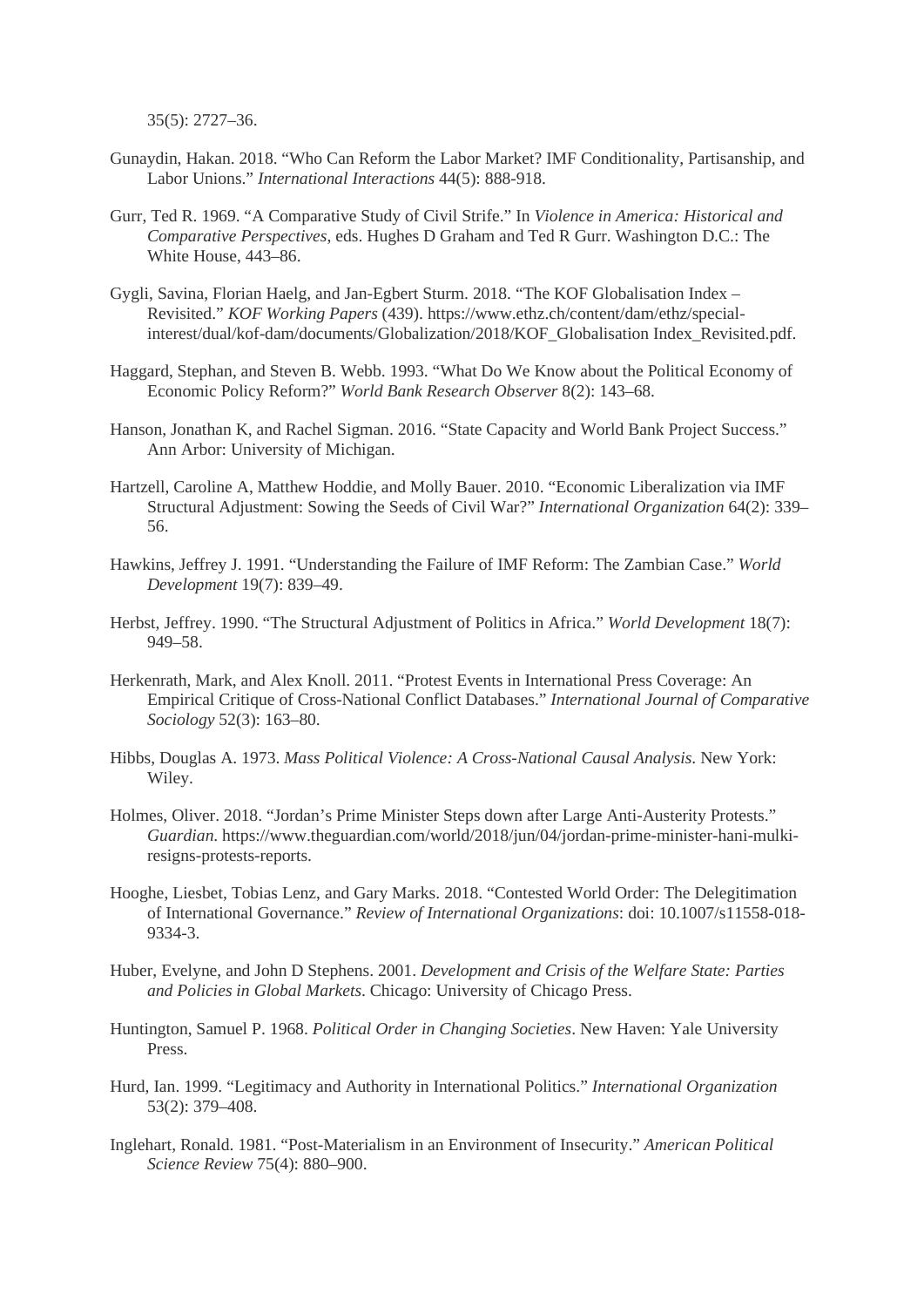35(5): 2727–36.

Gunaydin, Hakan. 2018. “Who Can Reform the Labor Market? IMF Conditionality, Partisanship, and Labor Unions.” *International Interactions* 44(5): 888-918.

Gurr, Ted R. 1969. “A Comparative Study of Civil Strife.” In *Violence in America: Historical and Comparative Perspectives*, eds. Hughes D Graham and Ted R Gurr. Washington D.C.: The White House, 443–86.

Gygli, Savina, Florian Haelg, and Jan-Egbert Sturm. 2018. “The KOF Globalisation Index – Revisited.” *KOF Working Papers* (439). https://www.ethz.ch/content/dam/ethz/special-interest/dual/kof-dam/documents/Globalization/2018/KOF_Globalisation Index_Revisited.pdf.

Haggard, Stephan, and Steven B. Webb. 1993. “What Do We Know about the Political Economy of Economic Policy Reform?” *World Bank Research Observer* 8(2): 143–68.

Hanson, Jonathan K, and Rachel Sigman. 2016. “State Capacity and World Bank Project Success.” Ann Arbor: University of Michigan.

Hartzell, Caroline A, Matthew Hoddie, and Molly Bauer. 2010. “Economic Liberalization via IMF Structural Adjustment: Sowing the Seeds of Civil War?” *International Organization* 64(2): 339–56.

Hawkins, Jeffrey J. 1991. “Understanding the Failure of IMF Reform: The Zambian Case.” *World Development* 19(7): 839–49.

Herbst, Jeffrey. 1990. “The Structural Adjustment of Politics in Africa.” *World Development* 18(7): 949–58.

Herkenrath, Mark, and Alex Knoll. 2011. “Protest Events in International Press Coverage: An Empirical Critique of Cross-National Conflict Databases.” *International Journal of Comparative Sociology* 52(3): 163–80.

Hibbs, Douglas A. 1973. *Mass Political Violence: A Cross-National Causal Analysis*. New York: Wiley.

Holmes, Oliver. 2018. “Jordan’s Prime Minister Steps down after Large Anti-Austerity Protests.” *Guardian*. https://www.theguardian.com/world/2018/jun/04/jordan-prime-minister-hani-mulki-resigns-protests-reports.

Hooghe, Liesbet, Tobias Lenz, and Gary Marks. 2018. “Contested World Order: The Delegitimation of International Governance.” *Review of International Organizations*: doi: 10.1007/s11558-018-9334-3.

Huber, Evelyne, and John D Stephens. 2001. *Development and Crisis of the Welfare State: Parties and Policies in Global Markets*. Chicago: University of Chicago Press.

Huntington, Samuel P. 1968. *Political Order in Changing Societies*. New Haven: Yale University Press.

Hurd, Ian. 1999. “Legitimacy and Authority in International Politics.” *International Organization* 53(2): 379–408.

Inglehart, Ronald. 1981. “Post-Materialism in an Environment of Insecurity.” *American Political Science Review* 75(4): 880–900.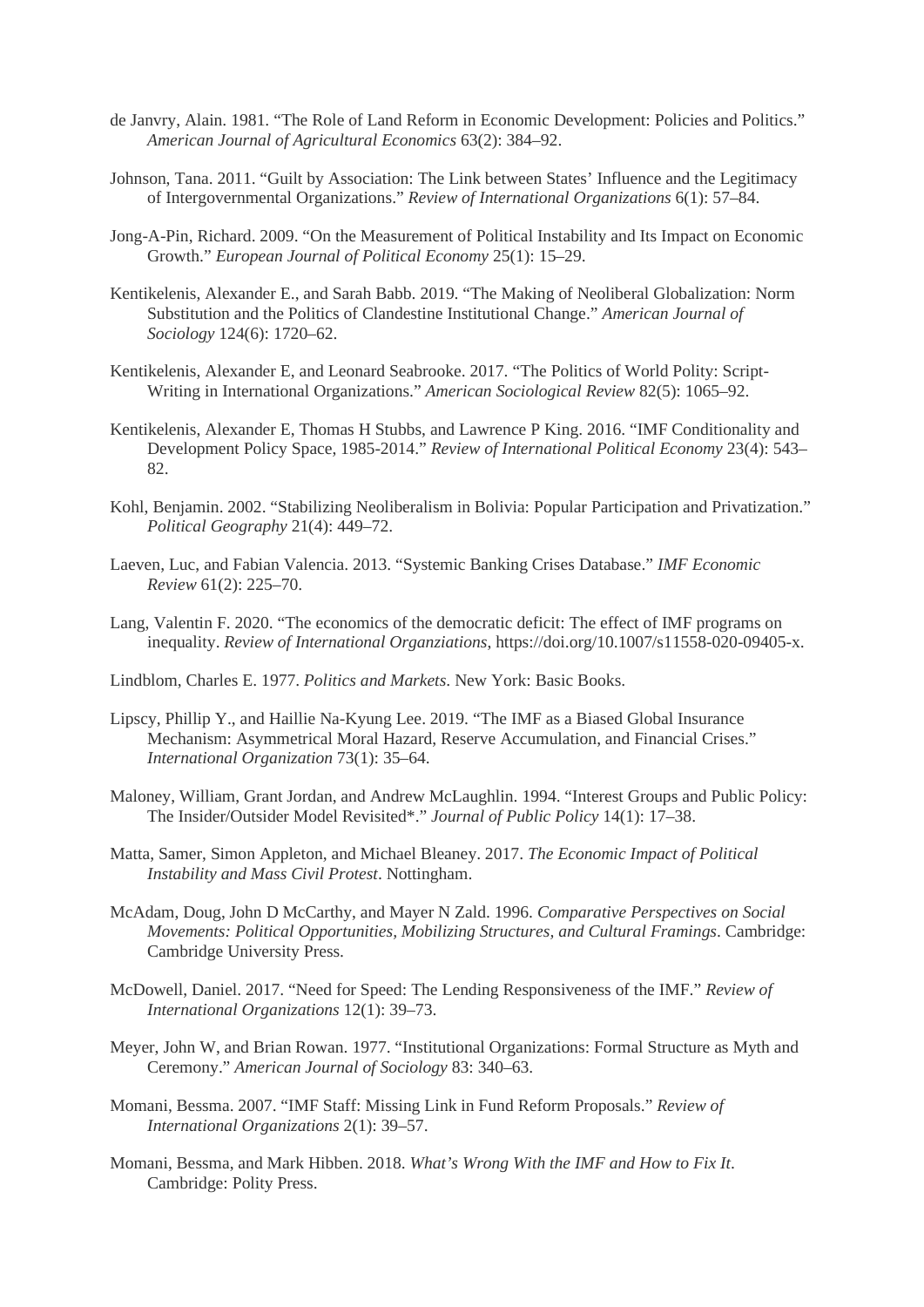de Janvry, Alain. 1981. "The Role of Land Reform in Economic Development: Policies and Politics." *American Journal of Agricultural Economics* 63(2): 384–92.

Johnson, Tana. 2011. "Guilt by Association: The Link between States' Influence and the Legitimacy of Intergovernmental Organizations." *Review of International Organizations* 6(1): 57–84.

Jong-A-Pin, Richard. 2009. "On the Measurement of Political Instability and Its Impact on Economic Growth." *European Journal of Political Economy* 25(1): 15–29.

Kentikelenis, Alexander E., and Sarah Babb. 2019. "The Making of Neoliberal Globalization: Norm Substitution and the Politics of Clandestine Institutional Change." *American Journal of Sociology* 124(6): 1720–62.

Kentikelenis, Alexander E, and Leonard Seabrooke. 2017. "The Politics of World Polity: Script-Writing in International Organizations." *American Sociological Review* 82(5): 1065–92.

Kentikelenis, Alexander E, Thomas H Stubbs, and Lawrence P King. 2016. "IMF Conditionality and Development Policy Space, 1985-2014." *Review of International Political Economy* 23(4): 543–82.

Kohl, Benjamin. 2002. "Stabilizing Neoliberalism in Bolivia: Popular Participation and Privatization." *Political Geography* 21(4): 449–72.

Laeven, Luc, and Fabian Valencia. 2013. "Systemic Banking Crises Database." *IMF Economic Review* 61(2): 225–70.

Lang, Valentin F. 2020. "The economics of the democratic deficit: The effect of IMF programs on inequality. *Review of International Organziations*, https://doi.org/10.1007/s11558-020-09405-x.

Lindblom, Charles E. 1977. *Politics and Markets*. New York: Basic Books.

Lipscy, Phillip Y., and Haillie Na-Kyung Lee. 2019. "The IMF as a Biased Global Insurance Mechanism: Asymmetrical Moral Hazard, Reserve Accumulation, and Financial Crises." *International Organization* 73(1): 35–64.

Maloney, William, Grant Jordan, and Andrew McLaughlin. 1994. "Interest Groups and Public Policy: The Insider/Outsider Model Revisited*." *Journal of Public Policy* 14(1): 17–38.

Matta, Samer, Simon Appleton, and Michael Bleaney. 2017. *The Economic Impact of Political Instability and Mass Civil Protest*. Nottingham.

McAdam, Doug, John D McCarthy, and Mayer N Zald. 1996. *Comparative Perspectives on Social Movements: Political Opportunities, Mobilizing Structures, and Cultural Framings*. Cambridge: Cambridge University Press.

McDowell, Daniel. 2017. "Need for Speed: The Lending Responsiveness of the IMF." *Review of International Organizations* 12(1): 39–73.

Meyer, John W, and Brian Rowan. 1977. "Institutional Organizations: Formal Structure as Myth and Ceremony." *American Journal of Sociology* 83: 340–63.

Momani, Bessma. 2007. "IMF Staff: Missing Link in Fund Reform Proposals." *Review of International Organizations* 2(1): 39–57.

Momani, Bessma, and Mark Hibben. 2018. *What's Wrong With the IMF and How to Fix It*. Cambridge: Polity Press.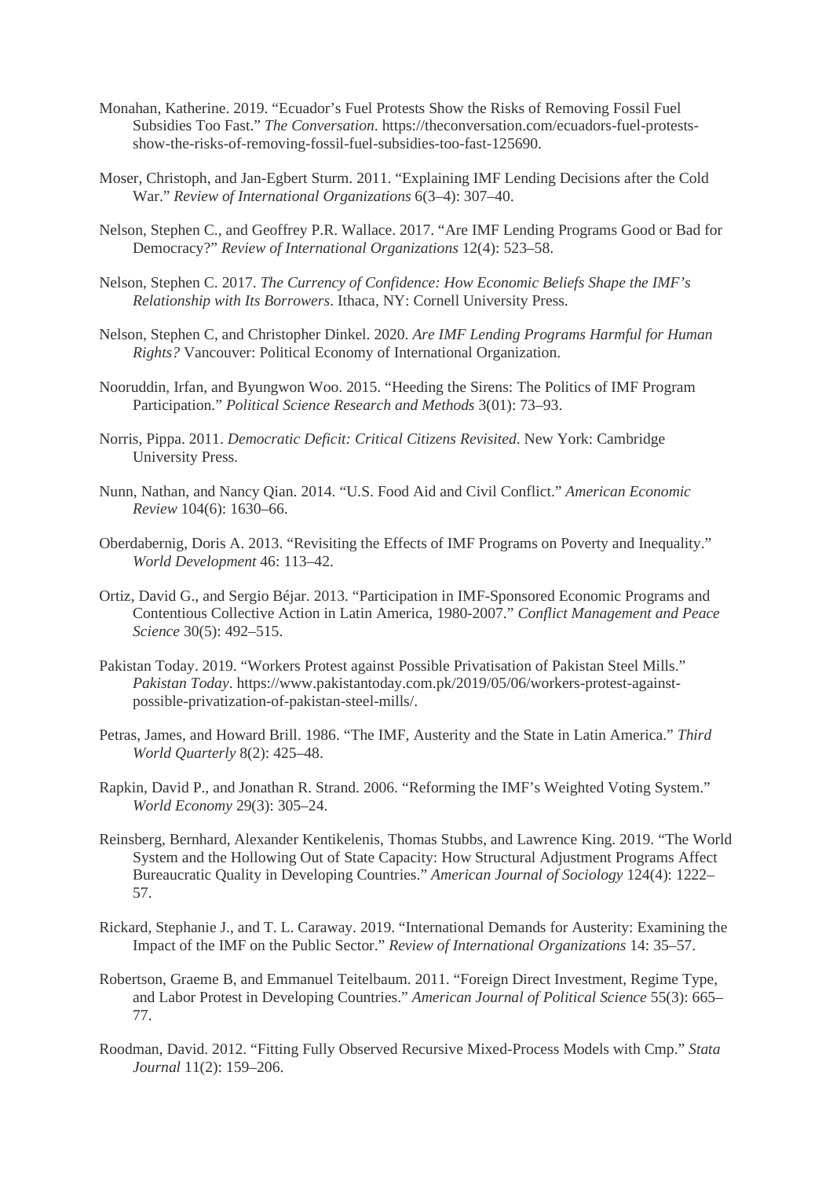Monahan, Katherine. 2019. "Ecuador's Fuel Protests Show the Risks of Removing Fossil Fuel Subsidies Too Fast." *The Conversation*. https://theconversation.com/ecuadors-fuel-protests-show-the-risks-of-removing-fossil-fuel-subsidies-too-fast-125690.

Moser, Christoph, and Jan-Egbert Sturm. 2011. "Explaining IMF Lending Decisions after the Cold War." *Review of International Organizations* 6(3–4): 307–40.

Nelson, Stephen C., and Geoffrey P.R. Wallace. 2017. "Are IMF Lending Programs Good or Bad for Democracy?" *Review of International Organizations* 12(4): 523–58.

Nelson, Stephen C. 2017. *The Currency of Confidence: How Economic Beliefs Shape the IMF's Relationship with Its Borrowers*. Ithaca, NY: Cornell University Press.

Nelson, Stephen C, and Christopher Dinkel. 2020. *Are IMF Lending Programs Harmful for Human Rights?* Vancouver: Political Economy of International Organization.

Nooruddin, Irfan, and Byungwon Woo. 2015. "Heeding the Sirens: The Politics of IMF Program Participation." *Political Science Research and Methods* 3(01): 73–93.

Norris, Pippa. 2011. *Democratic Deficit: Critical Citizens Revisited*. New York: Cambridge University Press.

Nunn, Nathan, and Nancy Qian. 2014. "U.S. Food Aid and Civil Conflict." *American Economic Review* 104(6): 1630–66.

Oberdabernig, Doris A. 2013. "Revisiting the Effects of IMF Programs on Poverty and Inequality." *World Development* 46: 113–42.

Ortiz, David G., and Sergio Béjar. 2013. "Participation in IMF-Sponsored Economic Programs and Contentious Collective Action in Latin America, 1980-2007." *Conflict Management and Peace Science* 30(5): 492–515.

Pakistan Today. 2019. "Workers Protest against Possible Privatisation of Pakistan Steel Mills." *Pakistan Today*. https://www.pakistantoday.com.pk/2019/05/06/workers-protest-against-possible-privatization-of-pakistan-steel-mills/.

Petras, James, and Howard Brill. 1986. "The IMF, Austerity and the State in Latin America." *Third World Quarterly* 8(2): 425–48.

Rapkin, David P., and Jonathan R. Strand. 2006. "Reforming the IMF's Weighted Voting System." *World Economy* 29(3): 305–24.

Reinsberg, Bernhard, Alexander Kentikelenis, Thomas Stubbs, and Lawrence King. 2019. "The World System and the Hollowing Out of State Capacity: How Structural Adjustment Programs Affect Bureaucratic Quality in Developing Countries." *American Journal of Sociology* 124(4): 1222–57.

Rickard, Stephanie J., and T. L. Caraway. 2019. "International Demands for Austerity: Examining the Impact of the IMF on the Public Sector." *Review of International Organizations* 14: 35–57.

Robertson, Graeme B, and Emmanuel Teitelbaum. 2011. "Foreign Direct Investment, Regime Type, and Labor Protest in Developing Countries." *American Journal of Political Science* 55(3): 665–77.

Roodman, David. 2012. "Fitting Fully Observed Recursive Mixed-Process Models with Cmp." *Stata Journal* 11(2): 159–206.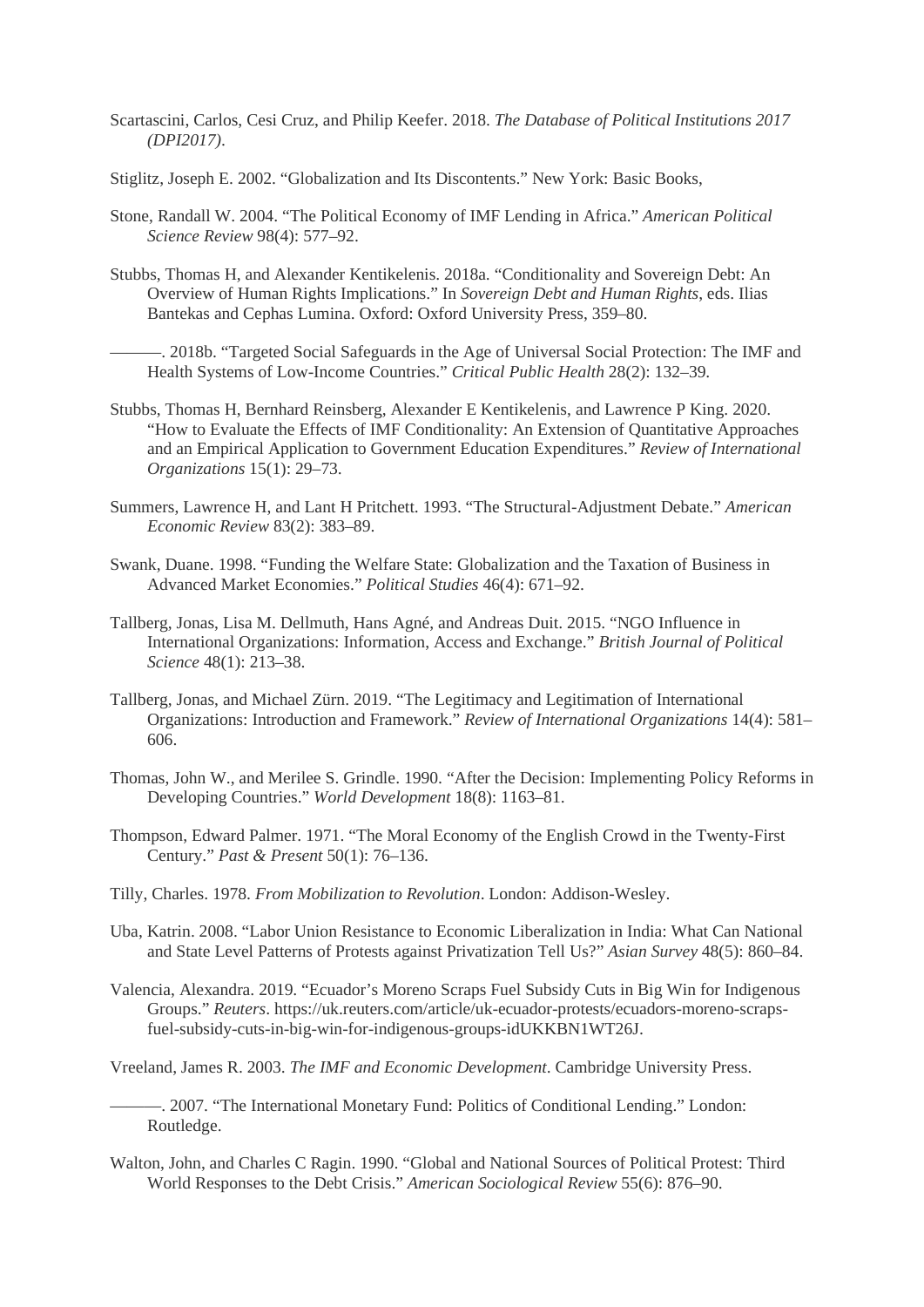Scartascini, Carlos, Cesi Cruz, and Philip Keefer. 2018. *The Database of Political Institutions 2017 (DPI2017)*.

Stiglitz, Joseph E. 2002. "Globalization and Its Discontents." New York: Basic Books,

Stone, Randall W. 2004. "The Political Economy of IMF Lending in Africa." *American Political Science Review* 98(4): 577–92.

Stubbs, Thomas H, and Alexander Kentikelenis. 2018a. "Conditionality and Sovereign Debt: An Overview of Human Rights Implications." In *Sovereign Debt and Human Rights*, eds. Ilias Bantekas and Cephas Lumina. Oxford: Oxford University Press, 359–80.

———. 2018b. "Targeted Social Safeguards in the Age of Universal Social Protection: The IMF and Health Systems of Low-Income Countries." *Critical Public Health* 28(2): 132–39.

Stubbs, Thomas H, Bernhard Reinsberg, Alexander E Kentikelenis, and Lawrence P King. 2020. "How to Evaluate the Effects of IMF Conditionality: An Extension of Quantitative Approaches and an Empirical Application to Government Education Expenditures." *Review of International Organizations* 15(1): 29–73.

Summers, Lawrence H, and Lant H Pritchett. 1993. "The Structural-Adjustment Debate." *American Economic Review* 83(2): 383–89.

Swank, Duane. 1998. "Funding the Welfare State: Globalization and the Taxation of Business in Advanced Market Economies." *Political Studies* 46(4): 671–92.

Tallberg, Jonas, Lisa M. Dellmuth, Hans Agné, and Andreas Duit. 2015. "NGO Influence in International Organizations: Information, Access and Exchange." *British Journal of Political Science* 48(1): 213–38.

Tallberg, Jonas, and Michael Zürn. 2019. "The Legitimacy and Legitimation of International Organizations: Introduction and Framework." *Review of International Organizations* 14(4): 581–606.

Thomas, John W., and Merilee S. Grindle. 1990. "After the Decision: Implementing Policy Reforms in Developing Countries." *World Development* 18(8): 1163–81.

Thompson, Edward Palmer. 1971. "The Moral Economy of the English Crowd in the Twenty-First Century." *Past & Present* 50(1): 76–136.

Tilly, Charles. 1978. *From Mobilization to Revolution*. London: Addison-Wesley.

Uba, Katrin. 2008. "Labor Union Resistance to Economic Liberalization in India: What Can National and State Level Patterns of Protests against Privatization Tell Us?" *Asian Survey* 48(5): 860–84.

Valencia, Alexandra. 2019. "Ecuador's Moreno Scraps Fuel Subsidy Cuts in Big Win for Indigenous Groups." *Reuters*. https://uk.reuters.com/article/uk-ecuador-protests/ecuadors-moreno-scraps-fuel-subsidy-cuts-in-big-win-for-indigenous-groups-idUKKBN1WT26J.

Vreeland, James R. 2003. *The IMF and Economic Development*. Cambridge University Press.

———. 2007. "The International Monetary Fund: Politics of Conditional Lending." London: Routledge.

Walton, John, and Charles C Ragin. 1990. "Global and National Sources of Political Protest: Third World Responses to the Debt Crisis." *American Sociological Review* 55(6): 876–90.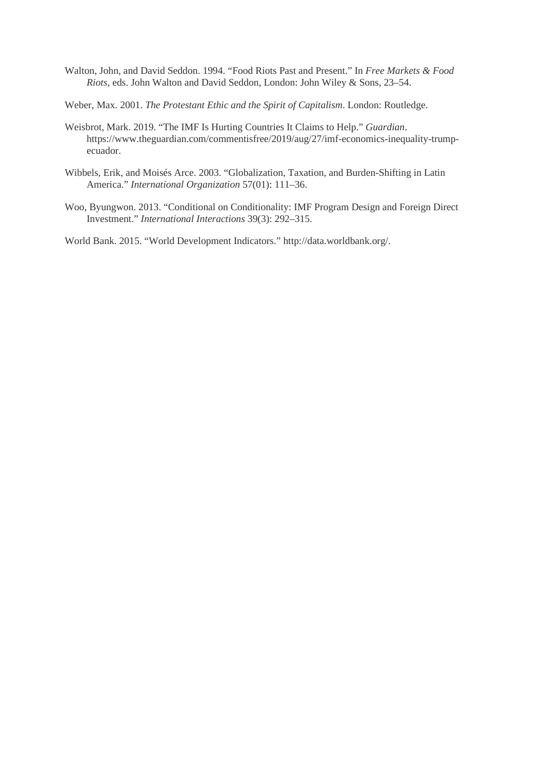Walton, John, and David Seddon. 1994. "Food Riots Past and Present." In *Free Markets & Food Riots*, eds. John Walton and David Seddon, London: John Wiley & Sons, 23–54.

Weber, Max. 2001. *The Protestant Ethic and the Spirit of Capitalism*. London: Routledge.

Weisbrot, Mark. 2019. "The IMF Is Hurting Countries It Claims to Help." *Guardian*. https://www.theguardian.com/commentisfree/2019/aug/27/imf-economics-inequality-trump-ecuador.

Wibbels, Erik, and Moisés Arce. 2003. "Globalization, Taxation, and Burden-Shifting in Latin America." *International Organization* 57(01): 111–36.

Woo, Byungwon. 2013. "Conditional on Conditionality: IMF Program Design and Foreign Direct Investment." *International Interactions* 39(3): 292–315.

World Bank. 2015. "World Development Indicators." http://data.worldbank.org/.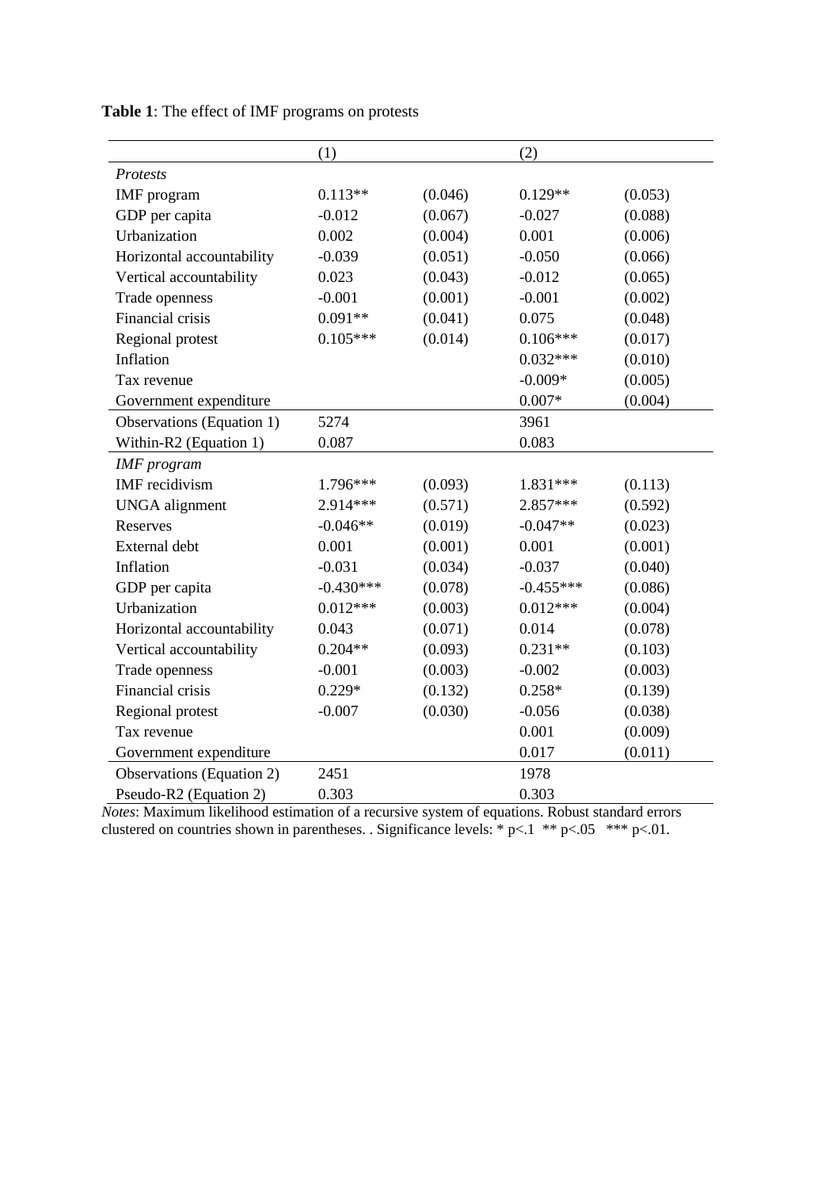**Table 1**: The effect of IMF programs on protests

| | (1) | | (2) | |
|---|---|---|---|---|
| *Protests* | | | | |
| IMF program | 0.113** | (0.046) | 0.129** | (0.053) |
| GDP per capita | -0.012 | (0.067) | -0.027 | (0.088) |
| Urbanization | 0.002 | (0.004) | 0.001 | (0.006) |
| Horizontal accountability | -0.039 | (0.051) | -0.050 | (0.066) |
| Vertical accountability | 0.023 | (0.043) | -0.012 | (0.065) |
| Trade openness | -0.001 | (0.001) | -0.001 | (0.002) |
| Financial crisis | 0.091** | (0.041) | 0.075 | (0.048) |
| Regional protest | 0.105*** | (0.014) | 0.106*** | (0.017) |
| Inflation | | | 0.032*** | (0.010) |
| Tax revenue | | | -0.009* | (0.005) |
| Government expenditure | | | 0.007* | (0.004) |
| Observations (Equation 1) | 5274 | | 3961 | |
| Within-R2 (Equation 1) | 0.087 | | 0.083 | |
| *IMF program* | | | | |
| IMF recidivism | 1.796*** | (0.093) | 1.831*** | (0.113) |
| UNGA alignment | 2.914*** | (0.571) | 2.857*** | (0.592) |
| Reserves | -0.046** | (0.019) | -0.047** | (0.023) |
| External debt | 0.001 | (0.001) | 0.001 | (0.001) |
| Inflation | -0.031 | (0.034) | -0.037 | (0.040) |
| GDP per capita | -0.430*** | (0.078) | -0.455*** | (0.086) |
| Urbanization | 0.012*** | (0.003) | 0.012*** | (0.004) |
| Horizontal accountability | 0.043 | (0.071) | 0.014 | (0.078) |
| Vertical accountability | 0.204** | (0.093) | 0.231** | (0.103) |
| Trade openness | -0.001 | (0.003) | -0.002 | (0.003) |
| Financial crisis | 0.229* | (0.132) | 0.258* | (0.139) |
| Regional protest | -0.007 | (0.030) | -0.056 | (0.038) |
| Tax revenue | | | 0.001 | (0.009) |
| Government expenditure | | | 0.017 | (0.011) |
| Observations (Equation 2) | 2451 | | 1978 | |
| Pseudo-R2 (Equation 2) | 0.303 | | 0.303 | |

*Notes*: Maximum likelihood estimation of a recursive system of equations. Robust standard errors clustered on countries shown in parentheses. . Significance levels: * p<.1 ** p<.05 *** p<.01.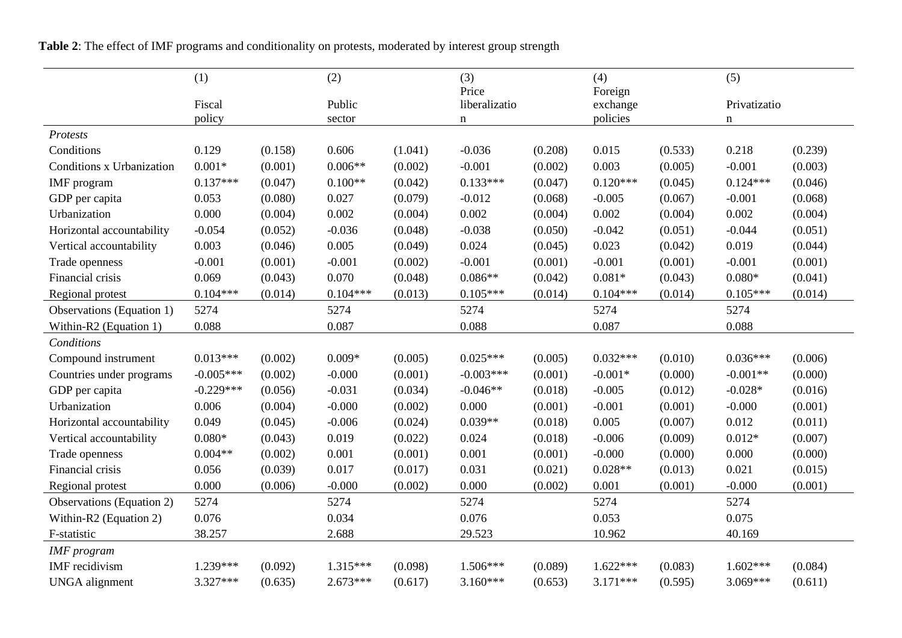**Table 2**: The effect of IMF programs and conditionality on protests, moderated by interest group strength

| | (1) Fiscal policy | | (2) Public sector | | (3) Price liberalization | | (4) Foreign exchange policies | | (5) Privatization | |
|---|---|---|---|---|---|---|---|---|---|---|
| *Protests* | | | | | | | | | | |
| Conditions | 0.129 | (0.158) | 0.606 | (1.041) | -0.036 | (0.208) | 0.015 | (0.533) | 0.218 | (0.239) |
| Conditions x Urbanization | 0.001* | (0.001) | 0.006** | (0.002) | -0.001 | (0.002) | 0.003 | (0.005) | -0.001 | (0.003) |
| IMF program | 0.137*** | (0.047) | 0.100** | (0.042) | 0.133*** | (0.047) | 0.120*** | (0.045) | 0.124*** | (0.046) |
| GDP per capita | 0.053 | (0.080) | 0.027 | (0.079) | -0.012 | (0.068) | -0.005 | (0.067) | -0.001 | (0.068) |
| Urbanization | 0.000 | (0.004) | 0.002 | (0.004) | 0.002 | (0.004) | 0.002 | (0.004) | 0.002 | (0.004) |
| Horizontal accountability | -0.054 | (0.052) | -0.036 | (0.048) | -0.038 | (0.050) | -0.042 | (0.051) | -0.044 | (0.051) |
| Vertical accountability | 0.003 | (0.046) | 0.005 | (0.049) | 0.024 | (0.045) | 0.023 | (0.042) | 0.019 | (0.044) |
| Trade openness | -0.001 | (0.001) | -0.001 | (0.002) | -0.001 | (0.001) | -0.001 | (0.001) | -0.001 | (0.001) |
| Financial crisis | 0.069 | (0.043) | 0.070 | (0.048) | 0.086** | (0.042) | 0.081* | (0.043) | 0.080* | (0.041) |
| Regional protest | 0.104*** | (0.014) | 0.104*** | (0.013) | 0.105*** | (0.014) | 0.104*** | (0.014) | 0.105*** | (0.014) |
| Observations (Equation 1) | 5274 | | 5274 | | 5274 | | 5274 | | 5274 | |
| Within-R2 (Equation 1) | 0.088 | | 0.087 | | 0.088 | | 0.087 | | 0.088 | |
| *Conditions* | | | | | | | | | | |
| Compound instrument | 0.013*** | (0.002) | 0.009* | (0.005) | 0.025*** | (0.005) | 0.032*** | (0.010) | 0.036*** | (0.006) |
| Countries under programs | -0.005*** | (0.002) | -0.000 | (0.001) | -0.003*** | (0.001) | -0.001* | (0.000) | -0.001** | (0.000) |
| GDP per capita | -0.229*** | (0.056) | -0.031 | (0.034) | -0.046** | (0.018) | -0.005 | (0.012) | -0.028* | (0.016) |
| Urbanization | 0.006 | (0.004) | -0.000 | (0.002) | 0.000 | (0.001) | -0.001 | (0.001) | -0.000 | (0.001) |
| Horizontal accountability | 0.049 | (0.045) | -0.006 | (0.024) | 0.039** | (0.018) | 0.005 | (0.007) | 0.012 | (0.011) |
| Vertical accountability | 0.080* | (0.043) | 0.019 | (0.022) | 0.024 | (0.018) | -0.006 | (0.009) | 0.012* | (0.007) |
| Trade openness | 0.004** | (0.002) | 0.001 | (0.001) | 0.001 | (0.001) | -0.000 | (0.000) | 0.000 | (0.000) |
| Financial crisis | 0.056 | (0.039) | 0.017 | (0.017) | 0.031 | (0.021) | 0.028** | (0.013) | 0.021 | (0.015) |
| Regional protest | 0.000 | (0.006) | -0.000 | (0.002) | 0.000 | (0.002) | 0.001 | (0.001) | -0.000 | (0.001) |
| Observations (Equation 2) | 5274 | | 5274 | | 5274 | | 5274 | | 5274 | |
| Within-R2 (Equation 2) | 0.076 | | 0.034 | | 0.076 | | 0.053 | | 0.075 | |
| F-statistic | 38.257 | | 2.688 | | 29.523 | | 10.962 | | 40.169 | |
| *IMF program* | | | | | | | | | | |
| IMF recidivism | 1.239*** | (0.092) | 1.315*** | (0.098) | 1.506*** | (0.089) | 1.622*** | (0.083) | 1.602*** | (0.084) |
| UNGA alignment | 3.327*** | (0.635) | 2.673*** | (0.617) | 3.160*** | (0.653) | 3.171*** | (0.595) | 3.069*** | (0.611) |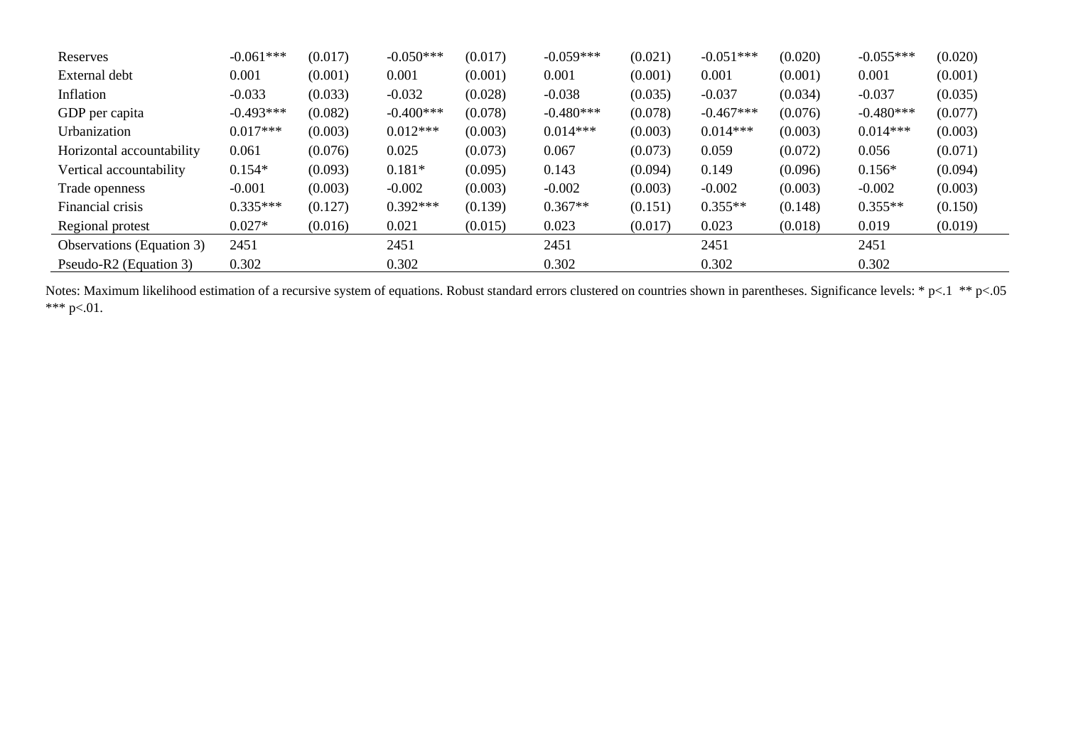| | | | | | | | | | | |
|---|---|---|---|---|---|---|---|---|---|---|
| Reserves | -0.061*** | (0.017) | -0.050*** | (0.017) | -0.059*** | (0.021) | -0.051*** | (0.020) | -0.055*** | (0.020) |
| External debt | 0.001 | (0.001) | 0.001 | (0.001) | 0.001 | (0.001) | 0.001 | (0.001) | 0.001 | (0.001) |
| Inflation | -0.033 | (0.033) | -0.032 | (0.028) | -0.038 | (0.035) | -0.037 | (0.034) | -0.037 | (0.035) |
| GDP per capita | -0.493*** | (0.082) | -0.400*** | (0.078) | -0.480*** | (0.078) | -0.467*** | (0.076) | -0.480*** | (0.077) |
| Urbanization | 0.017*** | (0.003) | 0.012*** | (0.003) | 0.014*** | (0.003) | 0.014*** | (0.003) | 0.014*** | (0.003) |
| Horizontal accountability | 0.061 | (0.076) | 0.025 | (0.073) | 0.067 | (0.073) | 0.059 | (0.072) | 0.056 | (0.071) |
| Vertical accountability | 0.154* | (0.093) | 0.181* | (0.095) | 0.143 | (0.094) | 0.149 | (0.096) | 0.156* | (0.094) |
| Trade openness | -0.001 | (0.003) | -0.002 | (0.003) | -0.002 | (0.003) | -0.002 | (0.003) | -0.002 | (0.003) |
| Financial crisis | 0.335*** | (0.127) | 0.392*** | (0.139) | 0.367** | (0.151) | 0.355** | (0.148) | 0.355** | (0.150) |
| Regional protest | 0.027* | (0.016) | 0.021 | (0.015) | 0.023 | (0.017) | 0.023 | (0.018) | 0.019 | (0.019) |
| Observations (Equation 3) | 2451 | | 2451 | | 2451 | | 2451 | | 2451 | |
| Pseudo-R2 (Equation 3) | 0.302 | | 0.302 | | 0.302 | | 0.302 | | 0.302 | |

Notes: Maximum likelihood estimation of a recursive system of equations. Robust standard errors clustered on countries shown in parentheses. Significance levels: * p<.1 ** p<.05 *** p<.01.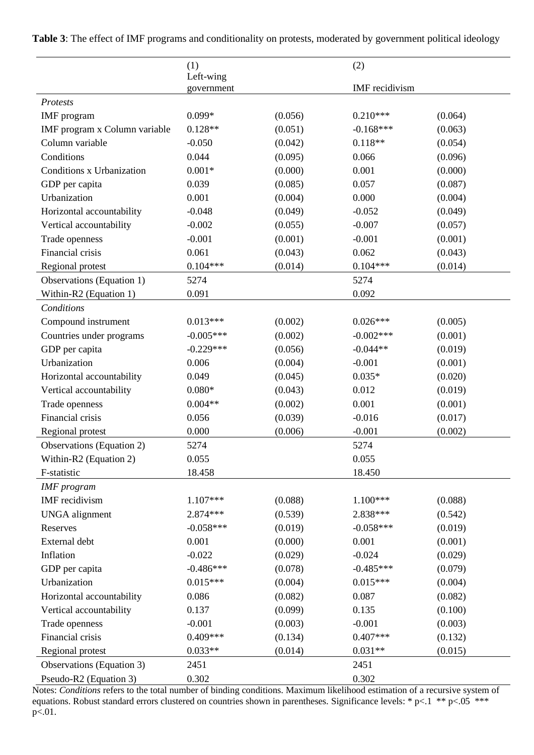**Table 3**: The effect of IMF programs and conditionality on protests, moderated by government political ideology

| | (1) Left-wing government | | (2) IMF recidivism | |
|---|---|---|---|---|
| *Protests* | | | | |
| IMF program | 0.099* | (0.056) | 0.210*** | (0.064) |
| IMF program x Column variable | 0.128** | (0.051) | -0.168*** | (0.063) |
| Column variable | -0.050 | (0.042) | 0.118** | (0.054) |
| Conditions | 0.044 | (0.095) | 0.066 | (0.096) |
| Conditions x Urbanization | 0.001* | (0.000) | 0.001 | (0.000) |
| GDP per capita | 0.039 | (0.085) | 0.057 | (0.087) |
| Urbanization | 0.001 | (0.004) | 0.000 | (0.004) |
| Horizontal accountability | -0.048 | (0.049) | -0.052 | (0.049) |
| Vertical accountability | -0.002 | (0.055) | -0.007 | (0.057) |
| Trade openness | -0.001 | (0.001) | -0.001 | (0.001) |
| Financial crisis | 0.061 | (0.043) | 0.062 | (0.043) |
| Regional protest | 0.104*** | (0.014) | 0.104*** | (0.014) |
| Observations (Equation 1) | 5274 | | 5274 | |
| Within-R2 (Equation 1) | 0.091 | | 0.092 | |
| *Conditions* | | | | |
| Compound instrument | 0.013*** | (0.002) | 0.026*** | (0.005) |
| Countries under programs | -0.005*** | (0.002) | -0.002*** | (0.001) |
| GDP per capita | -0.229*** | (0.056) | -0.044** | (0.019) |
| Urbanization | 0.006 | (0.004) | -0.001 | (0.001) |
| Horizontal accountability | 0.049 | (0.045) | 0.035* | (0.020) |
| Vertical accountability | 0.080* | (0.043) | 0.012 | (0.019) |
| Trade openness | 0.004** | (0.002) | 0.001 | (0.001) |
| Financial crisis | 0.056 | (0.039) | -0.016 | (0.017) |
| Regional protest | 0.000 | (0.006) | -0.001 | (0.002) |
| Observations (Equation 2) | 5274 | | 5274 | |
| Within-R2 (Equation 2) | 0.055 | | 0.055 | |
| F-statistic | 18.458 | | 18.450 | |
| *IMF program* | | | | |
| IMF recidivism | 1.107*** | (0.088) | 1.100*** | (0.088) |
| UNGA alignment | 2.874*** | (0.539) | 2.838*** | (0.542) |
| Reserves | -0.058*** | (0.019) | -0.058*** | (0.019) |
| External debt | 0.001 | (0.000) | 0.001 | (0.001) |
| Inflation | -0.022 | (0.029) | -0.024 | (0.029) |
| GDP per capita | -0.486*** | (0.078) | -0.485*** | (0.079) |
| Urbanization | 0.015*** | (0.004) | 0.015*** | (0.004) |
| Horizontal accountability | 0.086 | (0.082) | 0.087 | (0.082) |
| Vertical accountability | 0.137 | (0.099) | 0.135 | (0.100) |
| Trade openness | -0.001 | (0.003) | -0.001 | (0.003) |
| Financial crisis | 0.409*** | (0.134) | 0.407*** | (0.132) |
| Regional protest | 0.033** | (0.014) | 0.031** | (0.015) |
| Observations (Equation 3) | 2451 | | 2451 | |
| Pseudo-R2 (Equation 3) | 0.302 | | 0.302 | |

Notes: *Conditions* refers to the total number of binding conditions. Maximum likelihood estimation of a recursive system of equations. Robust standard errors clustered on countries shown in parentheses. Significance levels: * p<.1 ** p<.05 *** p<.01.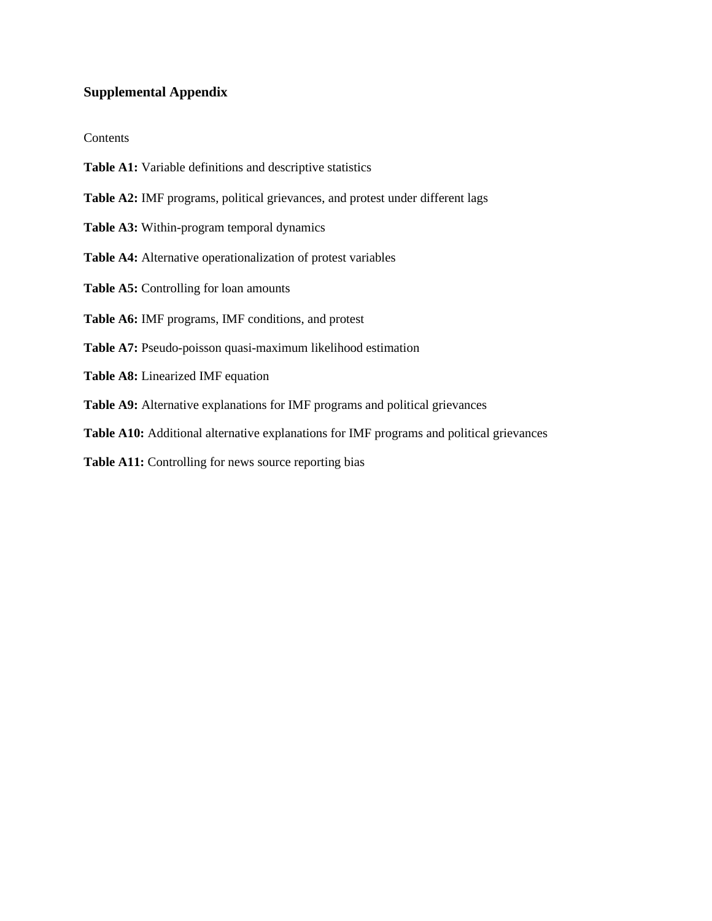## Supplemental Appendix

Contents

**Table A1:** Variable definitions and descriptive statistics

**Table A2:** IMF programs, political grievances, and protest under different lags

**Table A3:** Within-program temporal dynamics

**Table A4:** Alternative operationalization of protest variables

**Table A5:** Controlling for loan amounts

**Table A6:** IMF programs, IMF conditions, and protest

**Table A7:** Pseudo-poisson quasi-maximum likelihood estimation

**Table A8:** Linearized IMF equation

**Table A9:** Alternative explanations for IMF programs and political grievances

**Table A10:** Additional alternative explanations for IMF programs and political grievances

**Table A11:** Controlling for news source reporting bias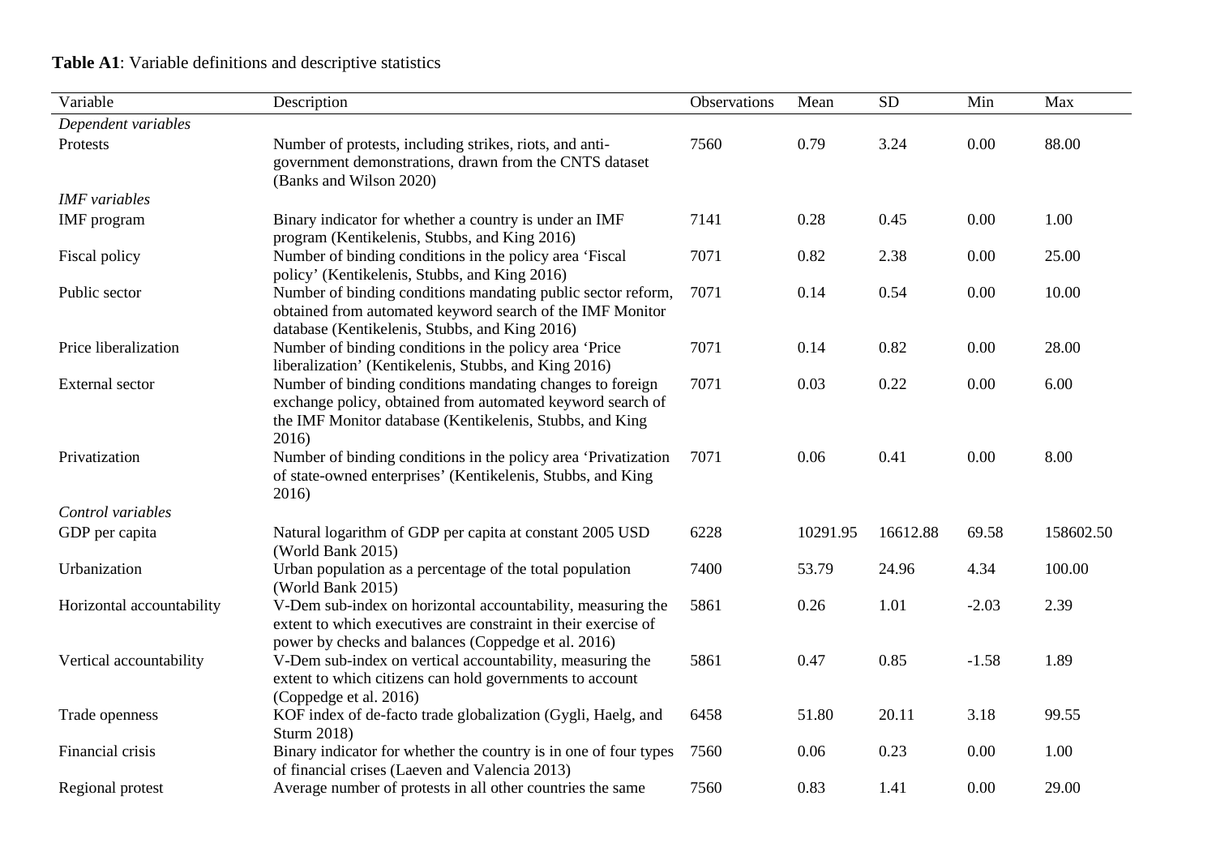**Table A1**: Variable definitions and descriptive statistics

| Variable | Description | Observations | Mean | SD | Min | Max |
|---|---|---|---|---|---|---|
| *Dependent variables* | | | | | | |
| Protests | Number of protests, including strikes, riots, and anti-government demonstrations, drawn from the CNTS dataset (Banks and Wilson 2020) | 7560 | 0.79 | 3.24 | 0.00 | 88.00 |
| *IMF variables* | | | | | | |
| IMF program | Binary indicator for whether a country is under an IMF program (Kentikelenis, Stubbs, and King 2016) | 7141 | 0.28 | 0.45 | 0.00 | 1.00 |
| Fiscal policy | Number of binding conditions in the policy area 'Fiscal policy' (Kentikelenis, Stubbs, and King 2016) | 7071 | 0.82 | 2.38 | 0.00 | 25.00 |
| Public sector | Number of binding conditions mandating public sector reform, obtained from automated keyword search of the IMF Monitor database (Kentikelenis, Stubbs, and King 2016) | 7071 | 0.14 | 0.54 | 0.00 | 10.00 |
| Price liberalization | Number of binding conditions in the policy area 'Price liberalization' (Kentikelenis, Stubbs, and King 2016) | 7071 | 0.14 | 0.82 | 0.00 | 28.00 |
| External sector | Number of binding conditions mandating changes to foreign exchange policy, obtained from automated keyword search of the IMF Monitor database (Kentikelenis, Stubbs, and King 2016) | 7071 | 0.03 | 0.22 | 0.00 | 6.00 |
| Privatization | Number of binding conditions in the policy area 'Privatization of state-owned enterprises' (Kentikelenis, Stubbs, and King 2016) | 7071 | 0.06 | 0.41 | 0.00 | 8.00 |
| *Control variables* | | | | | | |
| GDP per capita | Natural logarithm of GDP per capita at constant 2005 USD (World Bank 2015) | 6228 | 10291.95 | 16612.88 | 69.58 | 158602.50 |
| Urbanization | Urban population as a percentage of the total population (World Bank 2015) | 7400 | 53.79 | 24.96 | 4.34 | 100.00 |
| Horizontal accountability | V-Dem sub-index on horizontal accountability, measuring the extent to which executives are constraint in their exercise of power by checks and balances (Coppedge et al. 2016) | 5861 | 0.26 | 1.01 | -2.03 | 2.39 |
| Vertical accountability | V-Dem sub-index on vertical accountability, measuring the extent to which citizens can hold governments to account (Coppedge et al. 2016) | 5861 | 0.47 | 0.85 | -1.58 | 1.89 |
| Trade openness | KOF index of de-facto trade globalization (Gygli, Haelg, and Sturm 2018) | 6458 | 51.80 | 20.11 | 3.18 | 99.55 |
| Financial crisis | Binary indicator for whether the country is in one of four types of financial crises (Laeven and Valencia 2013) | 7560 | 0.06 | 0.23 | 0.00 | 1.00 |
| Regional protest | Average number of protests in all other countries the same | 7560 | 0.83 | 1.41 | 0.00 | 29.00 |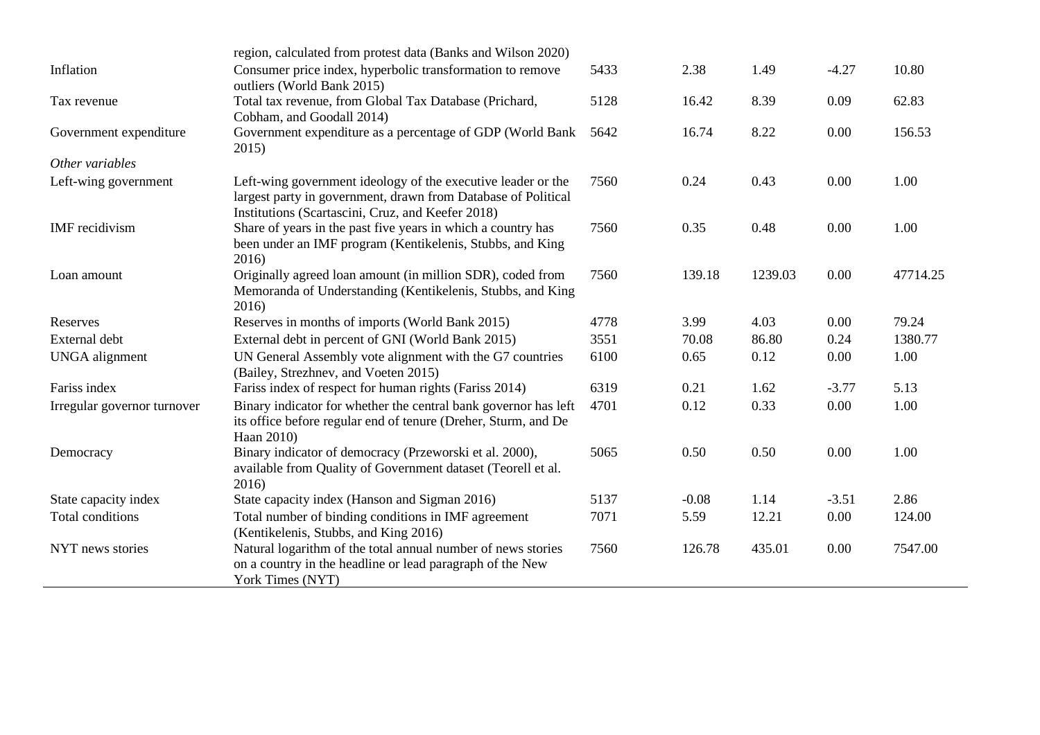| | | | | | | |
|---|---|---|---|---|---|---|
| | region, calculated from protest data (Banks and Wilson 2020) | | | | | |
| Inflation | Consumer price index, hyperbolic transformation to remove outliers (World Bank 2015) | 5433 | 2.38 | 1.49 | -4.27 | 10.80 |
| Tax revenue | Total tax revenue, from Global Tax Database (Prichard, Cobham, and Goodall 2014) | 5128 | 16.42 | 8.39 | 0.09 | 62.83 |
| Government expenditure | Government expenditure as a percentage of GDP (World Bank 2015) | 5642 | 16.74 | 8.22 | 0.00 | 156.53 |
| *Other variables* | | | | | | |
| Left-wing government | Left-wing government ideology of the executive leader or the largest party in government, drawn from Database of Political Institutions (Scartascini, Cruz, and Keefer 2018) | 7560 | 0.24 | 0.43 | 0.00 | 1.00 |
| IMF recidivism | Share of years in the past five years in which a country has been under an IMF program (Kentikelenis, Stubbs, and King 2016) | 7560 | 0.35 | 0.48 | 0.00 | 1.00 |
| Loan amount | Originally agreed loan amount (in million SDR), coded from Memoranda of Understanding (Kentikelenis, Stubbs, and King 2016) | 7560 | 139.18 | 1239.03 | 0.00 | 47714.25 |
| Reserves | Reserves in months of imports (World Bank 2015) | 4778 | 3.99 | 4.03 | 0.00 | 79.24 |
| External debt | External debt in percent of GNI (World Bank 2015) | 3551 | 70.08 | 86.80 | 0.24 | 1380.77 |
| UNGA alignment | UN General Assembly vote alignment with the G7 countries (Bailey, Strezhnev, and Voeten 2015) | 6100 | 0.65 | 0.12 | 0.00 | 1.00 |
| Fariss index | Fariss index of respect for human rights (Fariss 2014) | 6319 | 0.21 | 1.62 | -3.77 | 5.13 |
| Irregular governor turnover | Binary indicator for whether the central bank governor has left its office before regular end of tenure (Dreher, Sturm, and De Haan 2010) | 4701 | 0.12 | 0.33 | 0.00 | 1.00 |
| Democracy | Binary indicator of democracy (Przeworski et al. 2000), available from Quality of Government dataset (Teorell et al. 2016) | 5065 | 0.50 | 0.50 | 0.00 | 1.00 |
| State capacity index | State capacity index (Hanson and Sigman 2016) | 5137 | -0.08 | 1.14 | -3.51 | 2.86 |
| Total conditions | Total number of binding conditions in IMF agreement (Kentikelenis, Stubbs, and King 2016) | 7071 | 5.59 | 12.21 | 0.00 | 124.00 |
| NYT news stories | Natural logarithm of the total annual number of news stories on a country in the headline or lead paragraph of the New York Times (NYT) | 7560 | 126.78 | 435.01 | 0.00 | 7547.00 |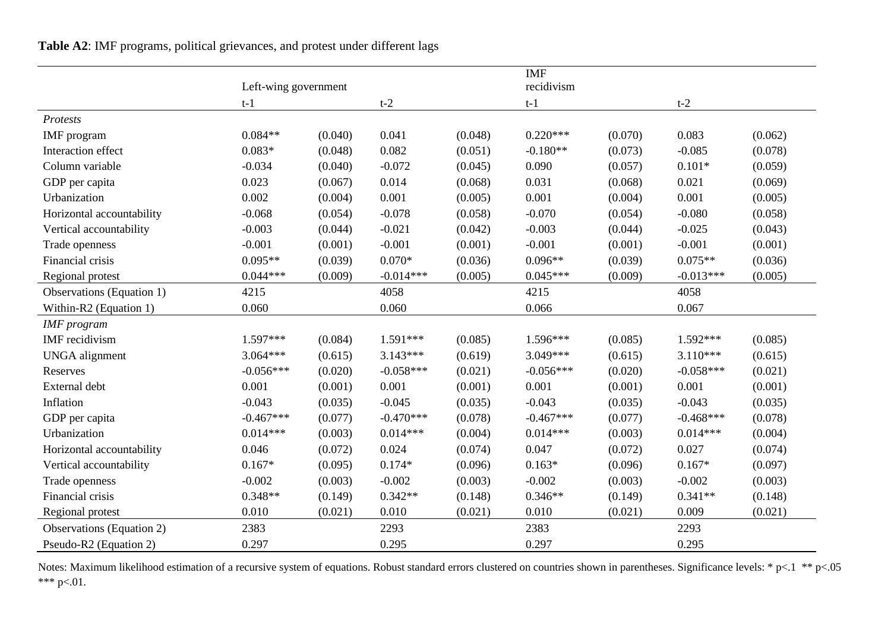**Table A2**: IMF programs, political grievances, and protest under different lags

| | Left-wing government | | | | IMF recidivism | | | |
|---|---|---|---|---|---|---|---|---|
| | t-1 | | t-2 | | t-1 | | t-2 | |
| *Protests* | | | | | | | | |
| IMF program | 0.084** | (0.040) | 0.041 | (0.048) | 0.220*** | (0.070) | 0.083 | (0.062) |
| Interaction effect | 0.083* | (0.048) | 0.082 | (0.051) | -0.180** | (0.073) | -0.085 | (0.078) |
| Column variable | -0.034 | (0.040) | -0.072 | (0.045) | 0.090 | (0.057) | 0.101* | (0.059) |
| GDP per capita | 0.023 | (0.067) | 0.014 | (0.068) | 0.031 | (0.068) | 0.021 | (0.069) |
| Urbanization | 0.002 | (0.004) | 0.001 | (0.005) | 0.001 | (0.004) | 0.001 | (0.005) |
| Horizontal accountability | -0.068 | (0.054) | -0.078 | (0.058) | -0.070 | (0.054) | -0.080 | (0.058) |
| Vertical accountability | -0.003 | (0.044) | -0.021 | (0.042) | -0.003 | (0.044) | -0.025 | (0.043) |
| Trade openness | -0.001 | (0.001) | -0.001 | (0.001) | -0.001 | (0.001) | -0.001 | (0.001) |
| Financial crisis | 0.095** | (0.039) | 0.070* | (0.036) | 0.096** | (0.039) | 0.075** | (0.036) |
| Regional protest | 0.044*** | (0.009) | -0.014*** | (0.005) | 0.045*** | (0.009) | -0.013*** | (0.005) |
| Observations (Equation 1) | 4215 | | 4058 | | 4215 | | 4058 | |
| Within-R2 (Equation 1) | 0.060 | | 0.060 | | 0.066 | | 0.067 | |
| *IMF program* | | | | | | | | |
| IMF recidivism | 1.597*** | (0.084) | 1.591*** | (0.085) | 1.596*** | (0.085) | 1.592*** | (0.085) |
| UNGA alignment | 3.064*** | (0.615) | 3.143*** | (0.619) | 3.049*** | (0.615) | 3.110*** | (0.615) |
| Reserves | -0.056*** | (0.020) | -0.058*** | (0.021) | -0.056*** | (0.020) | -0.058*** | (0.021) |
| External debt | 0.001 | (0.001) | 0.001 | (0.001) | 0.001 | (0.001) | 0.001 | (0.001) |
| Inflation | -0.043 | (0.035) | -0.045 | (0.035) | -0.043 | (0.035) | -0.043 | (0.035) |
| GDP per capita | -0.467*** | (0.077) | -0.470*** | (0.078) | -0.467*** | (0.077) | -0.468*** | (0.078) |
| Urbanization | 0.014*** | (0.003) | 0.014*** | (0.004) | 0.014*** | (0.003) | 0.014*** | (0.004) |
| Horizontal accountability | 0.046 | (0.072) | 0.024 | (0.074) | 0.047 | (0.072) | 0.027 | (0.074) |
| Vertical accountability | 0.167* | (0.095) | 0.174* | (0.096) | 0.163* | (0.096) | 0.167* | (0.097) |
| Trade openness | -0.002 | (0.003) | -0.002 | (0.003) | -0.002 | (0.003) | -0.002 | (0.003) |
| Financial crisis | 0.348** | (0.149) | 0.342** | (0.148) | 0.346** | (0.149) | 0.341** | (0.148) |
| Regional protest | 0.010 | (0.021) | 0.010 | (0.021) | 0.010 | (0.021) | 0.009 | (0.021) |
| Observations (Equation 2) | 2383 | | 2293 | | 2383 | | 2293 | |
| Pseudo-R2 (Equation 2) | 0.297 | | 0.295 | | 0.297 | | 0.295 | |

Notes: Maximum likelihood estimation of a recursive system of equations. Robust standard errors clustered on countries shown in parentheses. Significance levels: * p<.1 ** p<.05 *** p<.01.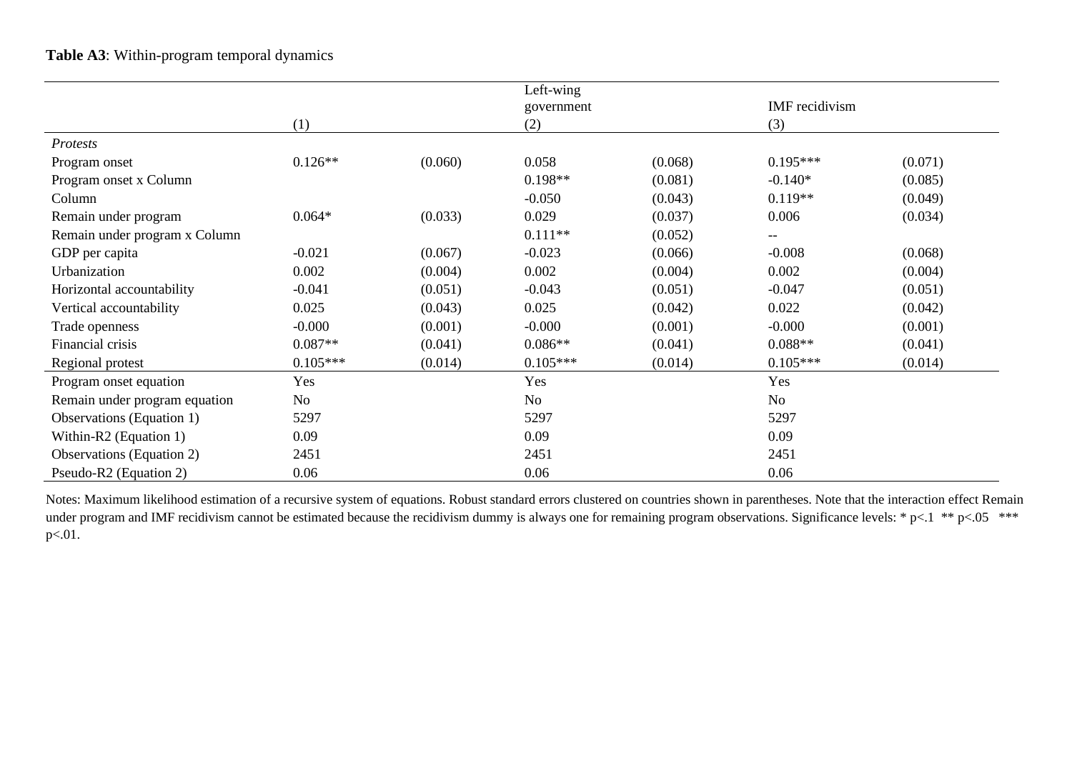**Table A3**: Within-program temporal dynamics

| | (1) | | Left-wing government (2) | | IMF recidivism (3) | |
|---|---|---|---|---|---|---|
| *Protests* | | | | | | |
| Program onset | 0.126** | (0.060) | 0.058 | (0.068) | 0.195*** | (0.071) |
| Program onset x Column | | | 0.198** | (0.081) | -0.140* | (0.085) |
| Column | | | -0.050 | (0.043) | 0.119** | (0.049) |
| Remain under program | 0.064* | (0.033) | 0.029 | (0.037) | 0.006 | (0.034) |
| Remain under program x Column | | | 0.111** | (0.052) | -- | |
| GDP per capita | -0.021 | (0.067) | -0.023 | (0.066) | -0.008 | (0.068) |
| Urbanization | 0.002 | (0.004) | 0.002 | (0.004) | 0.002 | (0.004) |
| Horizontal accountability | -0.041 | (0.051) | -0.043 | (0.051) | -0.047 | (0.051) |
| Vertical accountability | 0.025 | (0.043) | 0.025 | (0.042) | 0.022 | (0.042) |
| Trade openness | -0.000 | (0.001) | -0.000 | (0.001) | -0.000 | (0.001) |
| Financial crisis | 0.087** | (0.041) | 0.086** | (0.041) | 0.088** | (0.041) |
| Regional protest | 0.105*** | (0.014) | 0.105*** | (0.014) | 0.105*** | (0.014) |
| Program onset equation | Yes | | Yes | | Yes | |
| Remain under program equation | No | | No | | No | |
| Observations (Equation 1) | 5297 | | 5297 | | 5297 | |
| Within-R2 (Equation 1) | 0.09 | | 0.09 | | 0.09 | |
| Observations (Equation 2) | 2451 | | 2451 | | 2451 | |
| Pseudo-R2 (Equation 2) | 0.06 | | 0.06 | | 0.06 | |

Notes: Maximum likelihood estimation of a recursive system of equations. Robust standard errors clustered on countries shown in parentheses. Note that the interaction effect Remain under program and IMF recidivism cannot be estimated because the recidivism dummy is always one for remaining program observations. Significance levels: * $p<.1$ ** $p<.05$ *** $p<.01$.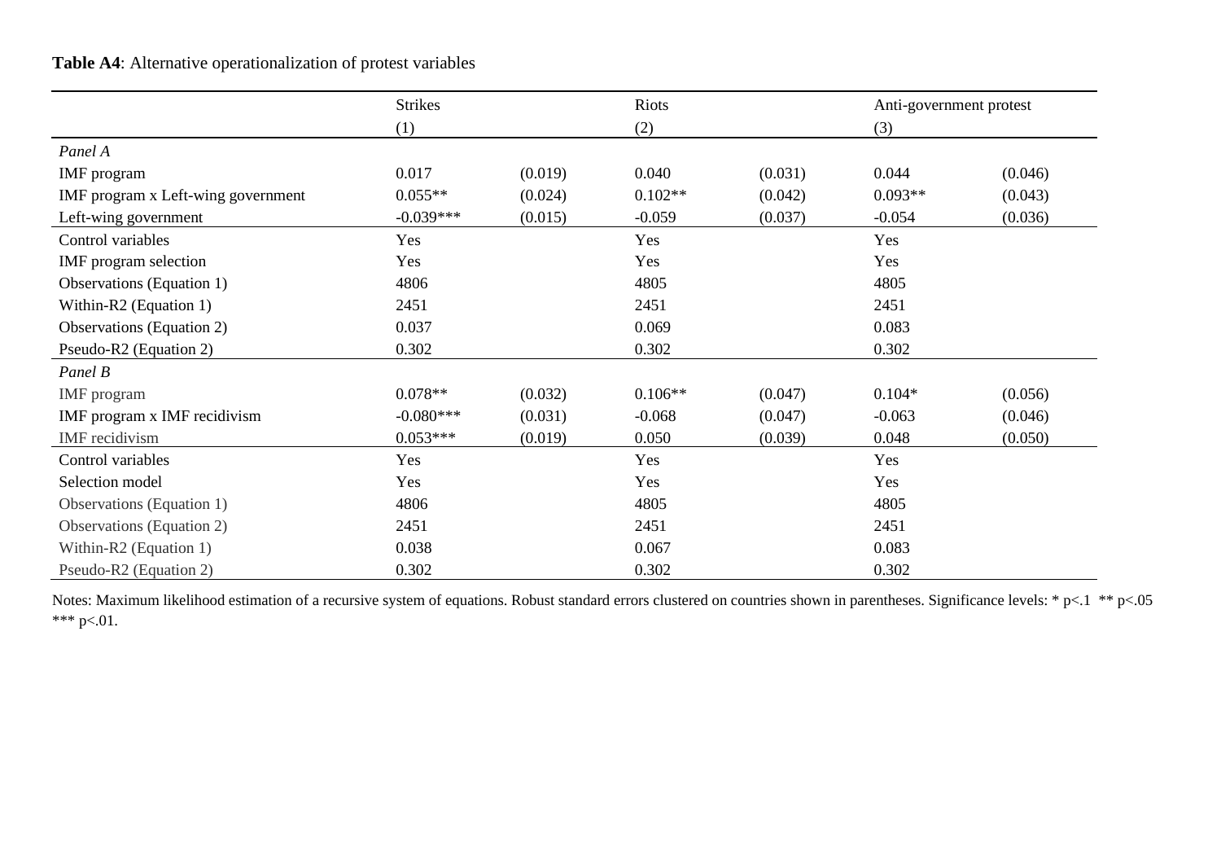**Table A4**: Alternative operationalization of protest variables

| | Strikes | | Riots | | Anti-government protest | |
|---|---|---|---|---|---|---|
| | (1) | | (2) | | (3) | |
| *Panel A* | | | | | | |
| IMF program | 0.017 | (0.019) | 0.040 | (0.031) | 0.044 | (0.046) |
| IMF program x Left-wing government | 0.055** | (0.024) | 0.102** | (0.042) | 0.093** | (0.043) |
| Left-wing government | -0.039*** | (0.015) | -0.059 | (0.037) | -0.054 | (0.036) |
| Control variables | Yes | | Yes | | Yes | |
| IMF program selection | Yes | | Yes | | Yes | |
| Observations (Equation 1) | 4806 | | 4805 | | 4805 | |
| Within-R2 (Equation 1) | 2451 | | 2451 | | 2451 | |
| Observations (Equation 2) | 0.037 | | 0.069 | | 0.083 | |
| Pseudo-R2 (Equation 2) | 0.302 | | 0.302 | | 0.302 | |
| *Panel B* | | | | | | |
| IMF program | 0.078** | (0.032) | 0.106** | (0.047) | 0.104* | (0.056) |
| IMF program x IMF recidivism | -0.080*** | (0.031) | -0.068 | (0.047) | -0.063 | (0.046) |
| IMF recidivism | 0.053*** | (0.019) | 0.050 | (0.039) | 0.048 | (0.050) |
| Control variables | Yes | | Yes | | Yes | |
| Selection model | Yes | | Yes | | Yes | |
| Observations (Equation 1) | 4806 | | 4805 | | 4805 | |
| Observations (Equation 2) | 2451 | | 2451 | | 2451 | |
| Within-R2 (Equation 1) | 0.038 | | 0.067 | | 0.083 | |
| Pseudo-R2 (Equation 2) | 0.302 | | 0.302 | | 0.302 | |

Notes: Maximum likelihood estimation of a recursive system of equations. Robust standard errors clustered on countries shown in parentheses. Significance levels: * p<.1 ** p<.05 *** p<.01.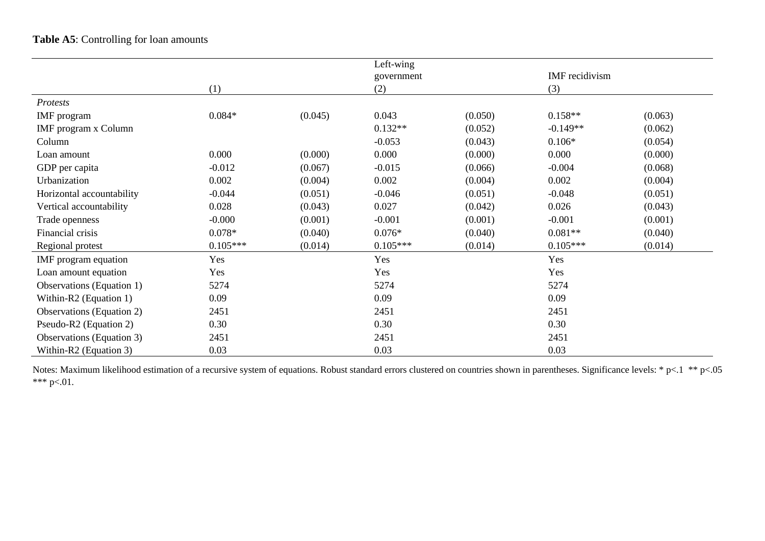**Table A5**: Controlling for loan amounts

| | (1) | | Left-wing government (2) | | IMF recidivism (3) | |
|---|---|---|---|---|---|---|
| *Protests* | | | | | | |
| IMF program | 0.084* | (0.045) | 0.043 | (0.050) | 0.158** | (0.063) |
| IMF program x Column | | | 0.132** | (0.052) | -0.149** | (0.062) |
| Column | | | -0.053 | (0.043) | 0.106* | (0.054) |
| Loan amount | 0.000 | (0.000) | 0.000 | (0.000) | 0.000 | (0.000) |
| GDP per capita | -0.012 | (0.067) | -0.015 | (0.066) | -0.004 | (0.068) |
| Urbanization | 0.002 | (0.004) | 0.002 | (0.004) | 0.002 | (0.004) |
| Horizontal accountability | -0.044 | (0.051) | -0.046 | (0.051) | -0.048 | (0.051) |
| Vertical accountability | 0.028 | (0.043) | 0.027 | (0.042) | 0.026 | (0.043) |
| Trade openness | -0.000 | (0.001) | -0.001 | (0.001) | -0.001 | (0.001) |
| Financial crisis | 0.078* | (0.040) | 0.076* | (0.040) | 0.081** | (0.040) |
| Regional protest | 0.105*** | (0.014) | 0.105*** | (0.014) | 0.105*** | (0.014) |
| IMF program equation | Yes | | Yes | | Yes | |
| Loan amount equation | Yes | | Yes | | Yes | |
| Observations (Equation 1) | 5274 | | 5274 | | 5274 | |
| Within-R2 (Equation 1) | 0.09 | | 0.09 | | 0.09 | |
| Observations (Equation 2) | 2451 | | 2451 | | 2451 | |
| Pseudo-R2 (Equation 2) | 0.30 | | 0.30 | | 0.30 | |
| Observations (Equation 3) | 2451 | | 2451 | | 2451 | |
| Within-R2 (Equation 3) | 0.03 | | 0.03 | | 0.03 | |

Notes: Maximum likelihood estimation of a recursive system of equations. Robust standard errors clustered on countries shown in parentheses. Significance levels: * p<.1 ** p<.05 *** p<.01.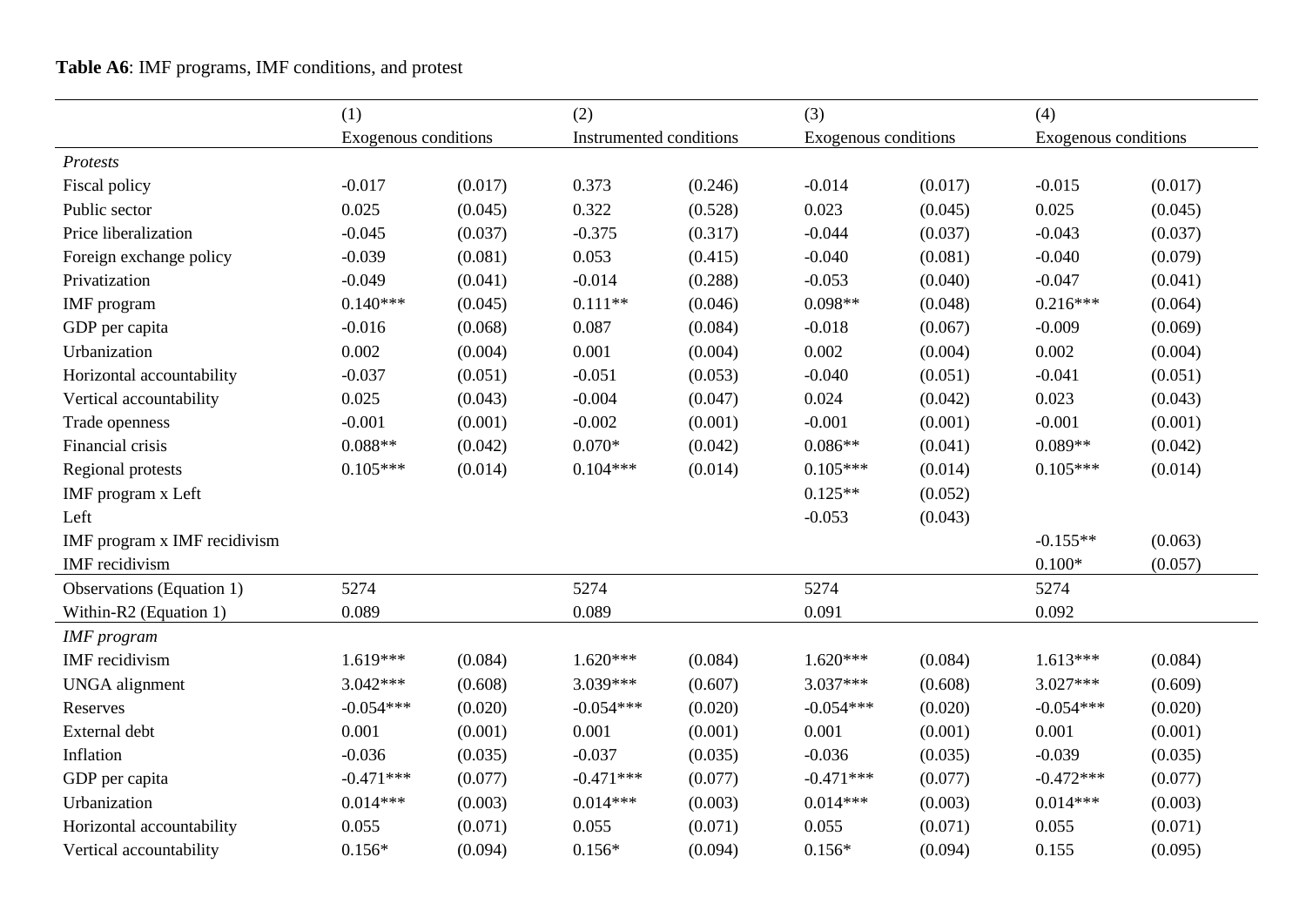**Table A6**: IMF programs, IMF conditions, and protest

| | (1) | | (2) | | (3) | | (4) | |
|---|---|---|---|---|---|---|---|---|
| | Exogenous conditions | | Instrumented conditions | | Exogenous conditions | | Exogenous conditions | |
| *Protests* | | | | | | | | |
| Fiscal policy | -0.017 | (0.017) | 0.373 | (0.246) | -0.014 | (0.017) | -0.015 | (0.017) |
| Public sector | 0.025 | (0.045) | 0.322 | (0.528) | 0.023 | (0.045) | 0.025 | (0.045) |
| Price liberalization | -0.045 | (0.037) | -0.375 | (0.317) | -0.044 | (0.037) | -0.043 | (0.037) |
| Foreign exchange policy | -0.039 | (0.081) | 0.053 | (0.415) | -0.040 | (0.081) | -0.040 | (0.079) |
| Privatization | -0.049 | (0.041) | -0.014 | (0.288) | -0.053 | (0.040) | -0.047 | (0.041) |
| IMF program | 0.140*** | (0.045) | 0.111** | (0.046) | 0.098** | (0.048) | 0.216*** | (0.064) |
| GDP per capita | -0.016 | (0.068) | 0.087 | (0.084) | -0.018 | (0.067) | -0.009 | (0.069) |
| Urbanization | 0.002 | (0.004) | 0.001 | (0.004) | 0.002 | (0.004) | 0.002 | (0.004) |
| Horizontal accountability | -0.037 | (0.051) | -0.051 | (0.053) | -0.040 | (0.051) | -0.041 | (0.051) |
| Vertical accountability | 0.025 | (0.043) | -0.004 | (0.047) | 0.024 | (0.042) | 0.023 | (0.043) |
| Trade openness | -0.001 | (0.001) | -0.002 | (0.001) | -0.001 | (0.001) | -0.001 | (0.001) |
| Financial crisis | 0.088** | (0.042) | 0.070* | (0.042) | 0.086** | (0.041) | 0.089** | (0.042) |
| Regional protests | 0.105*** | (0.014) | 0.104*** | (0.014) | 0.105*** | (0.014) | 0.105*** | (0.014) |
| IMF program x Left | | | | | 0.125** | (0.052) | | |
| Left | | | | | -0.053 | (0.043) | | |
| IMF program x IMF recidivism | | | | | | | -0.155** | (0.063) |
| IMF recidivism | | | | | | | 0.100* | (0.057) |
| Observations (Equation 1) | 5274 | | 5274 | | 5274 | | 5274 | |
| Within-R2 (Equation 1) | 0.089 | | 0.089 | | 0.091 | | 0.092 | |
| *IMF program* | | | | | | | | |
| IMF recidivism | 1.619*** | (0.084) | 1.620*** | (0.084) | 1.620*** | (0.084) | 1.613*** | (0.084) |
| UNGA alignment | 3.042*** | (0.608) | 3.039*** | (0.607) | 3.037*** | (0.608) | 3.027*** | (0.609) |
| Reserves | -0.054*** | (0.020) | -0.054*** | (0.020) | -0.054*** | (0.020) | -0.054*** | (0.020) |
| External debt | 0.001 | (0.001) | 0.001 | (0.001) | 0.001 | (0.001) | 0.001 | (0.001) |
| Inflation | -0.036 | (0.035) | -0.037 | (0.035) | -0.036 | (0.035) | -0.039 | (0.035) |
| GDP per capita | -0.471*** | (0.077) | -0.471*** | (0.077) | -0.471*** | (0.077) | -0.472*** | (0.077) |
| Urbanization | 0.014*** | (0.003) | 0.014*** | (0.003) | 0.014*** | (0.003) | 0.014*** | (0.003) |
| Horizontal accountability | 0.055 | (0.071) | 0.055 | (0.071) | 0.055 | (0.071) | 0.055 | (0.071) |
| Vertical accountability | 0.156* | (0.094) | 0.156* | (0.094) | 0.156* | (0.094) | 0.155 | (0.095) |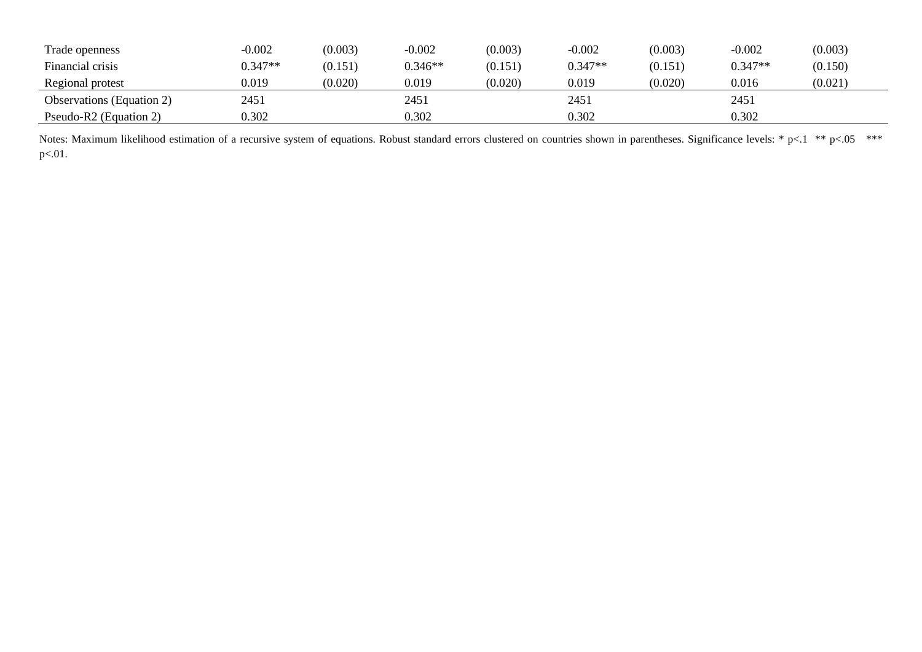| | | | | | | | | |
|---|---|---|---|---|---|---|---|---|
| Trade openness | -0.002 | (0.003) | -0.002 | (0.003) | -0.002 | (0.003) | -0.002 | (0.003) |
| Financial crisis | 0.347** | (0.151) | 0.346** | (0.151) | 0.347** | (0.151) | 0.347** | (0.150) |
| Regional protest | 0.019 | (0.020) | 0.019 | (0.020) | 0.019 | (0.020) | 0.016 | (0.021) |
| Observations (Equation 2) | 2451 | | 2451 | | 2451 | | 2451 | |
| Pseudo-R2 (Equation 2) | 0.302 | | 0.302 | | 0.302 | | 0.302 | |

Notes: Maximum likelihood estimation of a recursive system of equations. Robust standard errors clustered on countries shown in parentheses. Significance levels: * p<.1 ** p<.05 *** p<.01.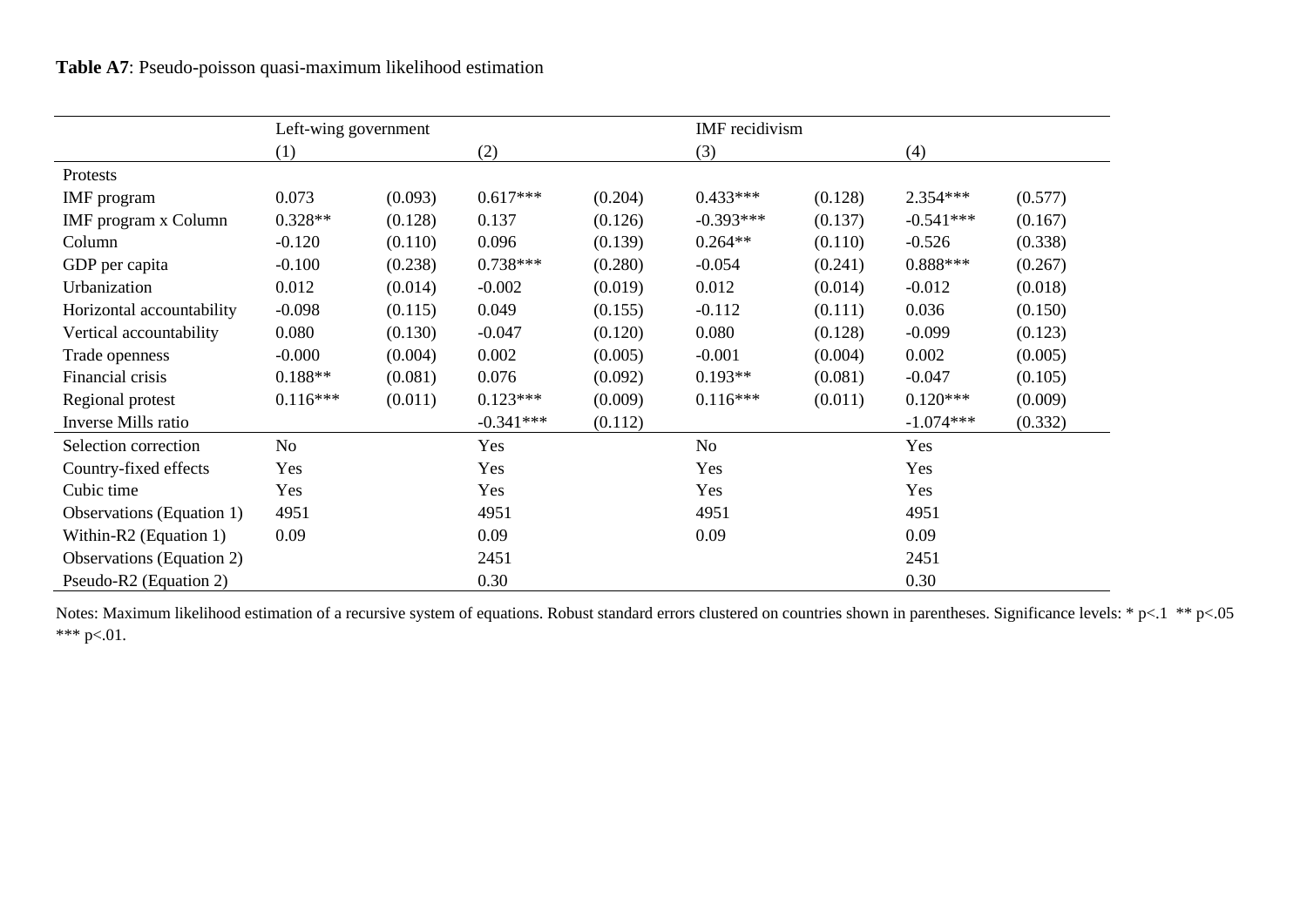**Table A7**: Pseudo-poisson quasi-maximum likelihood estimation

| | Left-wing government | | | | IMF recidivism | | | |
|---|---|---|---|---|---|---|---|---|
| | (1) | | (2) | | (3) | | (4) | |
| Protests | | | | | | | | |
| IMF program | 0.073 | (0.093) | 0.617*** | (0.204) | 0.433*** | (0.128) | 2.354*** | (0.577) |
| IMF program x Column | 0.328** | (0.128) | 0.137 | (0.126) | -0.393*** | (0.137) | -0.541*** | (0.167) |
| Column | -0.120 | (0.110) | 0.096 | (0.139) | 0.264** | (0.110) | -0.526 | (0.338) |
| GDP per capita | -0.100 | (0.238) | 0.738*** | (0.280) | -0.054 | (0.241) | 0.888*** | (0.267) |
| Urbanization | 0.012 | (0.014) | -0.002 | (0.019) | 0.012 | (0.014) | -0.012 | (0.018) |
| Horizontal accountability | -0.098 | (0.115) | 0.049 | (0.155) | -0.112 | (0.111) | 0.036 | (0.150) |
| Vertical accountability | 0.080 | (0.130) | -0.047 | (0.120) | 0.080 | (0.128) | -0.099 | (0.123) |
| Trade openness | -0.000 | (0.004) | 0.002 | (0.005) | -0.001 | (0.004) | 0.002 | (0.005) |
| Financial crisis | 0.188** | (0.081) | 0.076 | (0.092) | 0.193** | (0.081) | -0.047 | (0.105) |
| Regional protest | 0.116*** | (0.011) | 0.123*** | (0.009) | 0.116*** | (0.011) | 0.120*** | (0.009) |
| Inverse Mills ratio | | | -0.341*** | (0.112) | | | -1.074*** | (0.332) |
| Selection correction | No | | Yes | | No | | Yes | |
| Country-fixed effects | Yes | | Yes | | Yes | | Yes | |
| Cubic time | Yes | | Yes | | Yes | | Yes | |
| Observations (Equation 1) | 4951 | | 4951 | | 4951 | | 4951 | |
| Within-R2 (Equation 1) | 0.09 | | 0.09 | | 0.09 | | 0.09 | |
| Observations (Equation 2) | | | 2451 | | | | 2451 | |
| Pseudo-R2 (Equation 2) | | | 0.30 | | | | 0.30 | |

Notes: Maximum likelihood estimation of a recursive system of equations. Robust standard errors clustered on countries shown in parentheses. Significance levels: * p<.1 ** p<.05 *** p<.01.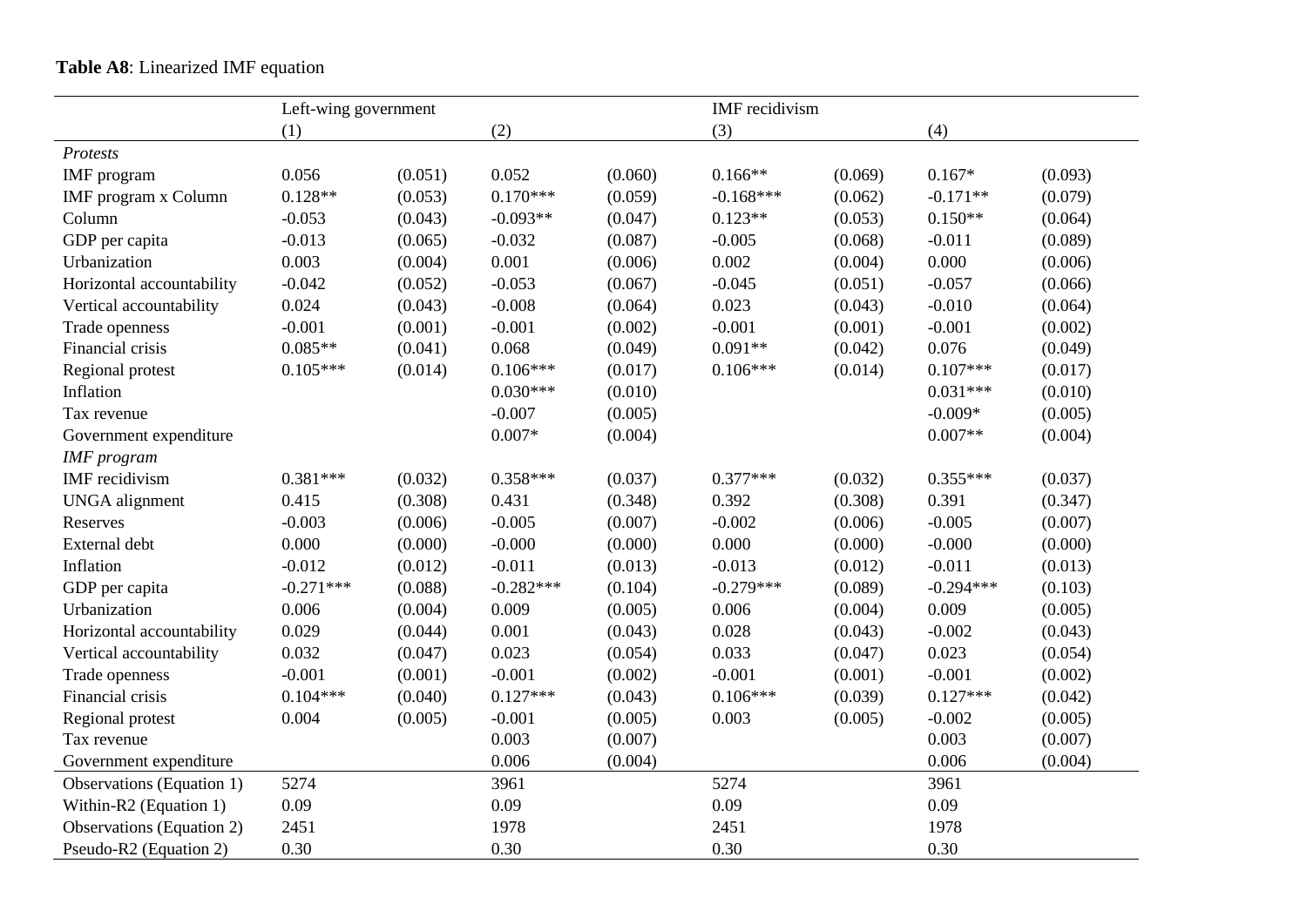**Table A8**: Linearized IMF equation

| | Left-wing government | | | | IMF recidivism | | | |
|---|---|---|---|---|---|---|---|---|
| | (1) | | (2) | | (3) | | (4) | |
| *Protests* | | | | | | | | |
| IMF program | 0.056 | (0.051) | 0.052 | (0.060) | 0.166** | (0.069) | 0.167* | (0.093) |
| IMF program x Column | 0.128** | (0.053) | 0.170*** | (0.059) | -0.168*** | (0.062) | -0.171** | (0.079) |
| Column | -0.053 | (0.043) | -0.093** | (0.047) | 0.123** | (0.053) | 0.150** | (0.064) |
| GDP per capita | -0.013 | (0.065) | -0.032 | (0.087) | -0.005 | (0.068) | -0.011 | (0.089) |
| Urbanization | 0.003 | (0.004) | 0.001 | (0.006) | 0.002 | (0.004) | 0.000 | (0.006) |
| Horizontal accountability | -0.042 | (0.052) | -0.053 | (0.067) | -0.045 | (0.051) | -0.057 | (0.066) |
| Vertical accountability | 0.024 | (0.043) | -0.008 | (0.064) | 0.023 | (0.043) | -0.010 | (0.064) |
| Trade openness | -0.001 | (0.001) | -0.001 | (0.002) | -0.001 | (0.001) | -0.001 | (0.002) |
| Financial crisis | 0.085** | (0.041) | 0.068 | (0.049) | 0.091** | (0.042) | 0.076 | (0.049) |
| Regional protest | 0.105*** | (0.014) | 0.106*** | (0.017) | 0.106*** | (0.014) | 0.107*** | (0.017) |
| Inflation | | | 0.030*** | (0.010) | | | 0.031*** | (0.010) |
| Tax revenue | | | -0.007 | (0.005) | | | -0.009* | (0.005) |
| Government expenditure | | | 0.007* | (0.004) | | | 0.007** | (0.004) |
| *IMF program* | | | | | | | | |
| IMF recidivism | 0.381*** | (0.032) | 0.358*** | (0.037) | 0.377*** | (0.032) | 0.355*** | (0.037) |
| UNGA alignment | 0.415 | (0.308) | 0.431 | (0.348) | 0.392 | (0.308) | 0.391 | (0.347) |
| Reserves | -0.003 | (0.006) | -0.005 | (0.007) | -0.002 | (0.006) | -0.005 | (0.007) |
| External debt | 0.000 | (0.000) | -0.000 | (0.000) | 0.000 | (0.000) | -0.000 | (0.000) |
| Inflation | -0.012 | (0.012) | -0.011 | (0.013) | -0.013 | (0.012) | -0.011 | (0.013) |
| GDP per capita | -0.271*** | (0.088) | -0.282*** | (0.104) | -0.279*** | (0.089) | -0.294*** | (0.103) |
| Urbanization | 0.006 | (0.004) | 0.009 | (0.005) | 0.006 | (0.004) | 0.009 | (0.005) |
| Horizontal accountability | 0.029 | (0.044) | 0.001 | (0.043) | 0.028 | (0.043) | -0.002 | (0.043) |
| Vertical accountability | 0.032 | (0.047) | 0.023 | (0.054) | 0.033 | (0.047) | 0.023 | (0.054) |
| Trade openness | -0.001 | (0.001) | -0.001 | (0.002) | -0.001 | (0.001) | -0.001 | (0.002) |
| Financial crisis | 0.104*** | (0.040) | 0.127*** | (0.043) | 0.106*** | (0.039) | 0.127*** | (0.042) |
| Regional protest | 0.004 | (0.005) | -0.001 | (0.005) | 0.003 | (0.005) | -0.002 | (0.005) |
| Tax revenue | | | 0.003 | (0.007) | | | 0.003 | (0.007) |
| Government expenditure | | | 0.006 | (0.004) | | | 0.006 | (0.004) |
| Observations (Equation 1) | 5274 | | 3961 | | 5274 | | 3961 | |
| Within-R2 (Equation 1) | 0.09 | | 0.09 | | 0.09 | | 0.09 | |
| Observations (Equation 2) | 2451 | | 1978 | | 2451 | | 1978 | |
| Pseudo-R2 (Equation 2) | 0.30 | | 0.30 | | 0.30 | | 0.30 | |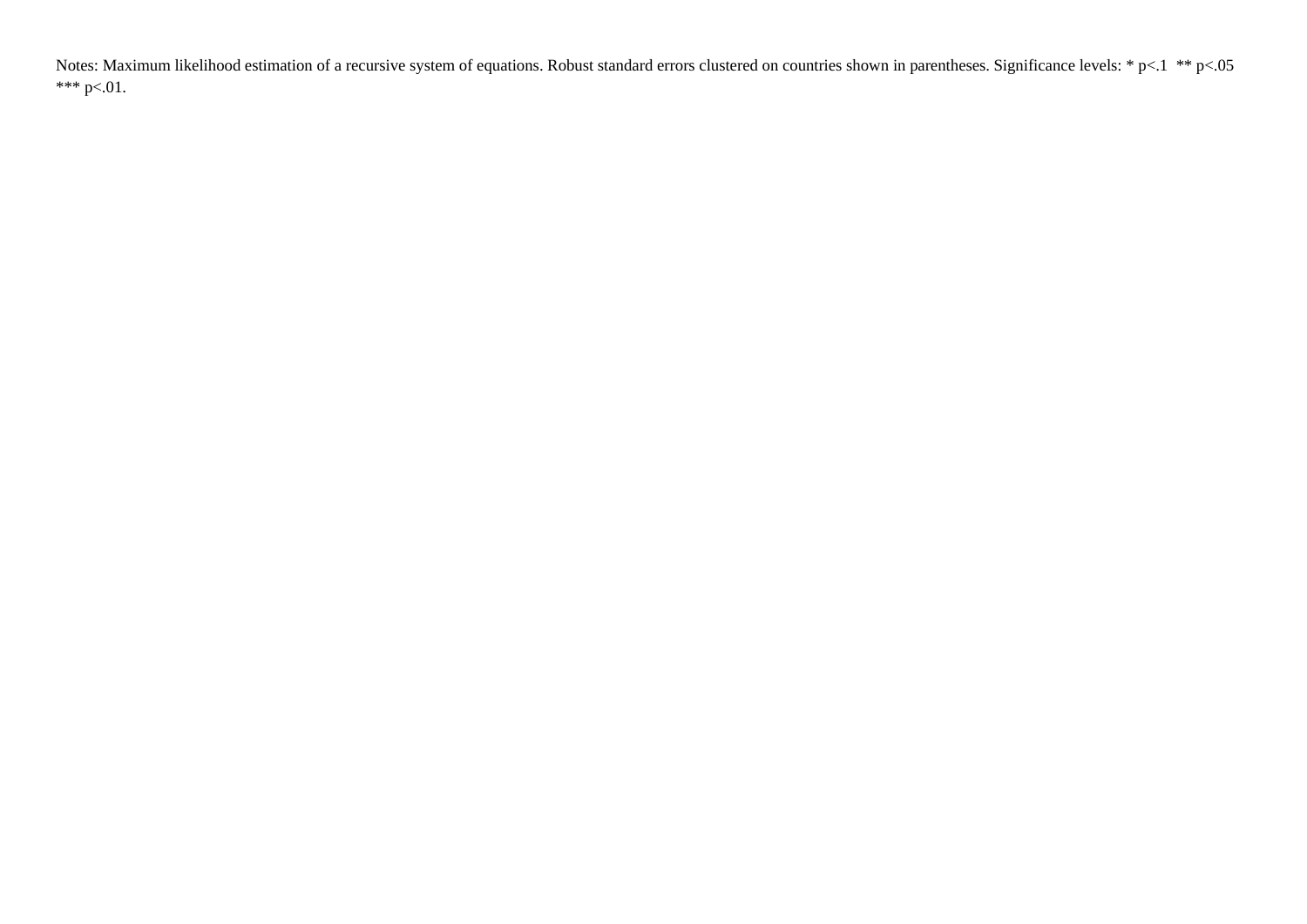Notes: Maximum likelihood estimation of a recursive system of equations. Robust standard errors clustered on countries shown in parentheses. Significance levels: * $p<.1$ ** $p<.05$ *** $p<.01$.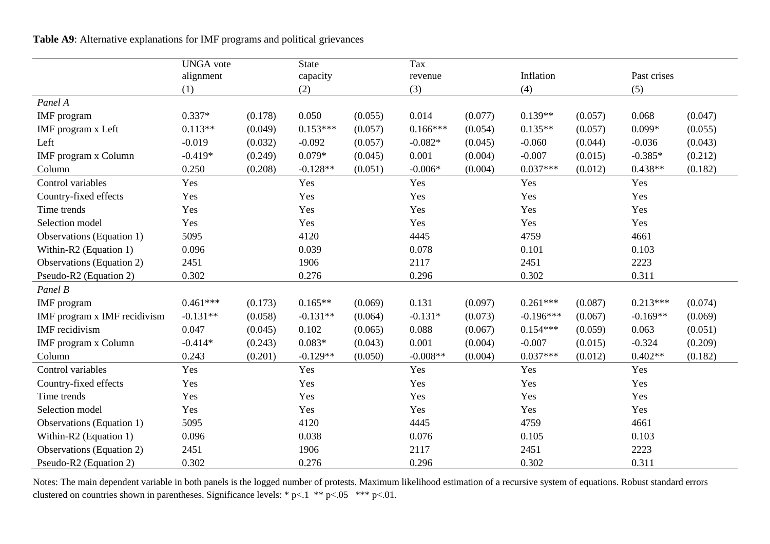**Table A9**: Alternative explanations for IMF programs and political grievances

| | UNGA vote alignment | | State capacity | | Tax revenue | | Inflation | | Past crises | |
|---|---|---|---|---|---|---|---|---|---|---|
| | (1) | | (2) | | (3) | | (4) | | (5) | |
| *Panel A* | | | | | | | | | | |
| IMF program | 0.337* | (0.178) | 0.050 | (0.055) | 0.014 | (0.077) | 0.139** | (0.057) | 0.068 | (0.047) |
| IMF program x Left | 0.113** | (0.049) | 0.153*** | (0.057) | 0.166*** | (0.054) | 0.135** | (0.057) | 0.099* | (0.055) |
| Left | -0.019 | (0.032) | -0.092 | (0.057) | -0.082* | (0.045) | -0.060 | (0.044) | -0.036 | (0.043) |
| IMF program x Column | -0.419* | (0.249) | 0.079* | (0.045) | 0.001 | (0.004) | -0.007 | (0.015) | -0.385* | (0.212) |
| Column | 0.250 | (0.208) | -0.128** | (0.051) | -0.006* | (0.004) | 0.037*** | (0.012) | 0.438** | (0.182) |
| Control variables | Yes | | Yes | | Yes | | Yes | | Yes | |
| Country-fixed effects | Yes | | Yes | | Yes | | Yes | | Yes | |
| Time trends | Yes | | Yes | | Yes | | Yes | | Yes | |
| Selection model | Yes | | Yes | | Yes | | Yes | | Yes | |
| Observations (Equation 1) | 5095 | | 4120 | | 4445 | | 4759 | | 4661 | |
| Within-R2 (Equation 1) | 0.096 | | 0.039 | | 0.078 | | 0.101 | | 0.103 | |
| Observations (Equation 2) | 2451 | | 1906 | | 2117 | | 2451 | | 2223 | |
| Pseudo-R2 (Equation 2) | 0.302 | | 0.276 | | 0.296 | | 0.302 | | 0.311 | |
| *Panel B* | | | | | | | | | | |
| IMF program | 0.461*** | (0.173) | 0.165** | (0.069) | 0.131 | (0.097) | 0.261*** | (0.087) | 0.213*** | (0.074) |
| IMF program x IMF recidivism | -0.131** | (0.058) | -0.131** | (0.064) | -0.131* | (0.073) | -0.196*** | (0.067) | -0.169** | (0.069) |
| IMF recidivism | 0.047 | (0.045) | 0.102 | (0.065) | 0.088 | (0.067) | 0.154*** | (0.059) | 0.063 | (0.051) |
| IMF program x Column | -0.414* | (0.243) | 0.083* | (0.043) | 0.001 | (0.004) | -0.007 | (0.015) | -0.324 | (0.209) |
| Column | 0.243 | (0.201) | -0.129** | (0.050) | -0.008** | (0.004) | 0.037*** | (0.012) | 0.402** | (0.182) |
| Control variables | Yes | | Yes | | Yes | | Yes | | Yes | |
| Country-fixed effects | Yes | | Yes | | Yes | | Yes | | Yes | |
| Time trends | Yes | | Yes | | Yes | | Yes | | Yes | |
| Selection model | Yes | | Yes | | Yes | | Yes | | Yes | |
| Observations (Equation 1) | 5095 | | 4120 | | 4445 | | 4759 | | 4661 | |
| Within-R2 (Equation 1) | 0.096 | | 0.038 | | 0.076 | | 0.105 | | 0.103 | |
| Observations (Equation 2) | 2451 | | 1906 | | 2117 | | 2451 | | 2223 | |
| Pseudo-R2 (Equation 2) | 0.302 | | 0.276 | | 0.296 | | 0.302 | | 0.311 | |

Notes: The main dependent variable in both panels is the logged number of protests. Maximum likelihood estimation of a recursive system of equations. Robust standard errors clustered on countries shown in parentheses. Significance levels: * p<.1 ** p<.05 *** p<.01.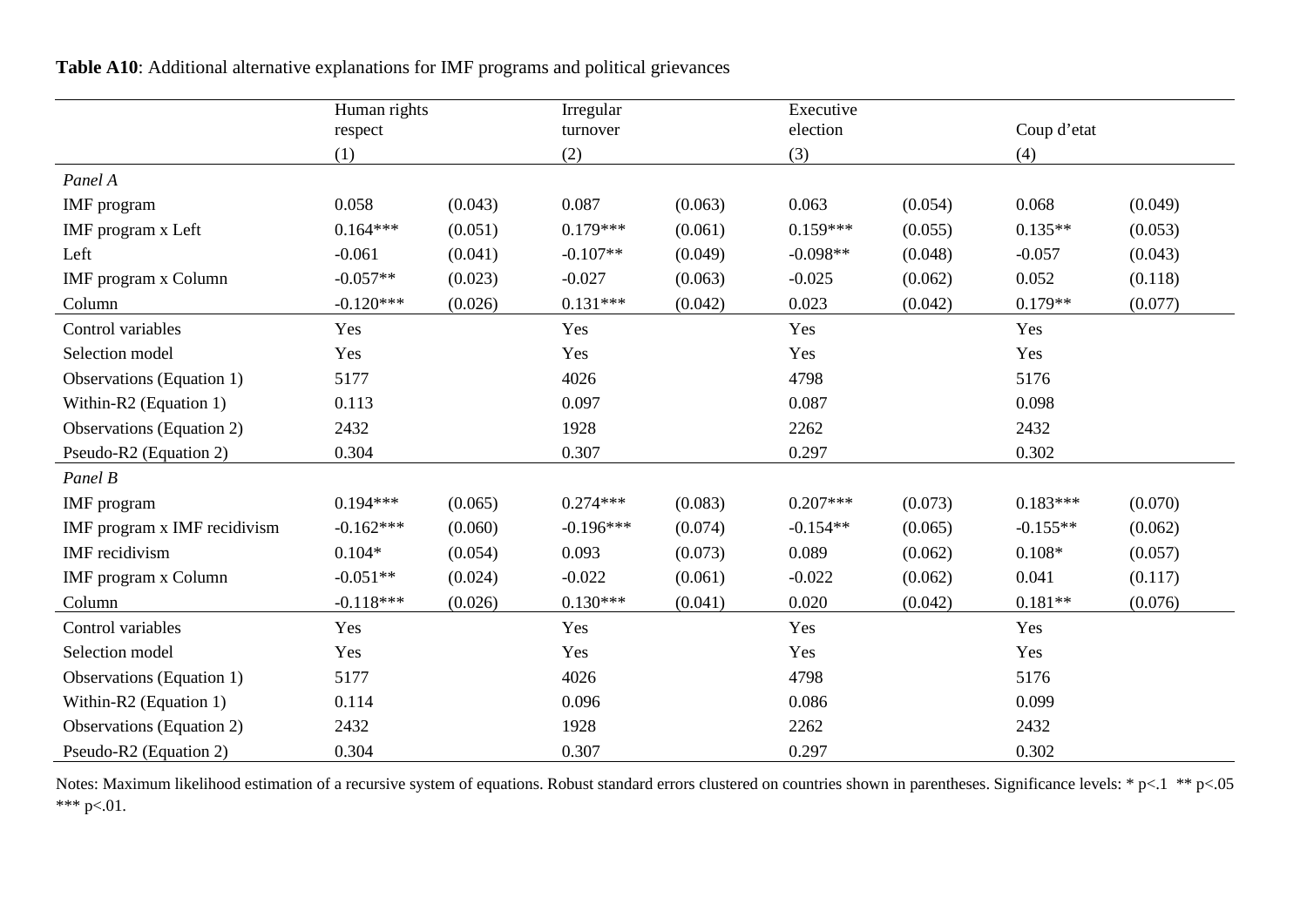**Table A10**: Additional alternative explanations for IMF programs and political grievances

| | Human rights respect | | Irregular turnover | | Executive election | | Coup d'etat | |
|---|---|---|---|---|---|---|---|---|
| | (1) | | (2) | | (3) | | (4) | |
| *Panel A* | | | | | | | | |
| IMF program | 0.058 | (0.043) | 0.087 | (0.063) | 0.063 | (0.054) | 0.068 | (0.049) |
| IMF program x Left | 0.164*** | (0.051) | 0.179*** | (0.061) | 0.159*** | (0.055) | 0.135** | (0.053) |
| Left | -0.061 | (0.041) | -0.107** | (0.049) | -0.098** | (0.048) | -0.057 | (0.043) |
| IMF program x Column | -0.057** | (0.023) | -0.027 | (0.063) | -0.025 | (0.062) | 0.052 | (0.118) |
| Column | -0.120*** | (0.026) | 0.131*** | (0.042) | 0.023 | (0.042) | 0.179** | (0.077) |
| Control variables | Yes | | Yes | | Yes | | Yes | |
| Selection model | Yes | | Yes | | Yes | | Yes | |
| Observations (Equation 1) | 5177 | | 4026 | | 4798 | | 5176 | |
| Within-R2 (Equation 1) | 0.113 | | 0.097 | | 0.087 | | 0.098 | |
| Observations (Equation 2) | 2432 | | 1928 | | 2262 | | 2432 | |
| Pseudo-R2 (Equation 2) | 0.304 | | 0.307 | | 0.297 | | 0.302 | |
| *Panel B* | | | | | | | | |
| IMF program | 0.194*** | (0.065) | 0.274*** | (0.083) | 0.207*** | (0.073) | 0.183*** | (0.070) |
| IMF program x IMF recidivism | -0.162*** | (0.060) | -0.196*** | (0.074) | -0.154** | (0.065) | -0.155** | (0.062) |
| IMF recidivism | 0.104* | (0.054) | 0.093 | (0.073) | 0.089 | (0.062) | 0.108* | (0.057) |
| IMF program x Column | -0.051** | (0.024) | -0.022 | (0.061) | -0.022 | (0.062) | 0.041 | (0.117) |
| Column | -0.118*** | (0.026) | 0.130*** | (0.041) | 0.020 | (0.042) | 0.181** | (0.076) |
| Control variables | Yes | | Yes | | Yes | | Yes | |
| Selection model | Yes | | Yes | | Yes | | Yes | |
| Observations (Equation 1) | 5177 | | 4026 | | 4798 | | 5176 | |
| Within-R2 (Equation 1) | 0.114 | | 0.096 | | 0.086 | | 0.099 | |
| Observations (Equation 2) | 2432 | | 1928 | | 2262 | | 2432 | |
| Pseudo-R2 (Equation 2) | 0.304 | | 0.307 | | 0.297 | | 0.302 | |

Notes: Maximum likelihood estimation of a recursive system of equations. Robust standard errors clustered on countries shown in parentheses. Significance levels: * p<.1 ** p<.05 *** p<.01.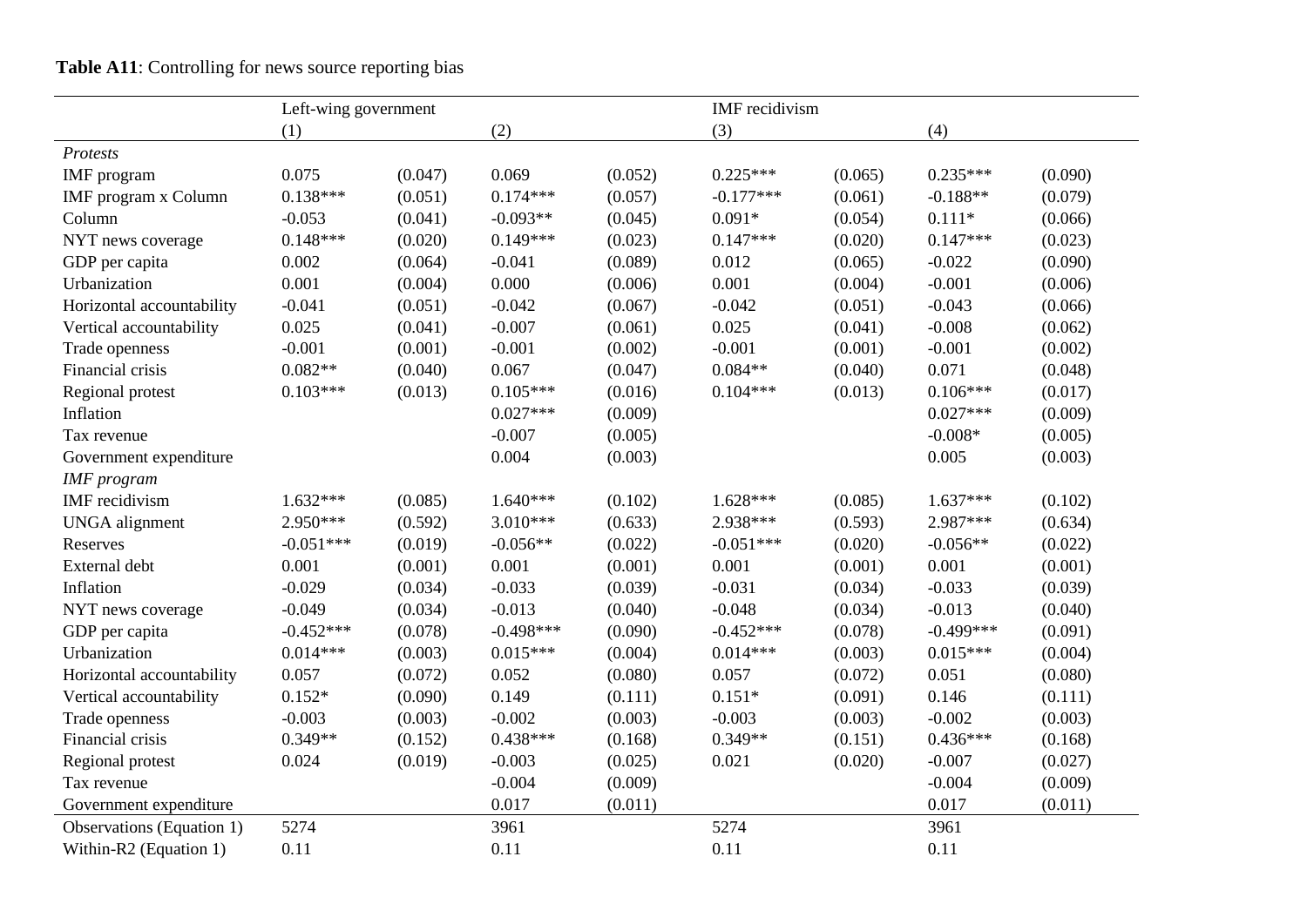**Table A11**: Controlling for news source reporting bias

| | Left-wing government | | | | IMF recidivism | | | |
|---|---|---|---|---|---|---|---|---|
| | (1) | | (2) | | (3) | | (4) | |
| *Protests* | | | | | | | | |
| IMF program | 0.075 | (0.047) | 0.069 | (0.052) | 0.225*** | (0.065) | 0.235*** | (0.090) |
| IMF program x Column | 0.138*** | (0.051) | 0.174*** | (0.057) | -0.177*** | (0.061) | -0.188** | (0.079) |
| Column | -0.053 | (0.041) | -0.093** | (0.045) | 0.091* | (0.054) | 0.111* | (0.066) |
| NYT news coverage | 0.148*** | (0.020) | 0.149*** | (0.023) | 0.147*** | (0.020) | 0.147*** | (0.023) |
| GDP per capita | 0.002 | (0.064) | -0.041 | (0.089) | 0.012 | (0.065) | -0.022 | (0.090) |
| Urbanization | 0.001 | (0.004) | 0.000 | (0.006) | 0.001 | (0.004) | -0.001 | (0.006) |
| Horizontal accountability | -0.041 | (0.051) | -0.042 | (0.067) | -0.042 | (0.051) | -0.043 | (0.066) |
| Vertical accountability | 0.025 | (0.041) | -0.007 | (0.061) | 0.025 | (0.041) | -0.008 | (0.062) |
| Trade openness | -0.001 | (0.001) | -0.001 | (0.002) | -0.001 | (0.001) | -0.001 | (0.002) |
| Financial crisis | 0.082** | (0.040) | 0.067 | (0.047) | 0.084** | (0.040) | 0.071 | (0.048) |
| Regional protest | 0.103*** | (0.013) | 0.105*** | (0.016) | 0.104*** | (0.013) | 0.106*** | (0.017) |
| Inflation | | | 0.027*** | (0.009) | | | 0.027*** | (0.009) |
| Tax revenue | | | -0.007 | (0.005) | | | -0.008* | (0.005) |
| Government expenditure | | | 0.004 | (0.003) | | | 0.005 | (0.003) |
| *IMF program* | | | | | | | | |
| IMF recidivism | 1.632*** | (0.085) | 1.640*** | (0.102) | 1.628*** | (0.085) | 1.637*** | (0.102) |
| UNGA alignment | 2.950*** | (0.592) | 3.010*** | (0.633) | 2.938*** | (0.593) | 2.987*** | (0.634) |
| Reserves | -0.051*** | (0.019) | -0.056** | (0.022) | -0.051*** | (0.020) | -0.056** | (0.022) |
| External debt | 0.001 | (0.001) | 0.001 | (0.001) | 0.001 | (0.001) | 0.001 | (0.001) |
| Inflation | -0.029 | (0.034) | -0.033 | (0.039) | -0.031 | (0.034) | -0.033 | (0.039) |
| NYT news coverage | -0.049 | (0.034) | -0.013 | (0.040) | -0.048 | (0.034) | -0.013 | (0.040) |
| GDP per capita | -0.452*** | (0.078) | -0.498*** | (0.090) | -0.452*** | (0.078) | -0.499*** | (0.091) |
| Urbanization | 0.014*** | (0.003) | 0.015*** | (0.004) | 0.014*** | (0.003) | 0.015*** | (0.004) |
| Horizontal accountability | 0.057 | (0.072) | 0.052 | (0.080) | 0.057 | (0.072) | 0.051 | (0.080) |
| Vertical accountability | 0.152* | (0.090) | 0.149 | (0.111) | 0.151* | (0.091) | 0.146 | (0.111) |
| Trade openness | -0.003 | (0.003) | -0.002 | (0.003) | -0.003 | (0.003) | -0.002 | (0.003) |
| Financial crisis | 0.349** | (0.152) | 0.438*** | (0.168) | 0.349** | (0.151) | 0.436*** | (0.168) |
| Regional protest | 0.024 | (0.019) | -0.003 | (0.025) | 0.021 | (0.020) | -0.007 | (0.027) |
| Tax revenue | | | -0.004 | (0.009) | | | -0.004 | (0.009) |
| Government expenditure | | | 0.017 | (0.011) | | | 0.017 | (0.011) |
| Observations (Equation 1) | 5274 | | 3961 | | 5274 | | 3961 | |
| Within-R2 (Equation 1) | 0.11 | | 0.11 | | 0.11 | | 0.11 | |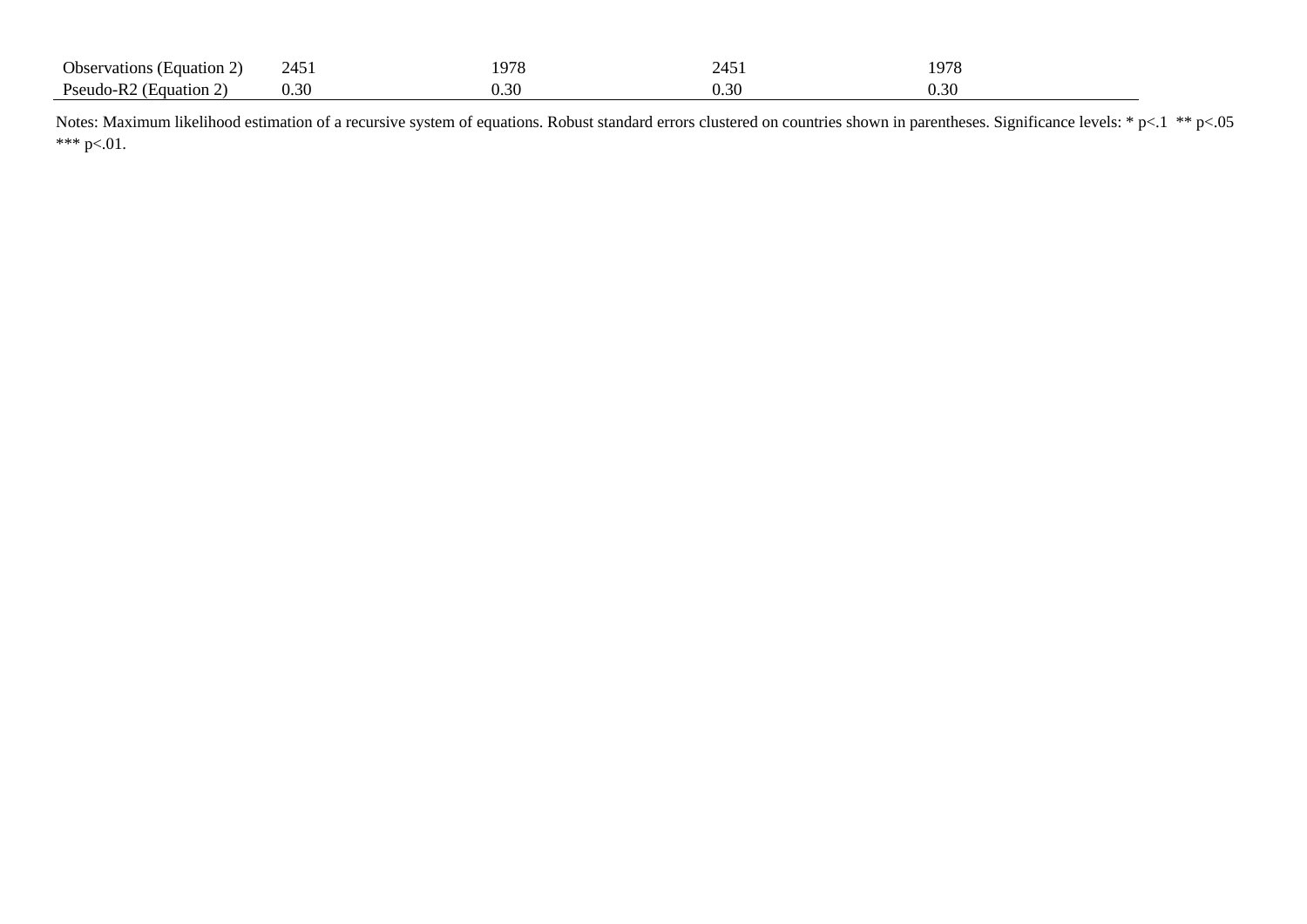| | | | | |
|---|---|---|---|---|
| Observations (Equation 2) | 2451 | 1978 | 2451 | 1978 |
| Pseudo-R2 (Equation 2) | 0.30 | 0.30 | 0.30 | 0.30 |

Notes: Maximum likelihood estimation of a recursive system of equations. Robust standard errors clustered on countries shown in parentheses. Significance levels: * p<.1 ** p<.05 *** p<.01.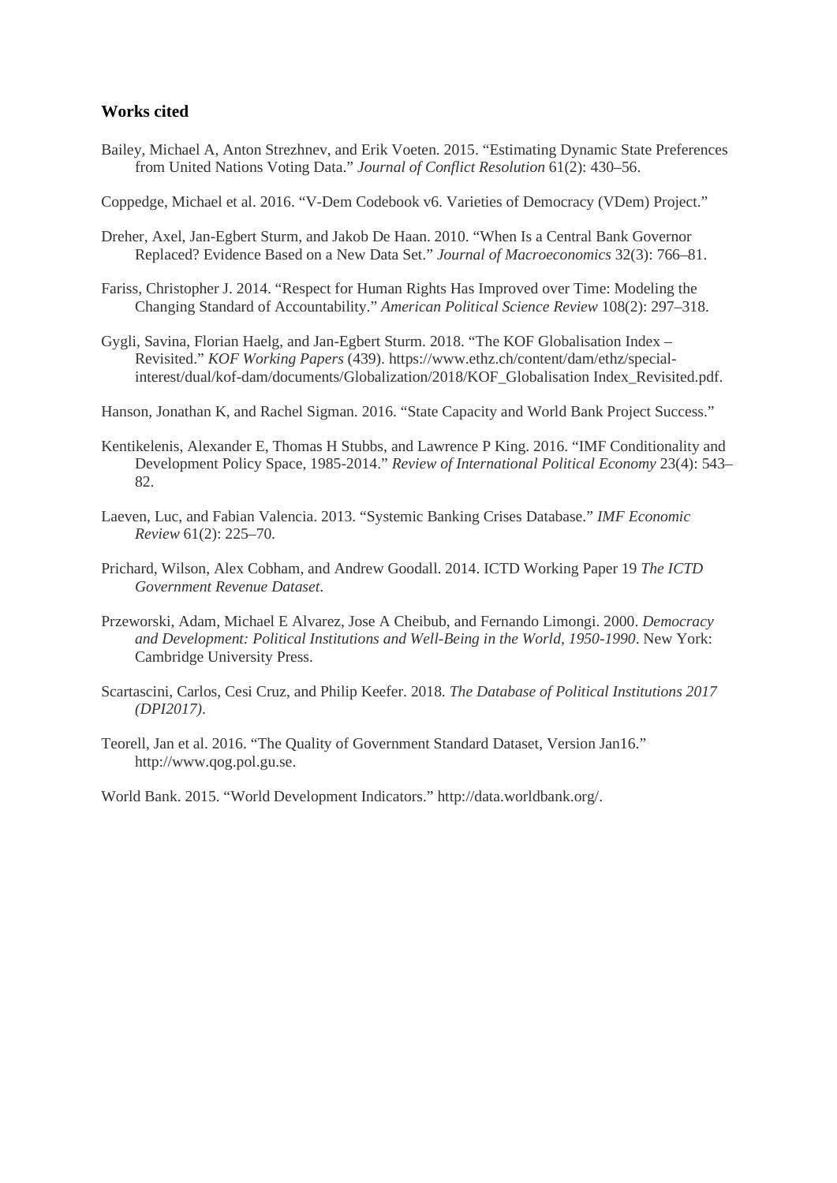**Works cited**

Bailey, Michael A, Anton Strezhnev, and Erik Voeten. 2015. "Estimating Dynamic State Preferences from United Nations Voting Data." *Journal of Conflict Resolution* 61(2): 430–56.

Coppedge, Michael et al. 2016. "V-Dem Codebook v6. Varieties of Democracy (VDem) Project."

Dreher, Axel, Jan-Egbert Sturm, and Jakob De Haan. 2010. "When Is a Central Bank Governor Replaced? Evidence Based on a New Data Set." *Journal of Macroeconomics* 32(3): 766–81.

Fariss, Christopher J. 2014. "Respect for Human Rights Has Improved over Time: Modeling the Changing Standard of Accountability." *American Political Science Review* 108(2): 297–318.

Gygli, Savina, Florian Haelg, and Jan-Egbert Sturm. 2018. "The KOF Globalisation Index – Revisited." *KOF Working Papers* (439). https://www.ethz.ch/content/dam/ethz/special-interest/dual/kof-dam/documents/Globalization/2018/KOF_Globalisation Index_Revisited.pdf.

Hanson, Jonathan K, and Rachel Sigman. 2016. "State Capacity and World Bank Project Success."

Kentikelenis, Alexander E, Thomas H Stubbs, and Lawrence P King. 2016. "IMF Conditionality and Development Policy Space, 1985-2014." *Review of International Political Economy* 23(4): 543–82.

Laeven, Luc, and Fabian Valencia. 2013. "Systemic Banking Crises Database." *IMF Economic Review* 61(2): 225–70.

Prichard, Wilson, Alex Cobham, and Andrew Goodall. 2014. ICTD Working Paper 19 *The ICTD Government Revenue Dataset*.

Przeworski, Adam, Michael E Alvarez, Jose A Cheibub, and Fernando Limongi. 2000. *Democracy and Development: Political Institutions and Well-Being in the World, 1950-1990*. New York: Cambridge University Press.

Scartascini, Carlos, Cesi Cruz, and Philip Keefer. 2018. *The Database of Political Institutions 2017 (DPI2017)*.

Teorell, Jan et al. 2016. "The Quality of Government Standard Dataset, Version Jan16." http://www.qog.pol.gu.se.

World Bank. 2015. "World Development Indicators." http://data.worldbank.org/.